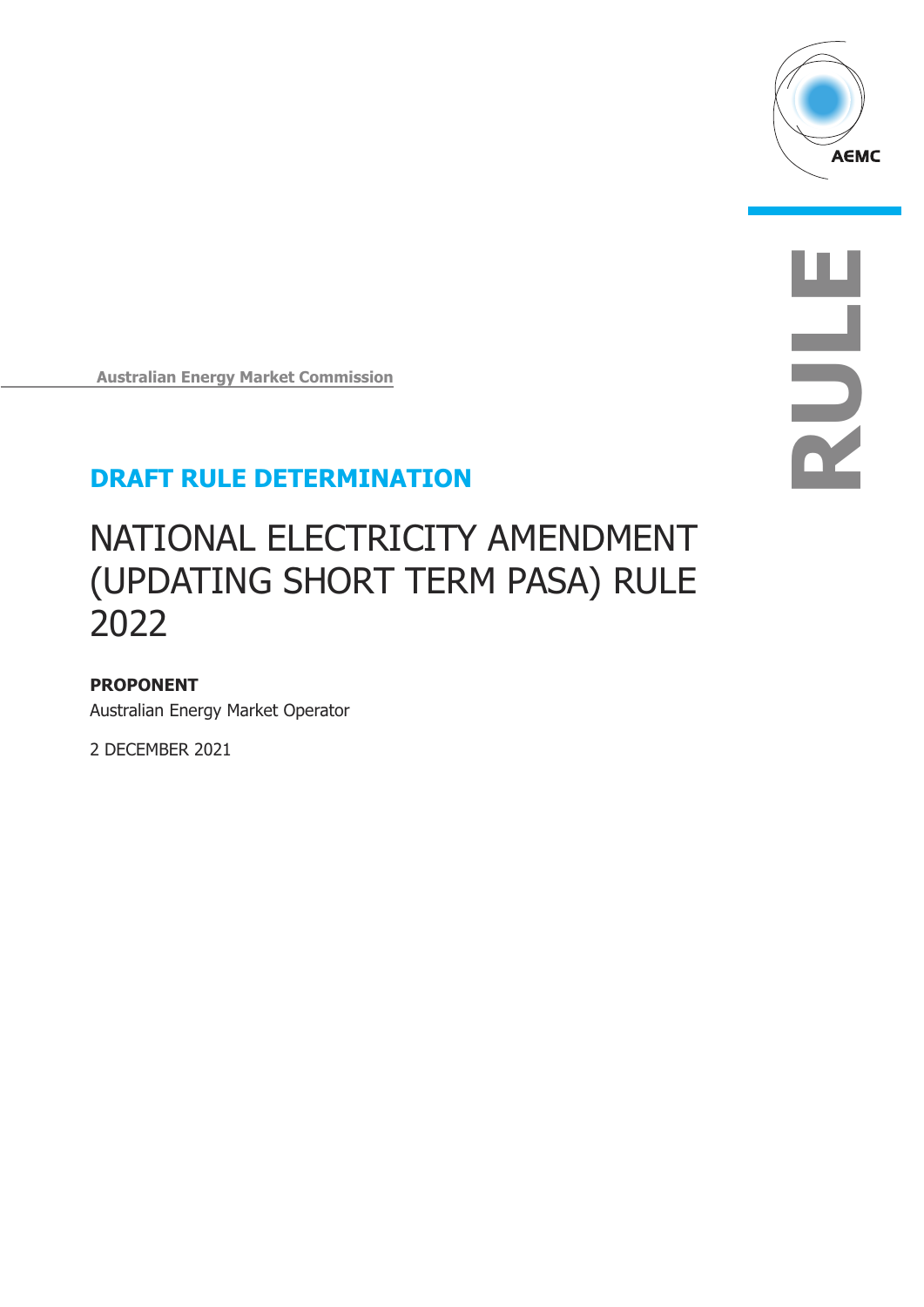Australian Energy Market Commission

# DRAFT RULE DETERMINATION

# NATIONAL ELECTRICITY AMENDMENT (UPDATING SHORT TERM PASA) RULE 2022

**PROPONENT**

Australian Energy Market Operator

2 DECEMBER 2021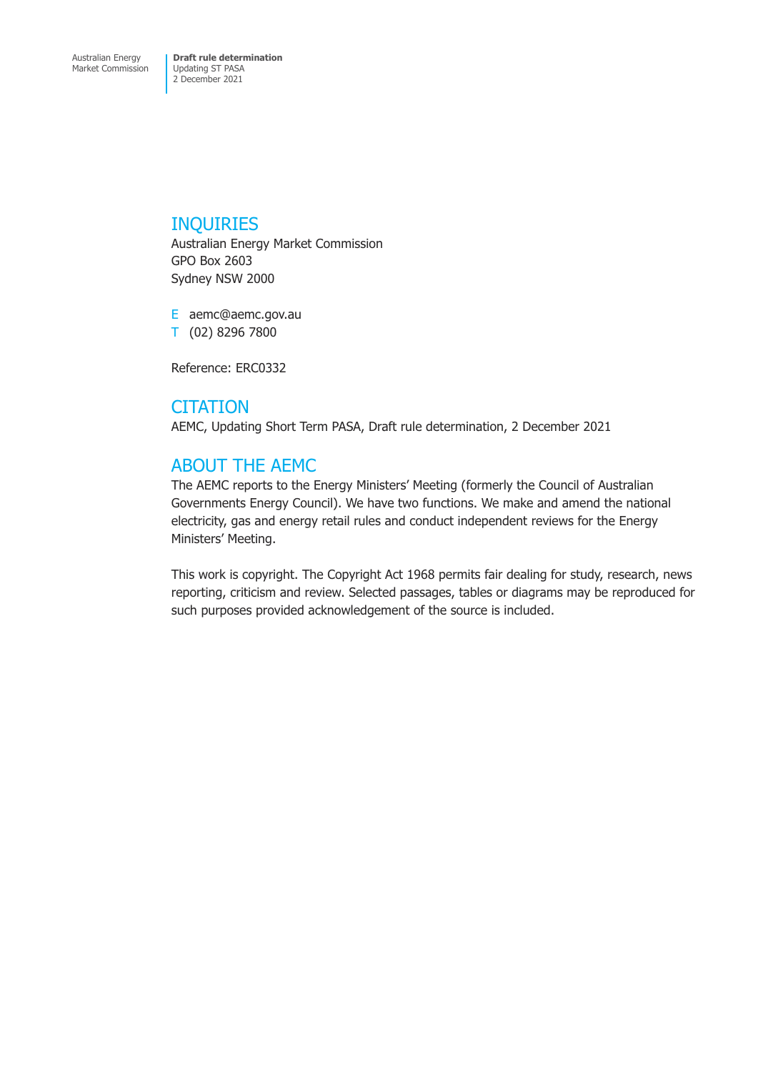## INQUIRIES

Australian Energy Market Commission
GPO Box 2603
Sydney NSW 2000

E aemc@aemc.gov.au
T (02) 8296 7800

Reference: ERC0332

## CITATION

AEMC, Updating Short Term PASA, Draft rule determination, 2 December 2021

## ABOUT THE AEMC

The AEMC reports to the Energy Ministers' Meeting (formerly the Council of Australian Governments Energy Council). We have two functions. We make and amend the national electricity, gas and energy retail rules and conduct independent reviews for the Energy Ministers' Meeting.

This work is copyright. The Copyright Act 1968 permits fair dealing for study, research, news reporting, criticism and review. Selected passages, tables or diagrams may be reproduced for such purposes provided acknowledgement of the source is included.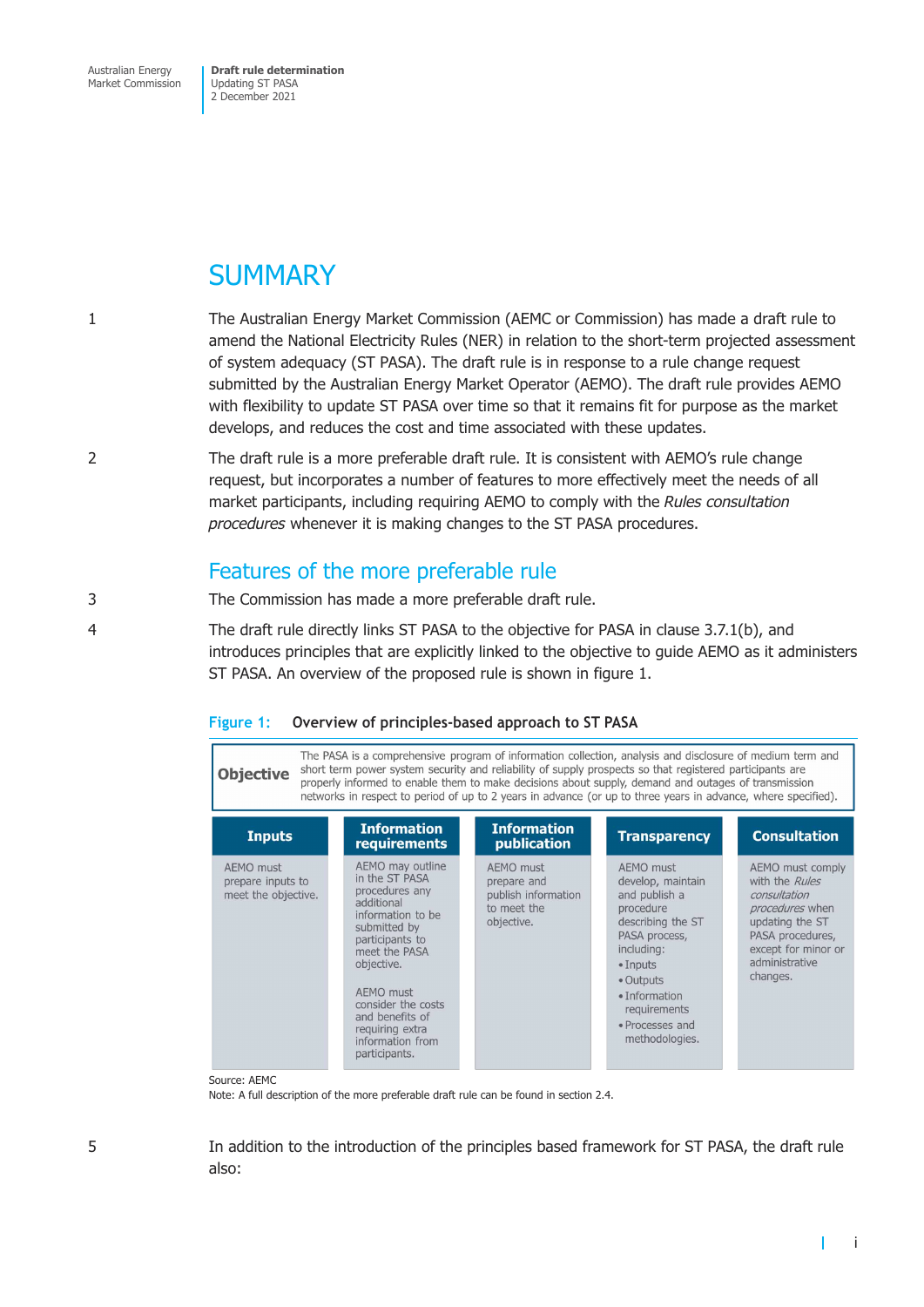# SUMMARY

1 The Australian Energy Market Commission (AEMC or Commission) has made a draft rule to amend the National Electricity Rules (NER) in relation to the short-term projected assessment of system adequacy (ST PASA). The draft rule is in response to a rule change request submitted by the Australian Energy Market Operator (AEMO). The draft rule provides AEMO with flexibility to update ST PASA over time so that it remains fit for purpose as the market develops, and reduces the cost and time associated with these updates.

2 The draft rule is a more preferable draft rule. It is consistent with AEMO's rule change request, but incorporates a number of features to more effectively meet the needs of all market participants, including requiring AEMO to comply with the *Rules consultation procedures* whenever it is making changes to the ST PASA procedures.

## Features of the more preferable rule

3 The Commission has made a more preferable draft rule.

4 The draft rule directly links ST PASA to the objective for PASA in clause 3.7.1(b), and introduces principles that are explicitly linked to the objective to guide AEMO as it administers ST PASA. An overview of the proposed rule is shown in figure 1.

**Figure 1: Overview of principles-based approach to ST PASA**

**Objective**: The PASA is a comprehensive program of information collection, analysis and disclosure of medium term and short term power system security and reliability of supply prospects so that registered participants are properly informed to enable them to make decisions about supply, demand and outages of transmission networks in respect to period of up to 2 years in advance (or up to three years in advance, where specified).

| Inputs | Information requirements | Information publication | Transparency | Consultation |
|---|---|---|---|---|
| AEMO must prepare inputs to meet the objective. | AEMO may outline in the ST PASA procedures any additional information to be submitted by participants to meet the PASA objective.<br><br>AEMO must consider the costs and benefits of requiring extra information from participants. | AEMO must prepare and publish information to meet the objective. | AEMO must develop, maintain and publish a procedure describing the ST PASA process, including:<br>• Inputs<br>• Outputs<br>• Information requirements<br>• Processes and methodologies. | AEMO must comply with the *Rules consultation procedures* when updating the ST PASA procedures, except for minor or administrative changes. |

Source: AEMC
Note: A full description of the more preferable draft rule can be found in section 2.4.

5 In addition to the introduction of the principles based framework for ST PASA, the draft rule also: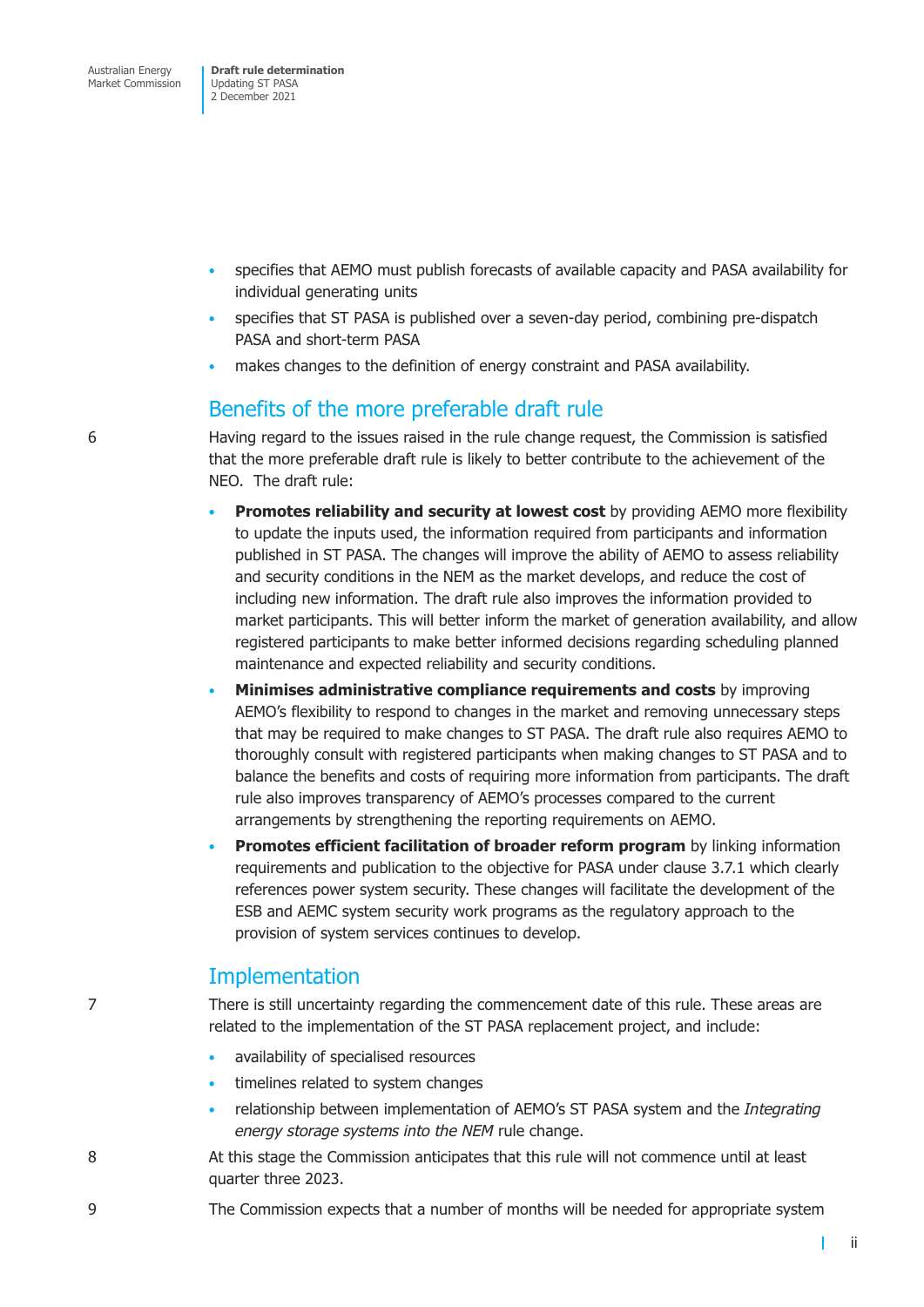- specifies that AEMO must publish forecasts of available capacity and PASA availability for individual generating units
- specifies that ST PASA is published over a seven-day period, combining pre-dispatch PASA and short-term PASA
- makes changes to the definition of energy constraint and PASA availability.

## Benefits of the more preferable draft rule

6 Having regard to the issues raised in the rule change request, the Commission is satisfied that the more preferable draft rule is likely to better contribute to the achievement of the NEO. The draft rule:

- **Promotes reliability and security at lowest cost** by providing AEMO more flexibility to update the inputs used, the information required from participants and information published in ST PASA. The changes will improve the ability of AEMO to assess reliability and security conditions in the NEM as the market develops, and reduce the cost of including new information. The draft rule also improves the information provided to market participants. This will better inform the market of generation availability, and allow registered participants to make better informed decisions regarding scheduling planned maintenance and expected reliability and security conditions.
- **Minimises administrative compliance requirements and costs** by improving AEMO's flexibility to respond to changes in the market and removing unnecessary steps that may be required to make changes to ST PASA. The draft rule also requires AEMO to thoroughly consult with registered participants when making changes to ST PASA and to balance the benefits and costs of requiring more information from participants. The draft rule also improves transparency of AEMO's processes compared to the current arrangements by strengthening the reporting requirements on AEMO.
- **Promotes efficient facilitation of broader reform program** by linking information requirements and publication to the objective for PASA under clause 3.7.1 which clearly references power system security. These changes will facilitate the development of the ESB and AEMC system security work programs as the regulatory approach to the provision of system services continues to develop.

## Implementation

7 There is still uncertainty regarding the commencement date of this rule. These areas are related to the implementation of the ST PASA replacement project, and include:

- availability of specialised resources
- timelines related to system changes
- relationship between implementation of AEMO's ST PASA system and the *Integrating energy storage systems into the NEM* rule change.

8 At this stage the Commission anticipates that this rule will not commence until at least quarter three 2023.

9 The Commission expects that a number of months will be needed for appropriate system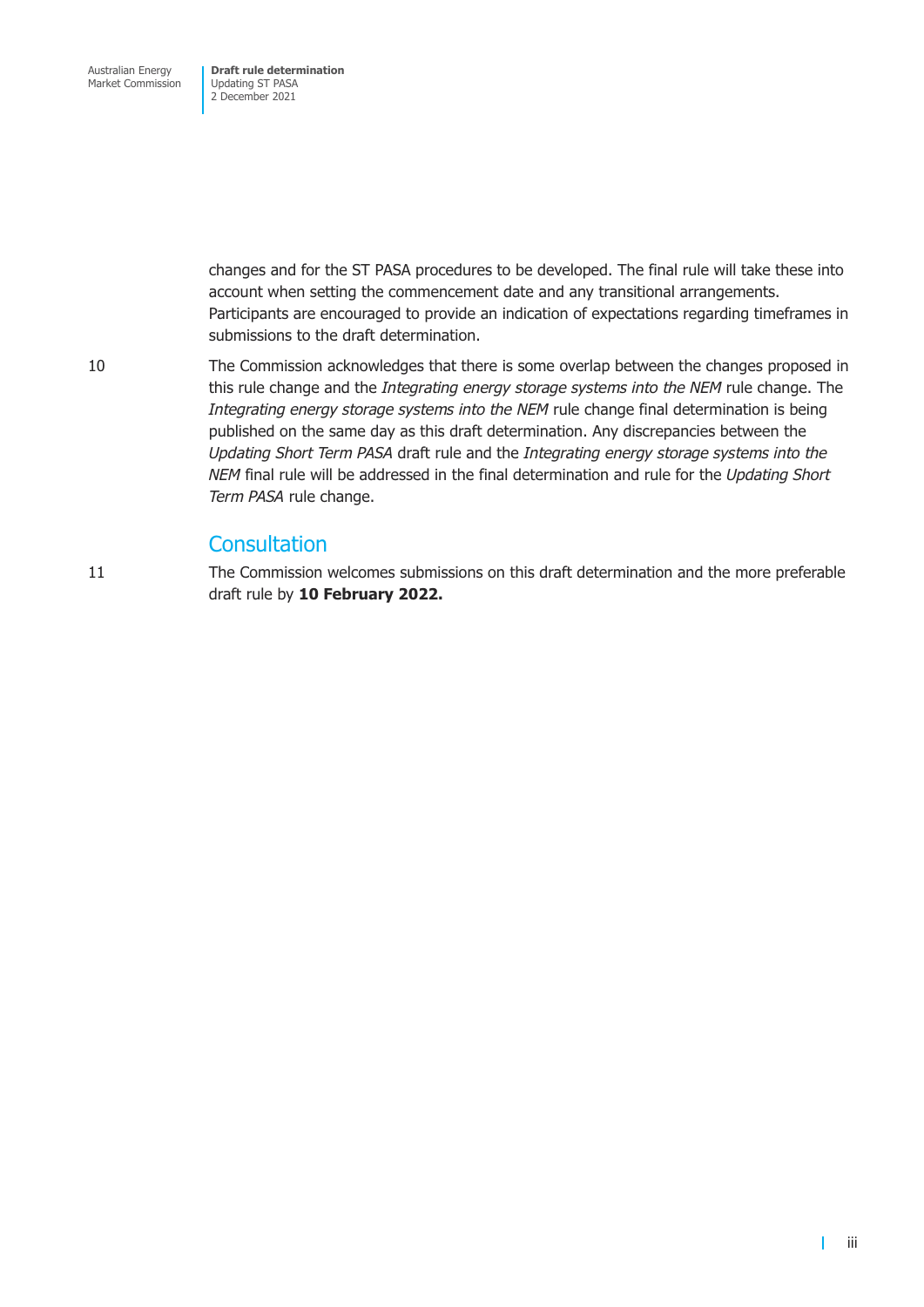changes and for the ST PASA procedures to be developed. The final rule will take these into account when setting the commencement date and any transitional arrangements. Participants are encouraged to provide an indication of expectations regarding timeframes in submissions to the draft determination.

10 The Commission acknowledges that there is some overlap between the changes proposed in this rule change and the *Integrating energy storage systems into the NEM* rule change. The *Integrating energy storage systems into the NEM* rule change final determination is being published on the same day as this draft determination. Any discrepancies between the *Updating Short Term PASA* draft rule and the *Integrating energy storage systems into the NEM* final rule will be addressed in the final determination and rule for the *Updating Short Term PASA* rule change.

## Consultation

11 The Commission welcomes submissions on this draft determination and the more preferable draft rule by **10 February 2022.**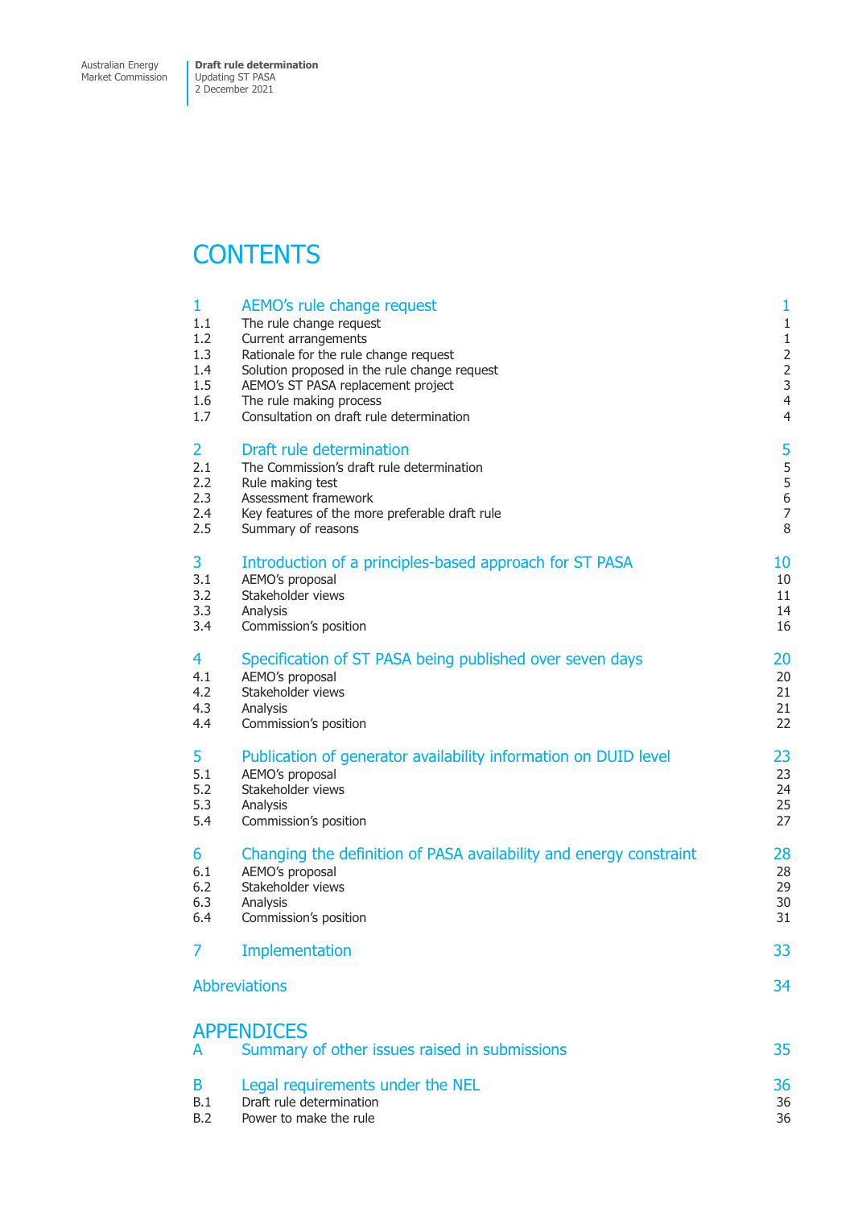# CONTENTS

| | | |
|---|---|---|
| **1** | **AEMO's rule change request** | **1** |
| 1.1 | The rule change request | 1 |
| 1.2 | Current arrangements | 1 |
| 1.3 | Rationale for the rule change request | 2 |
| 1.4 | Solution proposed in the rule change request | 2 |
| 1.5 | AEMO's ST PASA replacement project | 3 |
| 1.6 | The rule making process | 4 |
| 1.7 | Consultation on draft rule determination | 4 |
| **2** | **Draft rule determination** | **5** |
| 2.1 | The Commission's draft rule determination | 5 |
| 2.2 | Rule making test | 5 |
| 2.3 | Assessment framework | 6 |
| 2.4 | Key features of the more preferable draft rule | 7 |
| 2.5 | Summary of reasons | 8 |
| **3** | **Introduction of a principles-based approach for ST PASA** | **10** |
| 3.1 | AEMO's proposal | 10 |
| 3.2 | Stakeholder views | 11 |
| 3.3 | Analysis | 14 |
| 3.4 | Commission's position | 16 |
| **4** | **Specification of ST PASA being published over seven days** | **20** |
| 4.1 | AEMO's proposal | 20 |
| 4.2 | Stakeholder views | 21 |
| 4.3 | Analysis | 21 |
| 4.4 | Commission's position | 22 |
| **5** | **Publication of generator availability information on DUID level** | **23** |
| 5.1 | AEMO's proposal | 23 |
| 5.2 | Stakeholder views | 24 |
| 5.3 | Analysis | 25 |
| 5.4 | Commission's position | 27 |
| **6** | **Changing the definition of PASA availability and energy constraint** | **28** |
| 6.1 | AEMO's proposal | 28 |
| 6.2 | Stakeholder views | 29 |
| 6.3 | Analysis | 30 |
| 6.4 | Commission's position | 31 |
| **7** | **Implementation** | **33** |
| | **Abbreviations** | **34** |

# APPENDICES

| | | |
|---|---|---|
| **A** | **Summary of other issues raised in submissions** | **35** |
| **B** | **Legal requirements under the NEL** | **36** |
| B.1 | Draft rule determination | 36 |
| B.2 | Power to make the rule | 36 |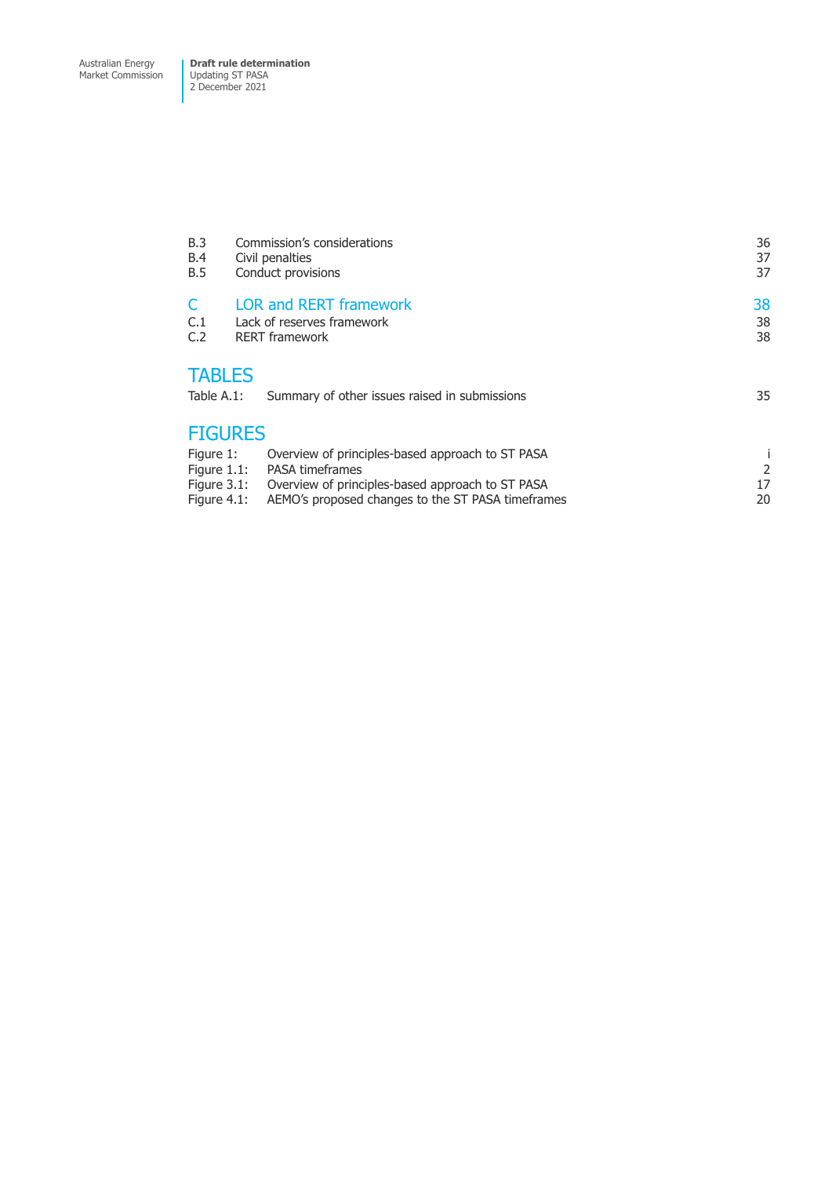| | | |
|---|---|---|
| B.3 | Commission's considerations | 36 |
| B.4 | Civil penalties | 37 |
| B.5 | Conduct provisions | 37 |
| **C** | **LOR and RERT framework** | **38** |
| C.1 | Lack of reserves framework | 38 |
| C.2 | RERT framework | 38 |

## TABLES

| | | |
|---|---|---|
| Table A.1: | Summary of other issues raised in submissions | 35 |

## FIGURES

| | | |
|---|---|---|
| Figure 1: | Overview of principles-based approach to ST PASA | i |
| Figure 1.1: | PASA timeframes | 2 |
| Figure 3.1: | Overview of principles-based approach to ST PASA | 17 |
| Figure 4.1: | AEMO's proposed changes to the ST PASA timeframes | 20 |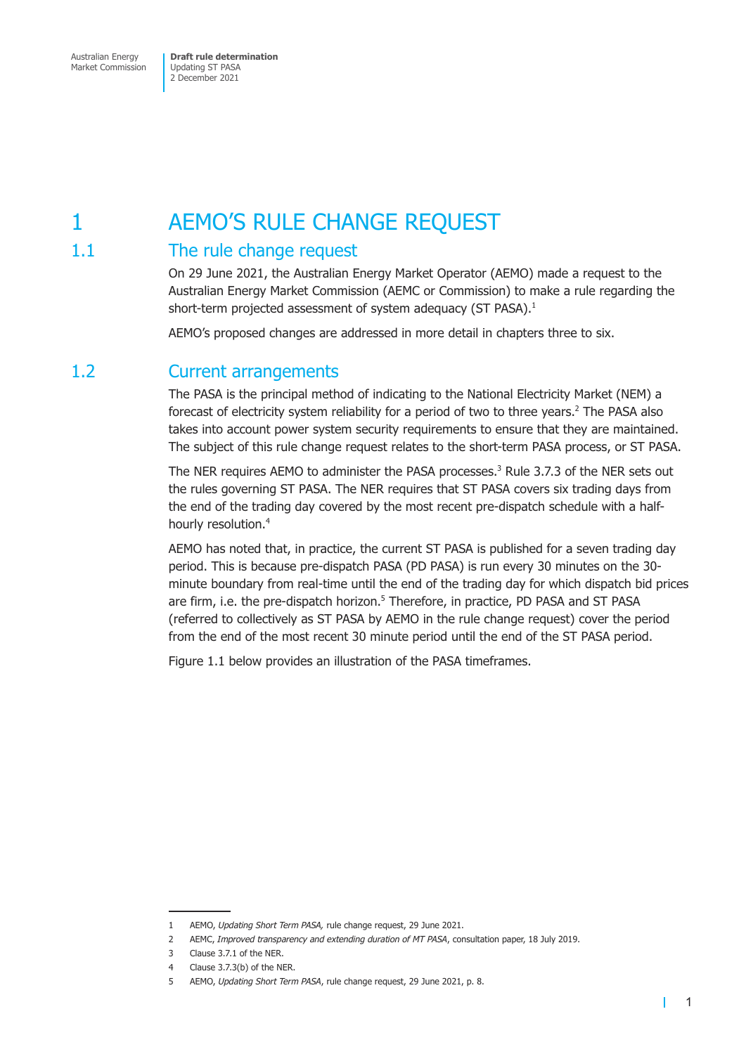# 1 AEMO'S RULE CHANGE REQUEST

## 1.1 The rule change request

On 29 June 2021, the Australian Energy Market Operator (AEMO) made a request to the Australian Energy Market Commission (AEMC or Commission) to make a rule regarding the short-term projected assessment of system adequacy (ST PASA).[1]

AEMO's proposed changes are addressed in more detail in chapters three to six.

## 1.2 Current arrangements

The PASA is the principal method of indicating to the National Electricity Market (NEM) a forecast of electricity system reliability for a period of two to three years.[2] The PASA also takes into account power system security requirements to ensure that they are maintained. The subject of this rule change request relates to the short-term PASA process, or ST PASA.

The NER requires AEMO to administer the PASA processes.[3] Rule 3.7.3 of the NER sets out the rules governing ST PASA. The NER requires that ST PASA covers six trading days from the end of the trading day covered by the most recent pre-dispatch schedule with a half-hourly resolution.[4]

AEMO has noted that, in practice, the current ST PASA is published for a seven trading day period. This is because pre-dispatch PASA (PD PASA) is run every 30 minutes on the 30-minute boundary from real-time until the end of the trading day for which dispatch bid prices are firm, i.e. the pre-dispatch horizon.[5] Therefore, in practice, PD PASA and ST PASA (referred to collectively as ST PASA by AEMO in the rule change request) cover the period from the end of the most recent 30 minute period until the end of the ST PASA period.

Figure 1.1 below provides an illustration of the PASA timeframes.

---

1 AEMO, *Updating Short Term PASA,* rule change request, 29 June 2021.

2 AEMC, *Improved transparency and extending duration of MT PASA*, consultation paper, 18 July 2019.

3 Clause 3.7.1 of the NER.

4 Clause 3.7.3(b) of the NER.

5 AEMO, *Updating Short Term PASA*, rule change request, 29 June 2021, p. 8.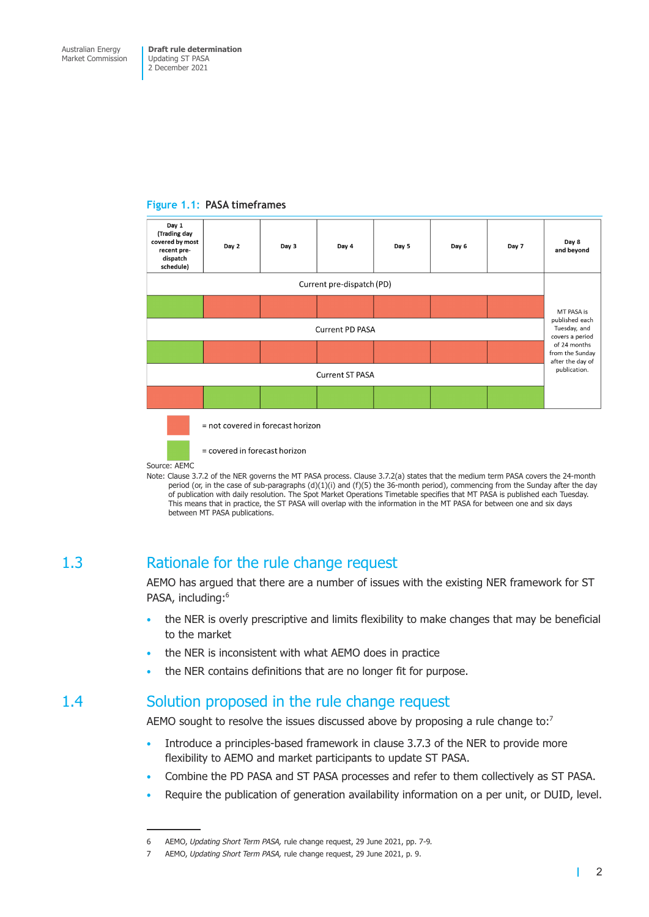**Figure 1.1: PASA timeframes**

| Day 1 (Trading day covered by most recent pre-dispatch schedule) | Day 2 | Day 3 | Day 4 | Day 5 | Day 6 | Day 7 | Day 8 and beyond |
|---|---|---|---|---|---|---|---|
| Current pre-dispatch (PD) | | | | | | | MT PASA is published each Tuesday, and covers a period of 24 months from the Sunday after the day of publication. |
| covered | not covered | not covered | not covered | not covered | not covered | not covered | |
| Current PD PASA | | | | | | | |
| covered | not covered | not covered | not covered | not covered | not covered | not covered | |
| Current ST PASA | | | | | | | |
| not covered | covered | covered | covered | covered | covered | covered | |

= not covered in forecast horizon

= covered in forecast horizon

Source: AEMC

Note: Clause 3.7.2 of the NER governs the MT PASA process. Clause 3.7.2(a) states that the medium term PASA covers the 24-month period (or, in the case of sub-paragraphs (d)(1)(i) and (f)(5) the 36-month period), commencing from the Sunday after the day of publication with daily resolution. The Spot Market Operations Timetable specifies that MT PASA is published each Tuesday. This means that in practice, the ST PASA will overlap with the information in the MT PASA for between one and six days between MT PASA publications.

## 1.3 Rationale for the rule change request

AEMO has argued that there are a number of issues with the existing NER framework for ST PASA, including:[6]

- the NER is overly prescriptive and limits flexibility to make changes that may be beneficial to the market
- the NER is inconsistent with what AEMO does in practice
- the NER contains definitions that are no longer fit for purpose.

## 1.4 Solution proposed in the rule change request

AEMO sought to resolve the issues discussed above by proposing a rule change to:[7]

- Introduce a principles-based framework in clause 3.7.3 of the NER to provide more flexibility to AEMO and market participants to update ST PASA.
- Combine the PD PASA and ST PASA processes and refer to them collectively as ST PASA.
- Require the publication of generation availability information on a per unit, or DUID, level.

6 AEMO, *Updating Short Term PASA,* rule change request, 29 June 2021, pp. 7-9.

7 AEMO, *Updating Short Term PASA,* rule change request, 29 June 2021, p. 9.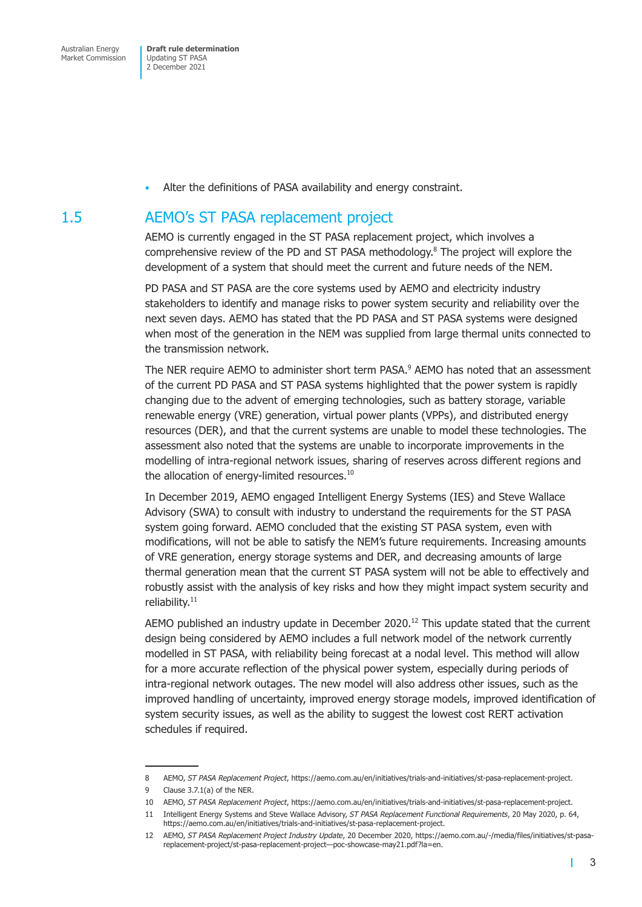- Alter the definitions of PASA availability and energy constraint.

## 1.5 AEMO's ST PASA replacement project

AEMO is currently engaged in the ST PASA replacement project, which involves a comprehensive review of the PD and ST PASA methodology.[8] The project will explore the development of a system that should meet the current and future needs of the NEM.

PD PASA and ST PASA are the core systems used by AEMO and electricity industry stakeholders to identify and manage risks to power system security and reliability over the next seven days. AEMO has stated that the PD PASA and ST PASA systems were designed when most of the generation in the NEM was supplied from large thermal units connected to the transmission network.

The NER require AEMO to administer short term PASA.[9] AEMO has noted that an assessment of the current PD PASA and ST PASA systems highlighted that the power system is rapidly changing due to the advent of emerging technologies, such as battery storage, variable renewable energy (VRE) generation, virtual power plants (VPPs), and distributed energy resources (DER), and that the current systems are unable to model these technologies. The assessment also noted that the systems are unable to incorporate improvements in the modelling of intra-regional network issues, sharing of reserves across different regions and the allocation of energy-limited resources.[10]

In December 2019, AEMO engaged Intelligent Energy Systems (IES) and Steve Wallace Advisory (SWA) to consult with industry to understand the requirements for the ST PASA system going forward. AEMO concluded that the existing ST PASA system, even with modifications, will not be able to satisfy the NEM's future requirements. Increasing amounts of VRE generation, energy storage systems and DER, and decreasing amounts of large thermal generation mean that the current ST PASA system will not be able to effectively and robustly assist with the analysis of key risks and how they might impact system security and reliability.[11]

AEMO published an industry update in December 2020.[12] This update stated that the current design being considered by AEMO includes a full network model of the network currently modelled in ST PASA, with reliability being forecast at a nodal level. This method will allow for a more accurate reflection of the physical power system, especially during periods of intra-regional network outages. The new model will also address other issues, such as the improved handling of uncertainty, improved energy storage models, improved identification of system security issues, as well as the ability to suggest the lowest cost RERT activation schedules if required.

---

8 AEMO, *ST PASA Replacement Project*, https://aemo.com.au/en/initiatives/trials-and-initiatives/st-pasa-replacement-project.

9 Clause 3.7.1(a) of the NER.

10 AEMO, *ST PASA Replacement Project*, https://aemo.com.au/en/initiatives/trials-and-initiatives/st-pasa-replacement-project.

11 Intelligent Energy Systems and Steve Wallace Advisory, *ST PASA Replacement Functional Requirements*, 20 May 2020, p. 64, https://aemo.com.au/en/initiatives/trials-and-initiatives/st-pasa-replacement-project.

12 AEMO, *ST PASA Replacement Project Industry Update*, 20 December 2020, https://aemo.com.au/-/media/files/initiatives/st-pasa-replacement-project/st-pasa-replacement-project—poc-showcase-may21.pdf?la=en.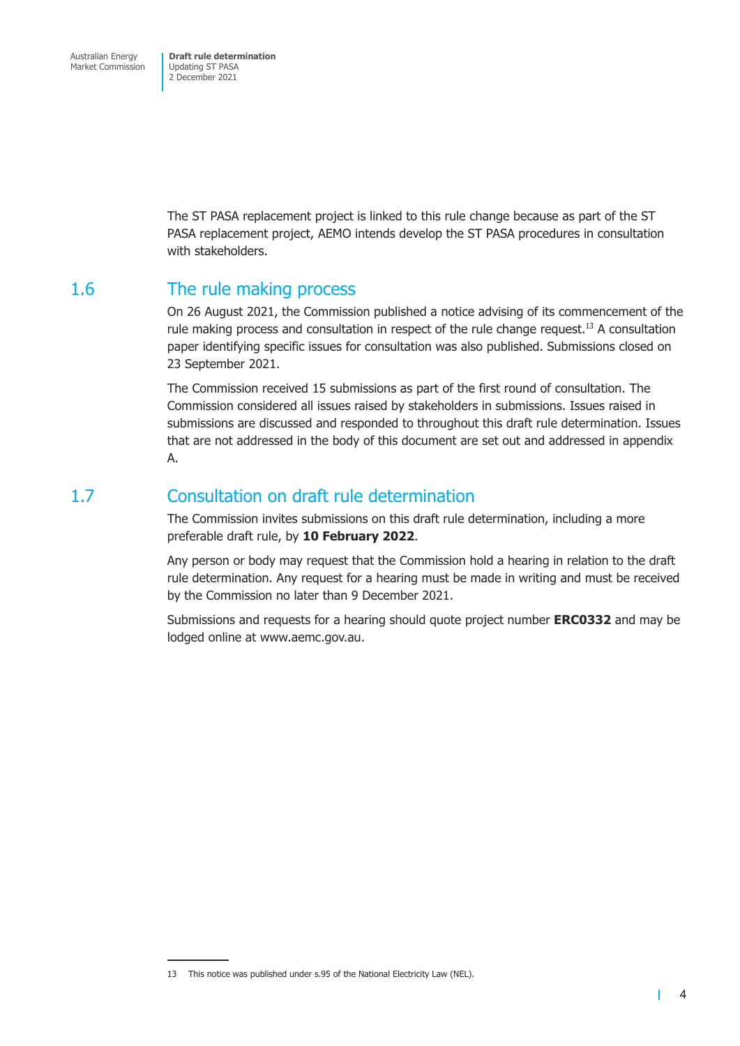The ST PASA replacement project is linked to this rule change because as part of the ST PASA replacement project, AEMO intends develop the ST PASA procedures in consultation with stakeholders.

## 1.6 The rule making process

On 26 August 2021, the Commission published a notice advising of its commencement of the rule making process and consultation in respect of the rule change request.[13] A consultation paper identifying specific issues for consultation was also published. Submissions closed on 23 September 2021.

The Commission received 15 submissions as part of the first round of consultation. The Commission considered all issues raised by stakeholders in submissions. Issues raised in submissions are discussed and responded to throughout this draft rule determination. Issues that are not addressed in the body of this document are set out and addressed in appendix A.

## 1.7 Consultation on draft rule determination

The Commission invites submissions on this draft rule determination, including a more preferable draft rule, by **10 February 2022**.

Any person or body may request that the Commission hold a hearing in relation to the draft rule determination. Any request for a hearing must be made in writing and must be received by the Commission no later than 9 December 2021.

Submissions and requests for a hearing should quote project number **ERC0332** and may be lodged online at www.aemc.gov.au.

13 This notice was published under s.95 of the National Electricity Law (NEL).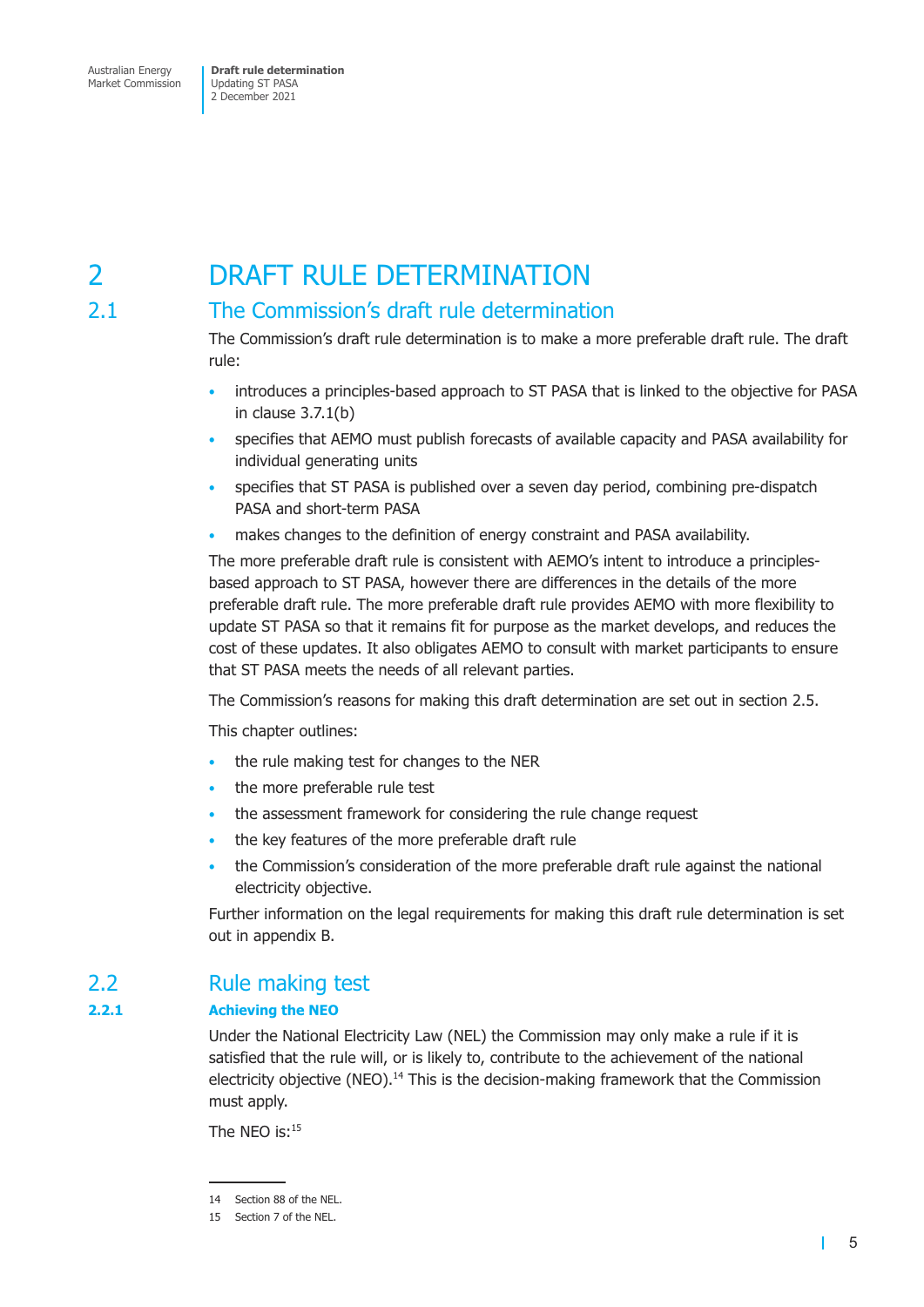# 2 DRAFT RULE DETERMINATION

## 2.1 The Commission's draft rule determination

The Commission's draft rule determination is to make a more preferable draft rule. The draft rule:

- introduces a principles-based approach to ST PASA that is linked to the objective for PASA in clause 3.7.1(b)
- specifies that AEMO must publish forecasts of available capacity and PASA availability for individual generating units
- specifies that ST PASA is published over a seven day period, combining pre-dispatch PASA and short-term PASA
- makes changes to the definition of energy constraint and PASA availability.

The more preferable draft rule is consistent with AEMO's intent to introduce a principles-based approach to ST PASA, however there are differences in the details of the more preferable draft rule. The more preferable draft rule provides AEMO with more flexibility to update ST PASA so that it remains fit for purpose as the market develops, and reduces the cost of these updates. It also obligates AEMO to consult with market participants to ensure that ST PASA meets the needs of all relevant parties.

The Commission's reasons for making this draft determination are set out in section 2.5.

This chapter outlines:

- the rule making test for changes to the NER
- the more preferable rule test
- the assessment framework for considering the rule change request
- the key features of the more preferable draft rule
- the Commission's consideration of the more preferable draft rule against the national electricity objective.

Further information on the legal requirements for making this draft rule determination is set out in appendix B.

## 2.2 Rule making test

### 2.2.1 Achieving the NEO

Under the National Electricity Law (NEL) the Commission may only make a rule if it is satisfied that the rule will, or is likely to, contribute to the achievement of the national electricity objective (NEO).[14] This is the decision-making framework that the Commission must apply.

The NEO is:[15]

14 Section 88 of the NEL.

15 Section 7 of the NEL.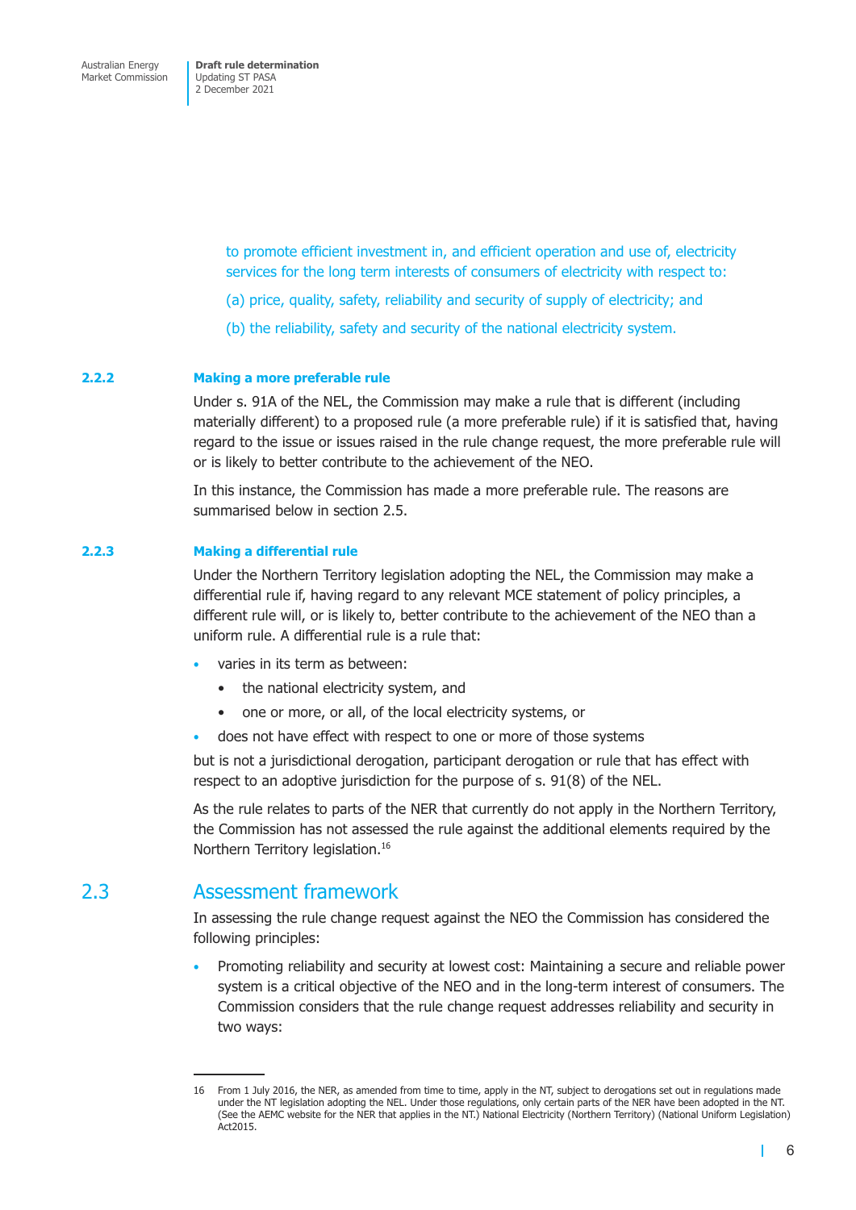to promote efficient investment in, and efficient operation and use of, electricity services for the long term interests of consumers of electricity with respect to:

(a) price, quality, safety, reliability and security of supply of electricity; and

(b) the reliability, safety and security of the national electricity system.

### 2.2.2 Making a more preferable rule

Under s. 91A of the NEL, the Commission may make a rule that is different (including materially different) to a proposed rule (a more preferable rule) if it is satisfied that, having regard to the issue or issues raised in the rule change request, the more preferable rule will or is likely to better contribute to the achievement of the NEO.

In this instance, the Commission has made a more preferable rule. The reasons are summarised below in section 2.5.

### 2.2.3 Making a differential rule

Under the Northern Territory legislation adopting the NEL, the Commission may make a differential rule if, having regard to any relevant MCE statement of policy principles, a different rule will, or is likely to, better contribute to the achievement of the NEO than a uniform rule. A differential rule is a rule that:

- varies in its term as between:
  - the national electricity system, and
  - one or more, or all, of the local electricity systems, or
- does not have effect with respect to one or more of those systems

but is not a jurisdictional derogation, participant derogation or rule that has effect with respect to an adoptive jurisdiction for the purpose of s. 91(8) of the NEL.

As the rule relates to parts of the NER that currently do not apply in the Northern Territory, the Commission has not assessed the rule against the additional elements required by the Northern Territory legislation.[16]

## 2.3 Assessment framework

In assessing the rule change request against the NEO the Commission has considered the following principles:

- Promoting reliability and security at lowest cost: Maintaining a secure and reliable power system is a critical objective of the NEO and in the long-term interest of consumers. The Commission considers that the rule change request addresses reliability and security in two ways:

---

16 From 1 July 2016, the NER, as amended from time to time, apply in the NT, subject to derogations set out in regulations made under the NT legislation adopting the NEL. Under those regulations, only certain parts of the NER have been adopted in the NT. (See the AEMC website for the NER that applies in the NT.) National Electricity (Northern Territory) (National Uniform Legislation) Act2015.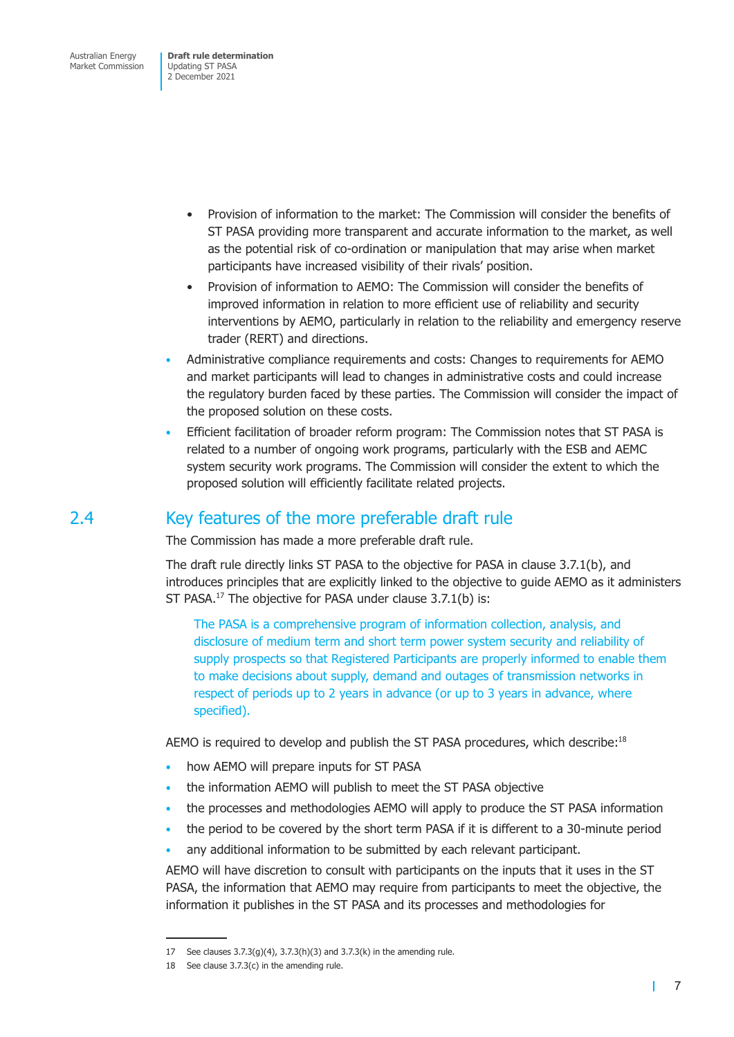- Provision of information to the market: The Commission will consider the benefits of ST PASA providing more transparent and accurate information to the market, as well as the potential risk of co-ordination or manipulation that may arise when market participants have increased visibility of their rivals' position.
    - Provision of information to AEMO: The Commission will consider the benefits of improved information in relation to more efficient use of reliability and security interventions by AEMO, particularly in relation to the reliability and emergency reserve trader (RERT) and directions.
- Administrative compliance requirements and costs: Changes to requirements for AEMO and market participants will lead to changes in administrative costs and could increase the regulatory burden faced by these parties. The Commission will consider the impact of the proposed solution on these costs.
- Efficient facilitation of broader reform program: The Commission notes that ST PASA is related to a number of ongoing work programs, particularly with the ESB and AEMC system security work programs. The Commission will consider the extent to which the proposed solution will efficiently facilitate related projects.

## 2.4 Key features of the more preferable draft rule

The Commission has made a more preferable draft rule.

The draft rule directly links ST PASA to the objective for PASA in clause 3.7.1(b), and introduces principles that are explicitly linked to the objective to guide AEMO as it administers ST PASA.[17] The objective for PASA under clause 3.7.1(b) is:

> The PASA is a comprehensive program of information collection, analysis, and disclosure of medium term and short term power system security and reliability of supply prospects so that Registered Participants are properly informed to enable them to make decisions about supply, demand and outages of transmission networks in respect of periods up to 2 years in advance (or up to 3 years in advance, where specified).

AEMO is required to develop and publish the ST PASA procedures, which describe:[18]

- how AEMO will prepare inputs for ST PASA
- the information AEMO will publish to meet the ST PASA objective
- the processes and methodologies AEMO will apply to produce the ST PASA information
- the period to be covered by the short term PASA if it is different to a 30-minute period
- any additional information to be submitted by each relevant participant.

AEMO will have discretion to consult with participants on the inputs that it uses in the ST PASA, the information that AEMO may require from participants to meet the objective, the information it publishes in the ST PASA and its processes and methodologies for

---

17 See clauses 3.7.3(g)(4), 3.7.3(h)(3) and 3.7.3(k) in the amending rule.

18 See clause 3.7.3(c) in the amending rule.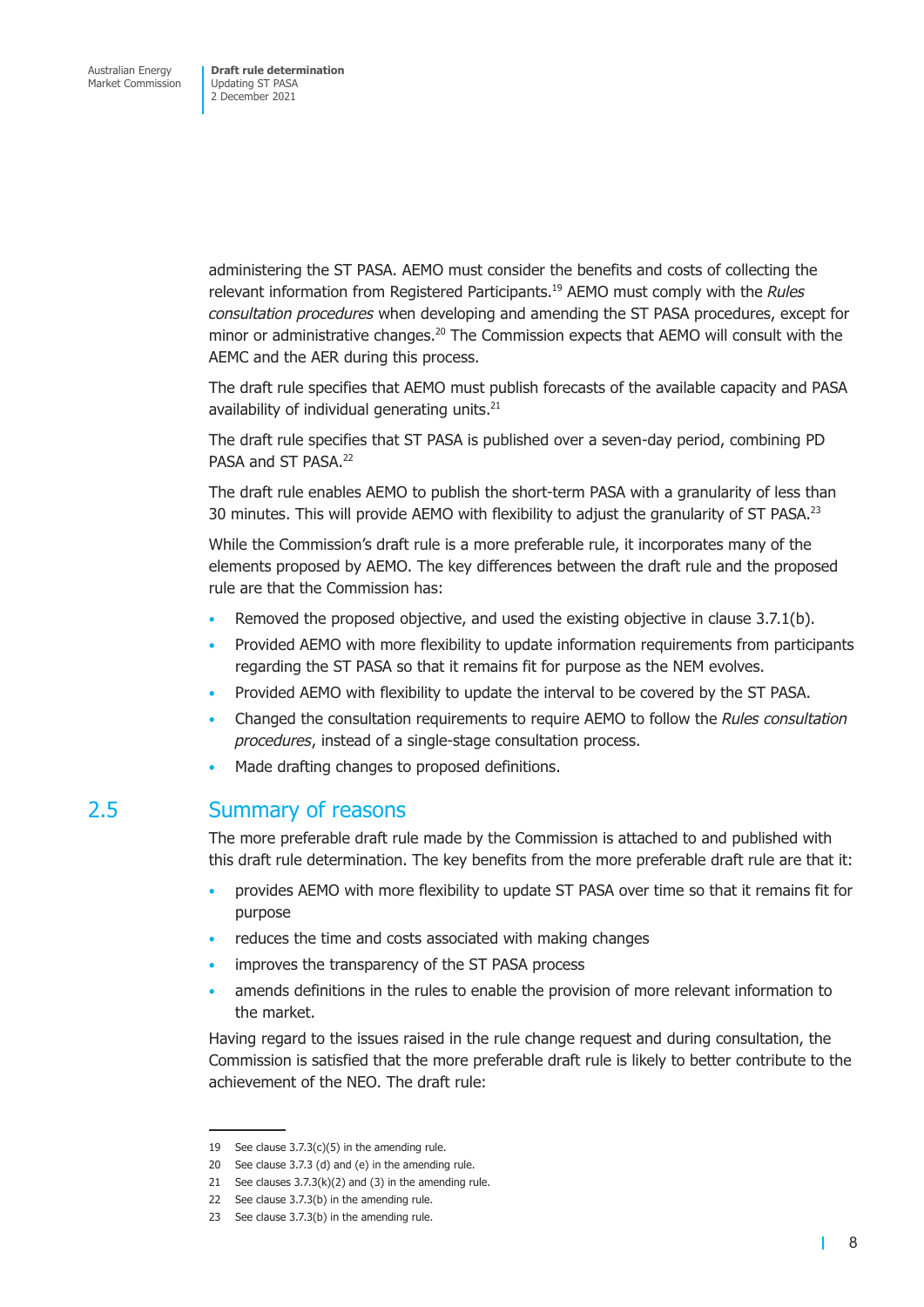administering the ST PASA. AEMO must consider the benefits and costs of collecting the relevant information from Registered Participants.[19] AEMO must comply with the *Rules consultation procedures* when developing and amending the ST PASA procedures, except for minor or administrative changes.[20] The Commission expects that AEMO will consult with the AEMC and the AER during this process.

The draft rule specifies that AEMO must publish forecasts of the available capacity and PASA availability of individual generating units.[21]

The draft rule specifies that ST PASA is published over a seven-day period, combining PD PASA and ST PASA.[22]

The draft rule enables AEMO to publish the short-term PASA with a granularity of less than 30 minutes. This will provide AEMO with flexibility to adjust the granularity of ST PASA.[23]

While the Commission's draft rule is a more preferable rule, it incorporates many of the elements proposed by AEMO. The key differences between the draft rule and the proposed rule are that the Commission has:

- Removed the proposed objective, and used the existing objective in clause 3.7.1(b).
- Provided AEMO with more flexibility to update information requirements from participants regarding the ST PASA so that it remains fit for purpose as the NEM evolves.
- Provided AEMO with flexibility to update the interval to be covered by the ST PASA.
- Changed the consultation requirements to require AEMO to follow the *Rules consultation procedures*, instead of a single-stage consultation process.
- Made drafting changes to proposed definitions.

## 2.5 Summary of reasons

The more preferable draft rule made by the Commission is attached to and published with this draft rule determination. The key benefits from the more preferable draft rule are that it:

- provides AEMO with more flexibility to update ST PASA over time so that it remains fit for purpose
- reduces the time and costs associated with making changes
- improves the transparency of the ST PASA process
- amends definitions in the rules to enable the provision of more relevant information to the market.

Having regard to the issues raised in the rule change request and during consultation, the Commission is satisfied that the more preferable draft rule is likely to better contribute to the achievement of the NEO. The draft rule:

---

19 See clause 3.7.3(c)(5) in the amending rule.

20 See clause 3.7.3 (d) and (e) in the amending rule.

21 See clauses 3.7.3(k)(2) and (3) in the amending rule.

22 See clause 3.7.3(b) in the amending rule.

23 See clause 3.7.3(b) in the amending rule.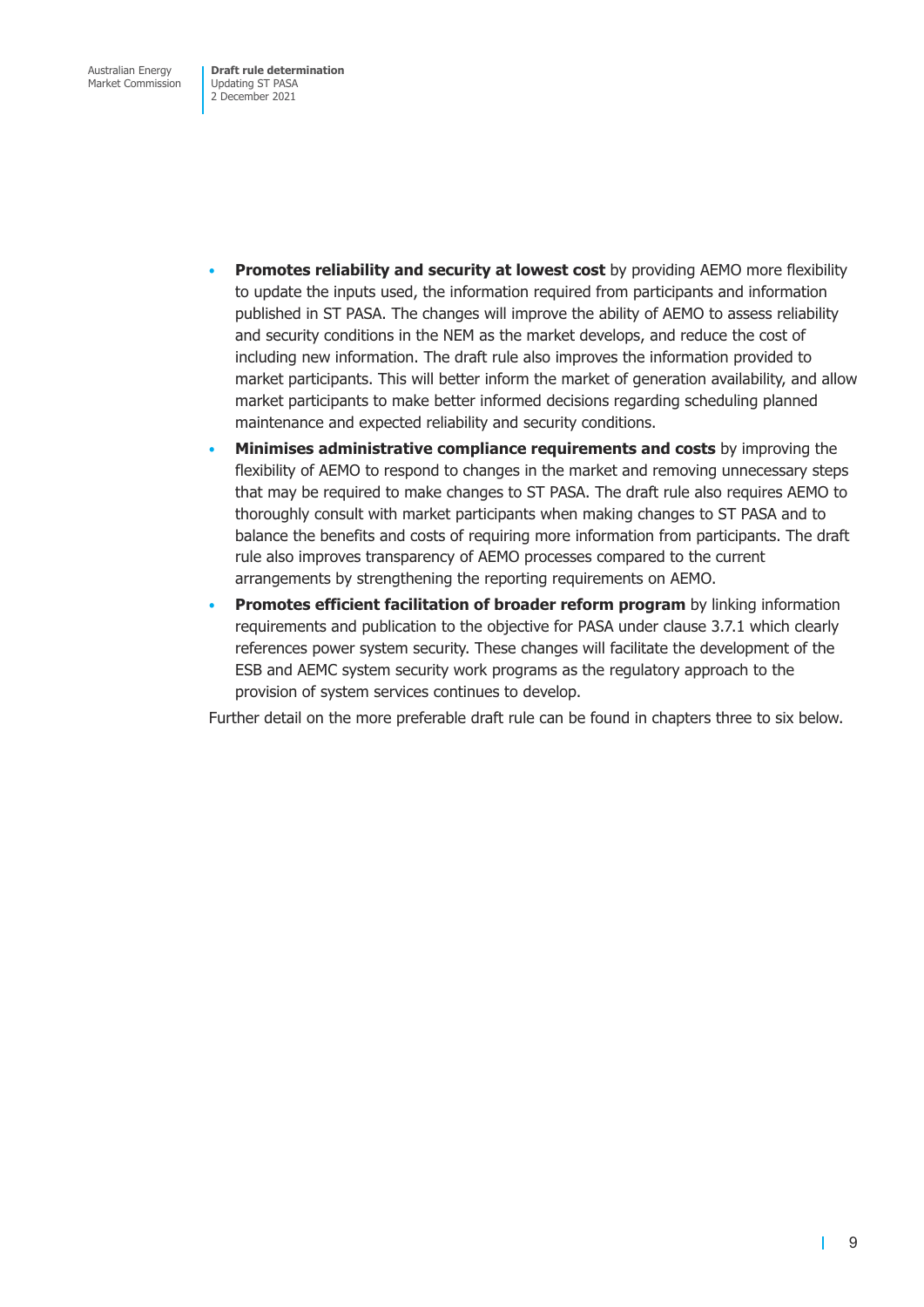- **Promotes reliability and security at lowest cost** by providing AEMO more flexibility to update the inputs used, the information required from participants and information published in ST PASA. The changes will improve the ability of AEMO to assess reliability and security conditions in the NEM as the market develops, and reduce the cost of including new information. The draft rule also improves the information provided to market participants. This will better inform the market of generation availability, and allow market participants to make better informed decisions regarding scheduling planned maintenance and expected reliability and security conditions.
- **Minimises administrative compliance requirements and costs** by improving the flexibility of AEMO to respond to changes in the market and removing unnecessary steps that may be required to make changes to ST PASA. The draft rule also requires AEMO to thoroughly consult with market participants when making changes to ST PASA and to balance the benefits and costs of requiring more information from participants. The draft rule also improves transparency of AEMO processes compared to the current arrangements by strengthening the reporting requirements on AEMO.
- **Promotes efficient facilitation of broader reform program** by linking information requirements and publication to the objective for PASA under clause 3.7.1 which clearly references power system security. These changes will facilitate the development of the ESB and AEMC system security work programs as the regulatory approach to the provision of system services continues to develop.

Further detail on the more preferable draft rule can be found in chapters three to six below.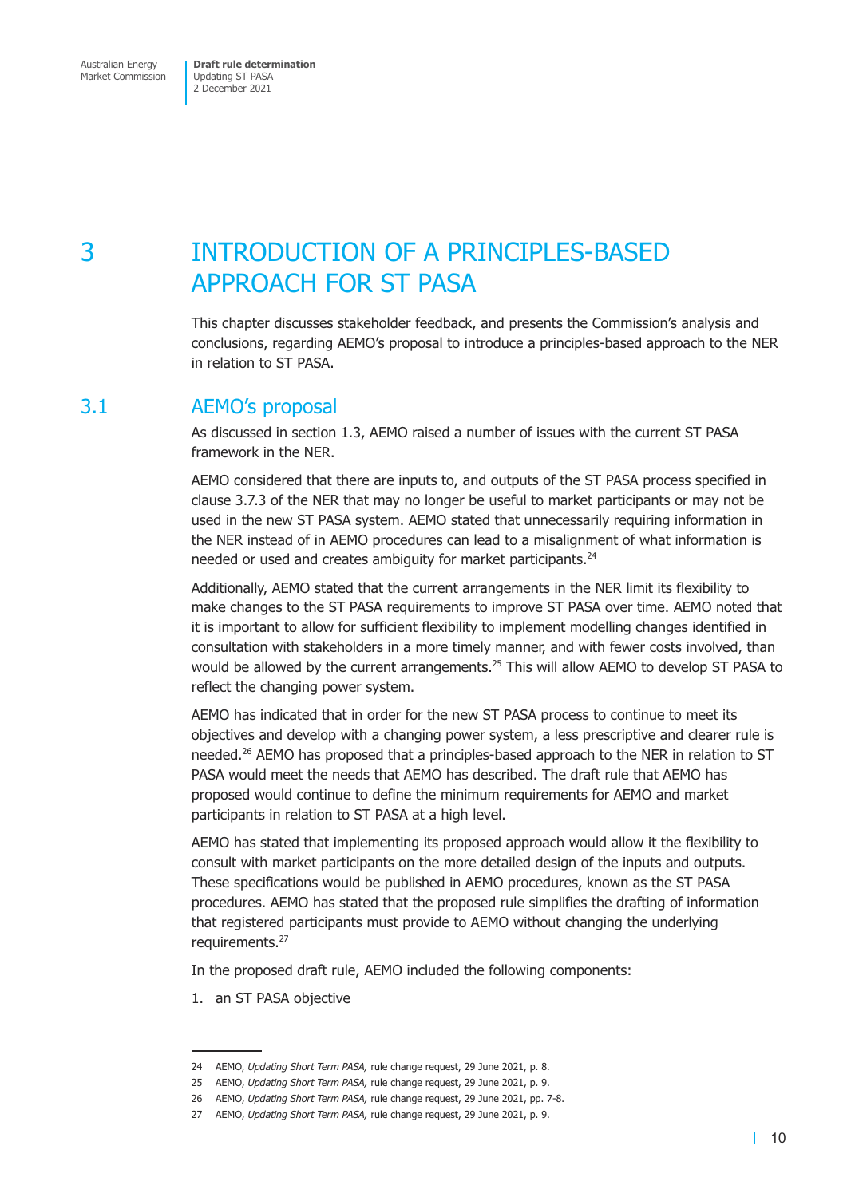# 3 INTRODUCTION OF A PRINCIPLES-BASED APPROACH FOR ST PASA

This chapter discusses stakeholder feedback, and presents the Commission's analysis and conclusions, regarding AEMO's proposal to introduce a principles-based approach to the NER in relation to ST PASA.

## 3.1 AEMO's proposal

As discussed in section 1.3, AEMO raised a number of issues with the current ST PASA framework in the NER.

AEMO considered that there are inputs to, and outputs of the ST PASA process specified in clause 3.7.3 of the NER that may no longer be useful to market participants or may not be used in the new ST PASA system. AEMO stated that unnecessarily requiring information in the NER instead of in AEMO procedures can lead to a misalignment of what information is needed or used and creates ambiguity for market participants.[24]

Additionally, AEMO stated that the current arrangements in the NER limit its flexibility to make changes to the ST PASA requirements to improve ST PASA over time. AEMO noted that it is important to allow for sufficient flexibility to implement modelling changes identified in consultation with stakeholders in a more timely manner, and with fewer costs involved, than would be allowed by the current arrangements.[25] This will allow AEMO to develop ST PASA to reflect the changing power system.

AEMO has indicated that in order for the new ST PASA process to continue to meet its objectives and develop with a changing power system, a less prescriptive and clearer rule is needed.[26] AEMO has proposed that a principles-based approach to the NER in relation to ST PASA would meet the needs that AEMO has described. The draft rule that AEMO has proposed would continue to define the minimum requirements for AEMO and market participants in relation to ST PASA at a high level.

AEMO has stated that implementing its proposed approach would allow it the flexibility to consult with market participants on the more detailed design of the inputs and outputs. These specifications would be published in AEMO procedures, known as the ST PASA procedures. AEMO has stated that the proposed rule simplifies the drafting of information that registered participants must provide to AEMO without changing the underlying requirements.[27]

In the proposed draft rule, AEMO included the following components:

1. an ST PASA objective

---

24 AEMO, *Updating Short Term PASA,* rule change request, 29 June 2021, p. 8.

25 AEMO, *Updating Short Term PASA,* rule change request, 29 June 2021, p. 9.

26 AEMO, *Updating Short Term PASA,* rule change request, 29 June 2021, pp. 7-8.

27 AEMO, *Updating Short Term PASA,* rule change request, 29 June 2021, p. 9.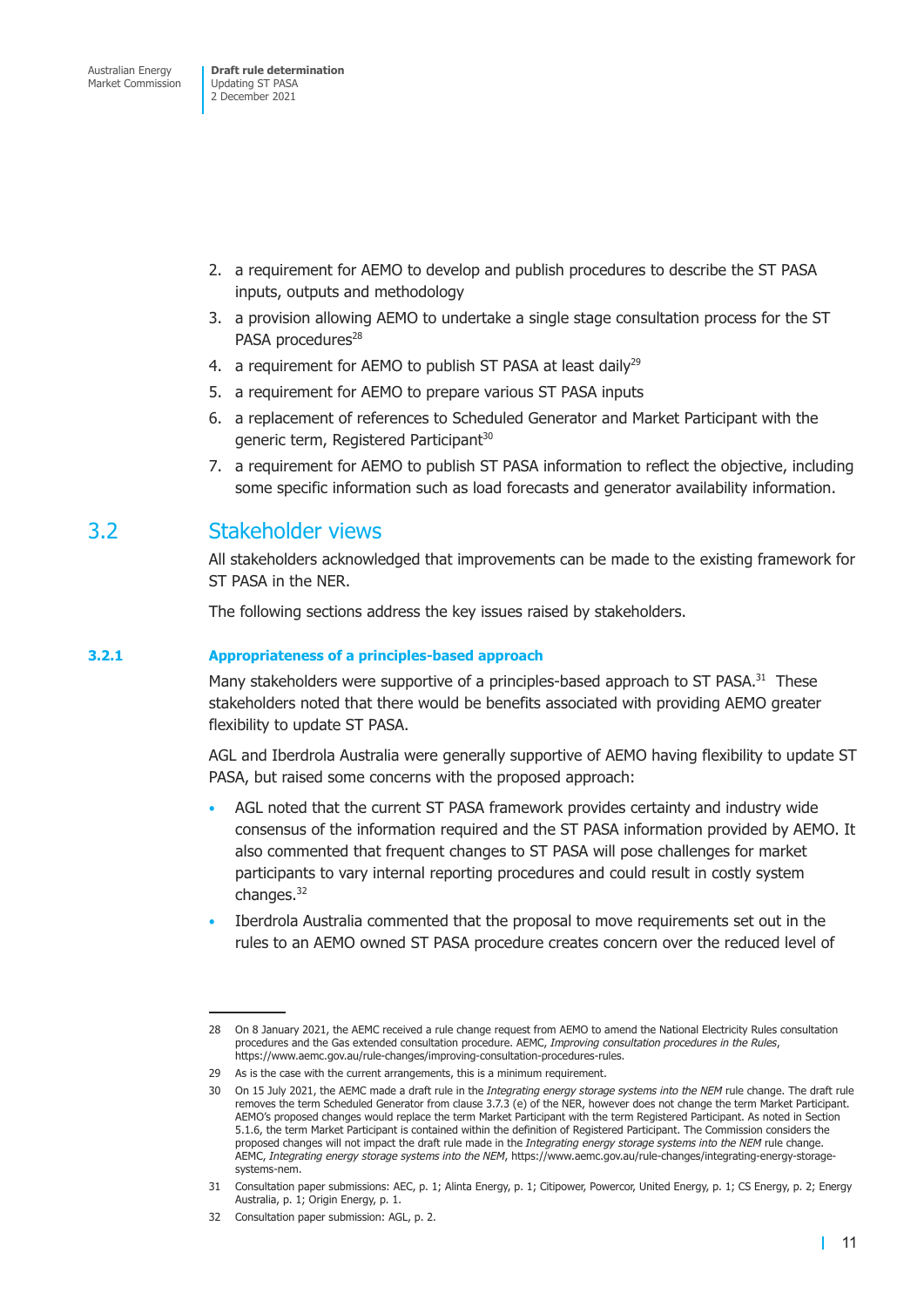2. a requirement for AEMO to develop and publish procedures to describe the ST PASA inputs, outputs and methodology
3. a provision allowing AEMO to undertake a single stage consultation process for the ST PASA procedures[28]
4. a requirement for AEMO to publish ST PASA at least daily[29]
5. a requirement for AEMO to prepare various ST PASA inputs
6. a replacement of references to Scheduled Generator and Market Participant with the generic term, Registered Participant[30]
7. a requirement for AEMO to publish ST PASA information to reflect the objective, including some specific information such as load forecasts and generator availability information.

## 3.2 Stakeholder views

All stakeholders acknowledged that improvements can be made to the existing framework for ST PASA in the NER.

The following sections address the key issues raised by stakeholders.

### 3.2.1 Appropriateness of a principles-based approach

Many stakeholders were supportive of a principles-based approach to ST PASA.[31] These stakeholders noted that there would be benefits associated with providing AEMO greater flexibility to update ST PASA.

AGL and Iberdrola Australia were generally supportive of AEMO having flexibility to update ST PASA, but raised some concerns with the proposed approach:

- AGL noted that the current ST PASA framework provides certainty and industry wide consensus of the information required and the ST PASA information provided by AEMO. It also commented that frequent changes to ST PASA will pose challenges for market participants to vary internal reporting procedures and could result in costly system changes.[32]
- Iberdrola Australia commented that the proposal to move requirements set out in the rules to an AEMO owned ST PASA procedure creates concern over the reduced level of

---

28 On 8 January 2021, the AEMC received a rule change request from AEMO to amend the National Electricity Rules consultation procedures and the Gas extended consultation procedure. AEMC, *Improving consultation procedures in the Rules*, https://www.aemc.gov.au/rule-changes/improving-consultation-procedures-rules.

29 As is the case with the current arrangements, this is a minimum requirement.

30 On 15 July 2021, the AEMC made a draft rule in the *Integrating energy storage systems into the NEM* rule change. The draft rule removes the term Scheduled Generator from clause 3.7.3 (e) of the NER, however does not change the term Market Participant. AEMO's proposed changes would replace the term Market Participant with the term Registered Participant. As noted in Section 5.1.6, the term Market Participant is contained within the definition of Registered Participant. The Commission considers the proposed changes will not impact the draft rule made in the *Integrating energy storage systems into the NEM* rule change. AEMC, *Integrating energy storage systems into the NEM*, https://www.aemc.gov.au/rule-changes/integrating-energy-storage-systems-nem.

31 Consultation paper submissions: AEC, p. 1; Alinta Energy, p. 1; Citipower, Powercor, United Energy, p. 1; CS Energy, p. 2; Energy Australia, p. 1; Origin Energy, p. 1.

32 Consultation paper submission: AGL, p. 2.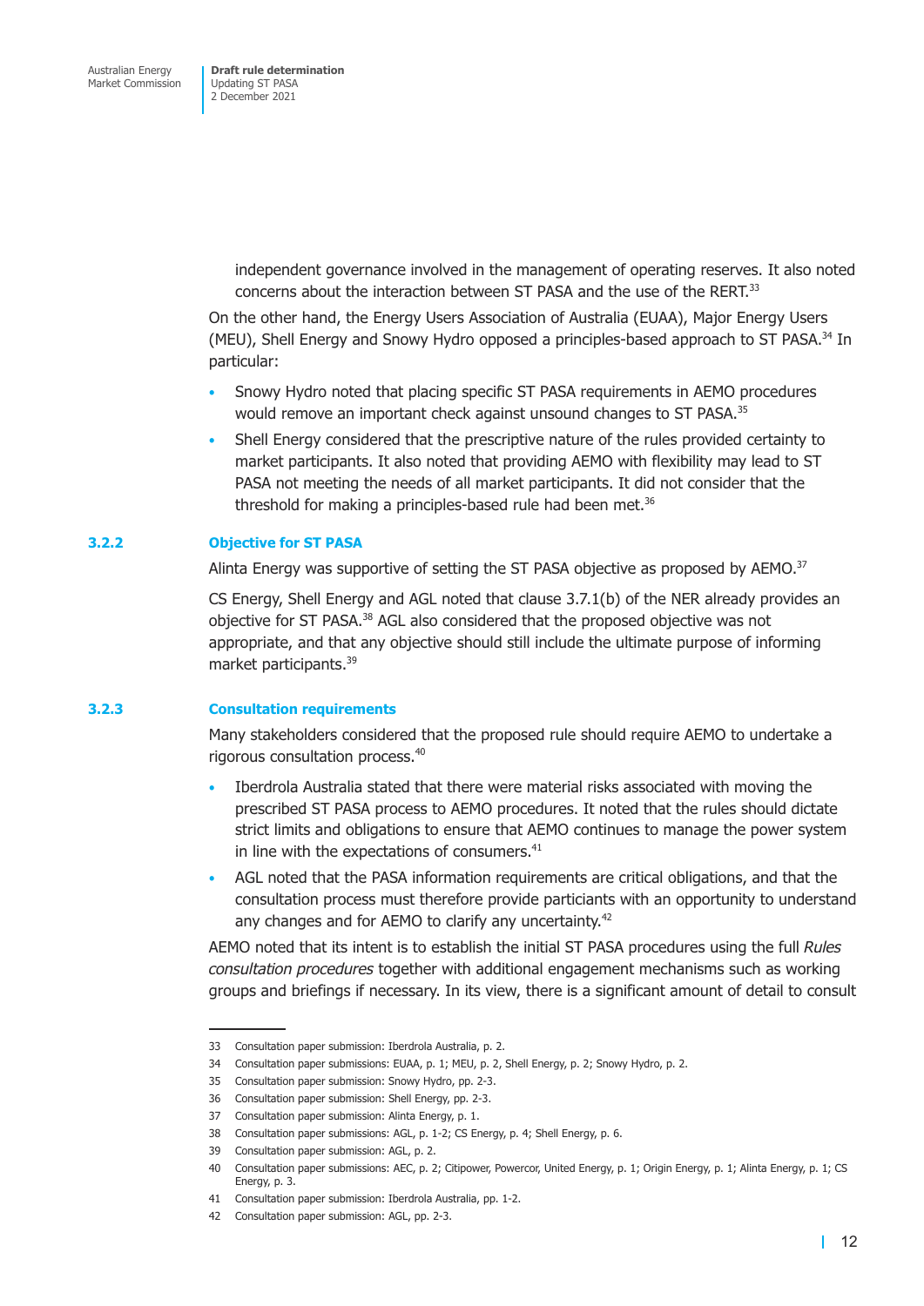independent governance involved in the management of operating reserves. It also noted concerns about the interaction between ST PASA and the use of the RERT.[33]

On the other hand, the Energy Users Association of Australia (EUAA), Major Energy Users (MEU), Shell Energy and Snowy Hydro opposed a principles-based approach to ST PASA.[34] In particular:

- Snowy Hydro noted that placing specific ST PASA requirements in AEMO procedures would remove an important check against unsound changes to ST PASA.[35]
- Shell Energy considered that the prescriptive nature of the rules provided certainty to market participants. It also noted that providing AEMO with flexibility may lead to ST PASA not meeting the needs of all market participants. It did not consider that the threshold for making a principles-based rule had been met.[36]

### 3.2.2 Objective for ST PASA

Alinta Energy was supportive of setting the ST PASA objective as proposed by AEMO.[37]

CS Energy, Shell Energy and AGL noted that clause 3.7.1(b) of the NER already provides an objective for ST PASA.[38] AGL also considered that the proposed objective was not appropriate, and that any objective should still include the ultimate purpose of informing market participants.[39]

### 3.2.3 Consultation requirements

Many stakeholders considered that the proposed rule should require AEMO to undertake a rigorous consultation process.[40]

- Iberdrola Australia stated that there were material risks associated with moving the prescribed ST PASA process to AEMO procedures. It noted that the rules should dictate strict limits and obligations to ensure that AEMO continues to manage the power system in line with the expectations of consumers.[41]
- AGL noted that the PASA information requirements are critical obligations, and that the consultation process must therefore provide particiants with an opportunity to understand any changes and for AEMO to clarify any uncertainty.[42]

AEMO noted that its intent is to establish the initial ST PASA procedures using the full *Rules consultation procedures* together with additional engagement mechanisms such as working groups and briefings if necessary. In its view, there is a significant amount of detail to consult

---

33 Consultation paper submission: Iberdrola Australia, p. 2.

34 Consultation paper submissions: EUAA, p. 1; MEU, p. 2, Shell Energy, p. 2; Snowy Hydro, p. 2.

35 Consultation paper submission: Snowy Hydro, pp. 2-3.

36 Consultation paper submission: Shell Energy, pp. 2-3.

37 Consultation paper submission: Alinta Energy, p. 1.

38 Consultation paper submissions: AGL, p. 1-2; CS Energy, p. 4; Shell Energy, p. 6.

39 Consultation paper submission: AGL, p. 2.

40 Consultation paper submissions: AEC, p. 2; Citipower, Powercor, United Energy, p. 1; Origin Energy, p. 1; Alinta Energy, p. 1; CS Energy, p. 3.

41 Consultation paper submission: Iberdrola Australia, pp. 1-2.

42 Consultation paper submission: AGL, pp. 2-3.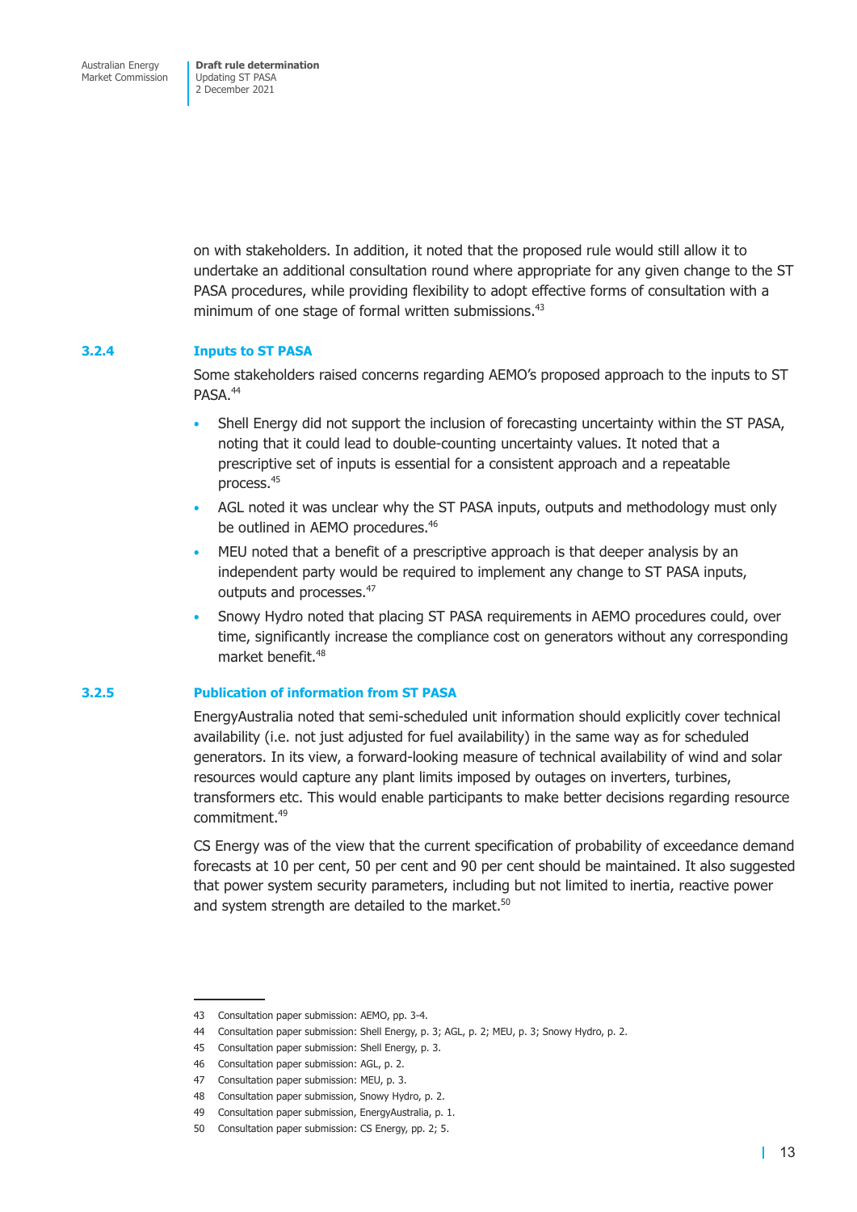on with stakeholders. In addition, it noted that the proposed rule would still allow it to undertake an additional consultation round where appropriate for any given change to the ST PASA procedures, while providing flexibility to adopt effective forms of consultation with a minimum of one stage of formal written submissions.[43]

### 3.2.4 Inputs to ST PASA

Some stakeholders raised concerns regarding AEMO's proposed approach to the inputs to ST PASA.[44]

- Shell Energy did not support the inclusion of forecasting uncertainty within the ST PASA, noting that it could lead to double-counting uncertainty values. It noted that a prescriptive set of inputs is essential for a consistent approach and a repeatable process.[45]
- AGL noted it was unclear why the ST PASA inputs, outputs and methodology must only be outlined in AEMO procedures.[46]
- MEU noted that a benefit of a prescriptive approach is that deeper analysis by an independent party would be required to implement any change to ST PASA inputs, outputs and processes.[47]
- Snowy Hydro noted that placing ST PASA requirements in AEMO procedures could, over time, significantly increase the compliance cost on generators without any corresponding market benefit.[48]

### 3.2.5 Publication of information from ST PASA

EnergyAustralia noted that semi-scheduled unit information should explicitly cover technical availability (i.e. not just adjusted for fuel availability) in the same way as for scheduled generators. In its view, a forward-looking measure of technical availability of wind and solar resources would capture any plant limits imposed by outages on inverters, turbines, transformers etc. This would enable participants to make better decisions regarding resource commitment.[49]

CS Energy was of the view that the current specification of probability of exceedance demand forecasts at 10 per cent, 50 per cent and 90 per cent should be maintained. It also suggested that power system security parameters, including but not limited to inertia, reactive power and system strength are detailed to the market.[50]

---

43 Consultation paper submission: AEMO, pp. 3-4.

44 Consultation paper submission: Shell Energy, p. 3; AGL, p. 2; MEU, p. 3; Snowy Hydro, p. 2.

45 Consultation paper submission: Shell Energy, p. 3.

46 Consultation paper submission: AGL, p. 2.

47 Consultation paper submission: MEU, p. 3.

48 Consultation paper submission, Snowy Hydro, p. 2.

49 Consultation paper submission, EnergyAustralia, p. 1.

50 Consultation paper submission: CS Energy, pp. 2; 5.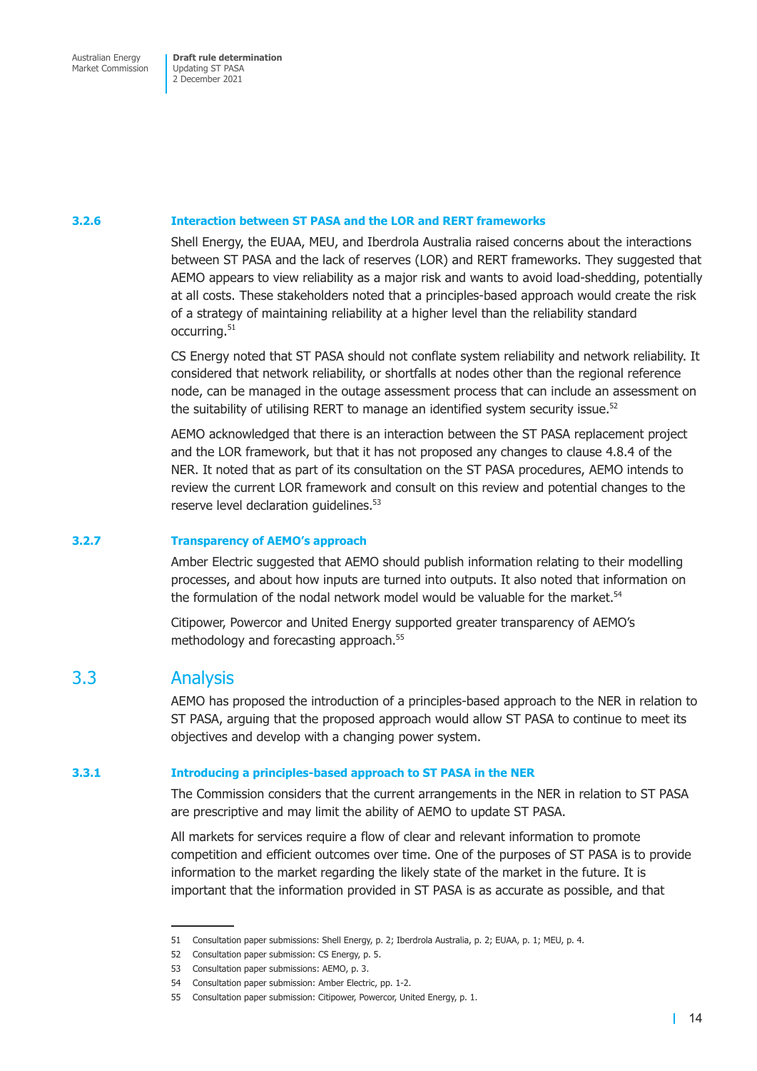### 3.2.6 Interaction between ST PASA and the LOR and RERT frameworks

Shell Energy, the EUAA, MEU, and Iberdrola Australia raised concerns about the interactions between ST PASA and the lack of reserves (LOR) and RERT frameworks. They suggested that AEMO appears to view reliability as a major risk and wants to avoid load-shedding, potentially at all costs. These stakeholders noted that a principles-based approach would create the risk of a strategy of maintaining reliability at a higher level than the reliability standard occurring.[51]

CS Energy noted that ST PASA should not conflate system reliability and network reliability. It considered that network reliability, or shortfalls at nodes other than the regional reference node, can be managed in the outage assessment process that can include an assessment on the suitability of utilising RERT to manage an identified system security issue.[52]

AEMO acknowledged that there is an interaction between the ST PASA replacement project and the LOR framework, but that it has not proposed any changes to clause 4.8.4 of the NER. It noted that as part of its consultation on the ST PASA procedures, AEMO intends to review the current LOR framework and consult on this review and potential changes to the reserve level declaration guidelines.[53]

### 3.2.7 Transparency of AEMO's approach

Amber Electric suggested that AEMO should publish information relating to their modelling processes, and about how inputs are turned into outputs. It also noted that information on the formulation of the nodal network model would be valuable for the market.[54]

Citipower, Powercor and United Energy supported greater transparency of AEMO's methodology and forecasting approach.[55]

## 3.3 Analysis

AEMO has proposed the introduction of a principles-based approach to the NER in relation to ST PASA, arguing that the proposed approach would allow ST PASA to continue to meet its objectives and develop with a changing power system.

### 3.3.1 Introducing a principles-based approach to ST PASA in the NER

The Commission considers that the current arrangements in the NER in relation to ST PASA are prescriptive and may limit the ability of AEMO to update ST PASA.

All markets for services require a flow of clear and relevant information to promote competition and efficient outcomes over time. One of the purposes of ST PASA is to provide information to the market regarding the likely state of the market in the future. It is important that the information provided in ST PASA is as accurate as possible, and that

---

51 Consultation paper submissions: Shell Energy, p. 2; Iberdrola Australia, p. 2; EUAA, p. 1; MEU, p. 4.

52 Consultation paper submission: CS Energy, p. 5.

53 Consultation paper submissions: AEMO, p. 3.

54 Consultation paper submission: Amber Electric, pp. 1-2.

55 Consultation paper submission: Citipower, Powercor, United Energy, p. 1.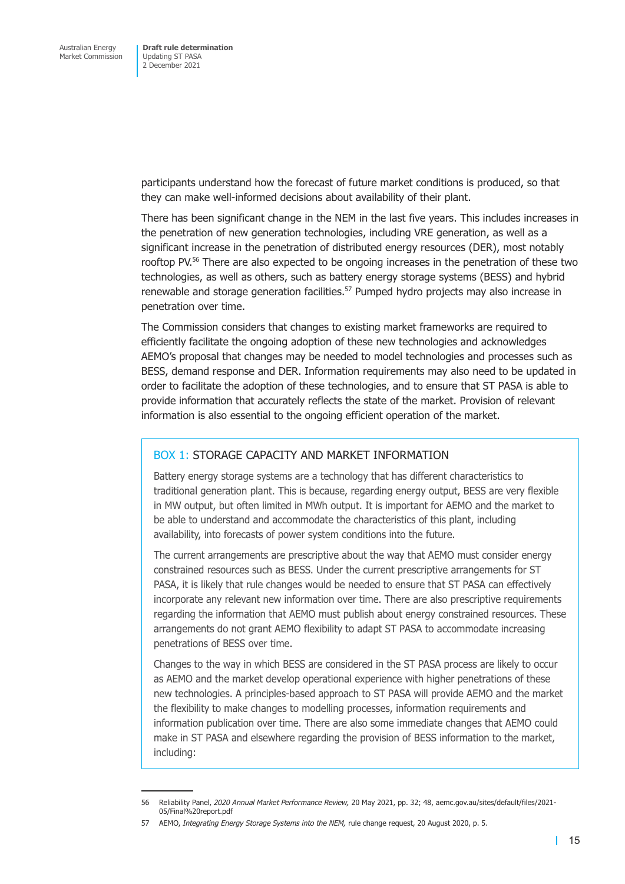participants understand how the forecast of future market conditions is produced, so that they can make well-informed decisions about availability of their plant.

There has been significant change in the NEM in the last five years. This includes increases in the penetration of new generation technologies, including VRE generation, as well as a significant increase in the penetration of distributed energy resources (DER), most notably rooftop PV.[56] There are also expected to be ongoing increases in the penetration of these two technologies, as well as others, such as battery energy storage systems (BESS) and hybrid renewable and storage generation facilities.[57] Pumped hydro projects may also increase in penetration over time.

The Commission considers that changes to existing market frameworks are required to efficiently facilitate the ongoing adoption of these new technologies and acknowledges AEMO's proposal that changes may be needed to model technologies and processes such as BESS, demand response and DER. Information requirements may also need to be updated in order to facilitate the adoption of these technologies, and to ensure that ST PASA is able to provide information that accurately reflects the state of the market. Provision of relevant information is also essential to the ongoing efficient operation of the market.

### BOX 1: STORAGE CAPACITY AND MARKET INFORMATION

Battery energy storage systems are a technology that has different characteristics to traditional generation plant. This is because, regarding energy output, BESS are very flexible in MW output, but often limited in MWh output. It is important for AEMO and the market to be able to understand and accommodate the characteristics of this plant, including availability, into forecasts of power system conditions into the future.

The current arrangements are prescriptive about the way that AEMO must consider energy constrained resources such as BESS. Under the current prescriptive arrangements for ST PASA, it is likely that rule changes would be needed to ensure that ST PASA can effectively incorporate any relevant new information over time. There are also prescriptive requirements regarding the information that AEMO must publish about energy constrained resources. These arrangements do not grant AEMO flexibility to adapt ST PASA to accommodate increasing penetrations of BESS over time.

Changes to the way in which BESS are considered in the ST PASA process are likely to occur as AEMO and the market develop operational experience with higher penetrations of these new technologies. A principles-based approach to ST PASA will provide AEMO and the market the flexibility to make changes to modelling processes, information requirements and information publication over time. There are also some immediate changes that AEMO could make in ST PASA and elsewhere regarding the provision of BESS information to the market, including:

---

56 Reliability Panel, *2020 Annual Market Performance Review,* 20 May 2021, pp. 32; 48, aemc.gov.au/sites/default/files/2021-05/Final%20report.pdf

57 AEMO, *Integrating Energy Storage Systems into the NEM,* rule change request, 20 August 2020, p. 5.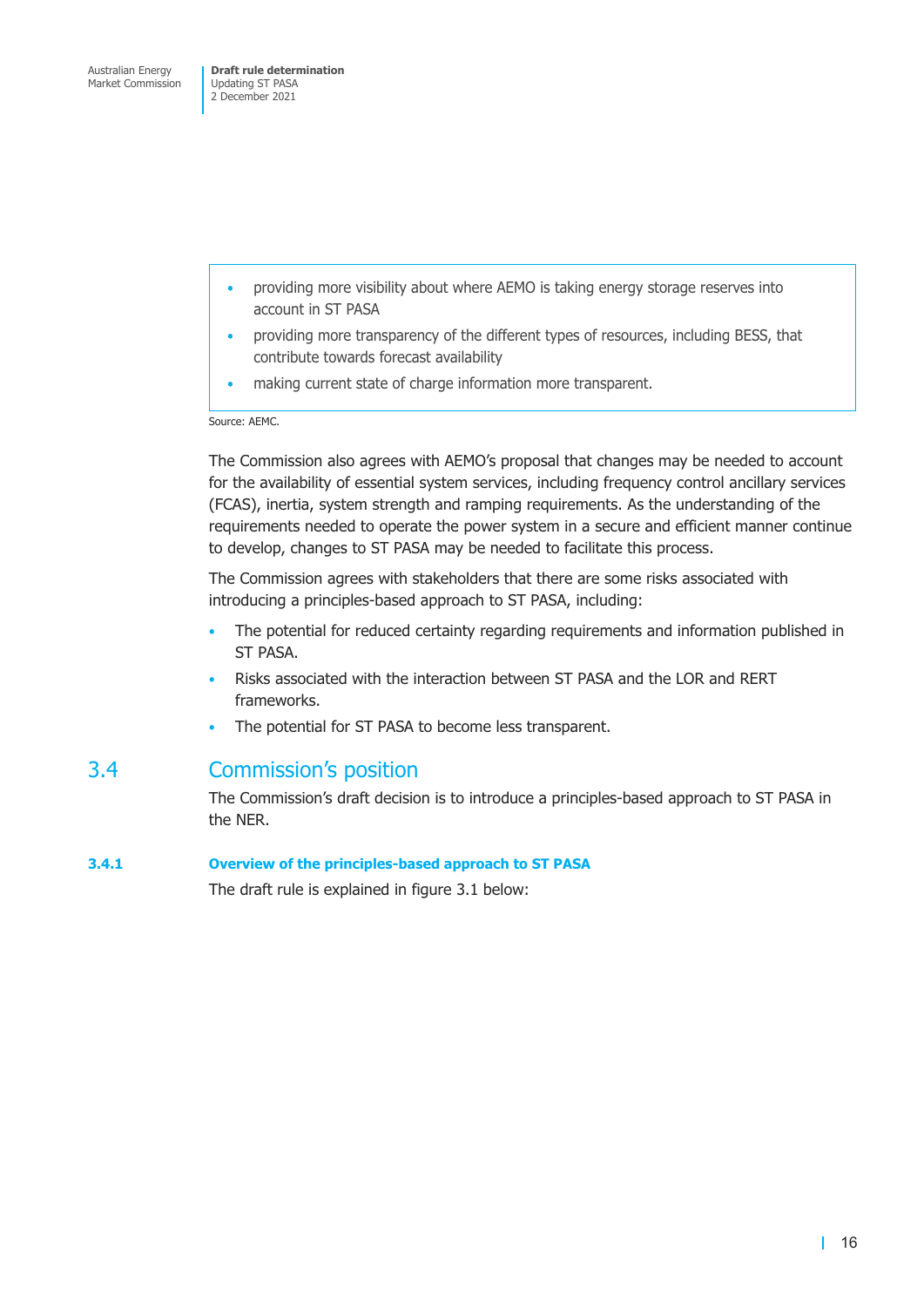- providing more visibility about where AEMO is taking energy storage reserves into account in ST PASA
- providing more transparency of the different types of resources, including BESS, that contribute towards forecast availability
- making current state of charge information more transparent.

Source: AEMC.

The Commission also agrees with AEMO's proposal that changes may be needed to account for the availability of essential system services, including frequency control ancillary services (FCAS), inertia, system strength and ramping requirements. As the understanding of the requirements needed to operate the power system in a secure and efficient manner continue to develop, changes to ST PASA may be needed to facilitate this process.

The Commission agrees with stakeholders that there are some risks associated with introducing a principles-based approach to ST PASA, including:

- The potential for reduced certainty regarding requirements and information published in ST PASA.
- Risks associated with the interaction between ST PASA and the LOR and RERT frameworks.
- The potential for ST PASA to become less transparent.

## 3.4 Commission's position

The Commission's draft decision is to introduce a principles-based approach to ST PASA in the NER.

### 3.4.1 Overview of the principles-based approach to ST PASA

The draft rule is explained in figure 3.1 below: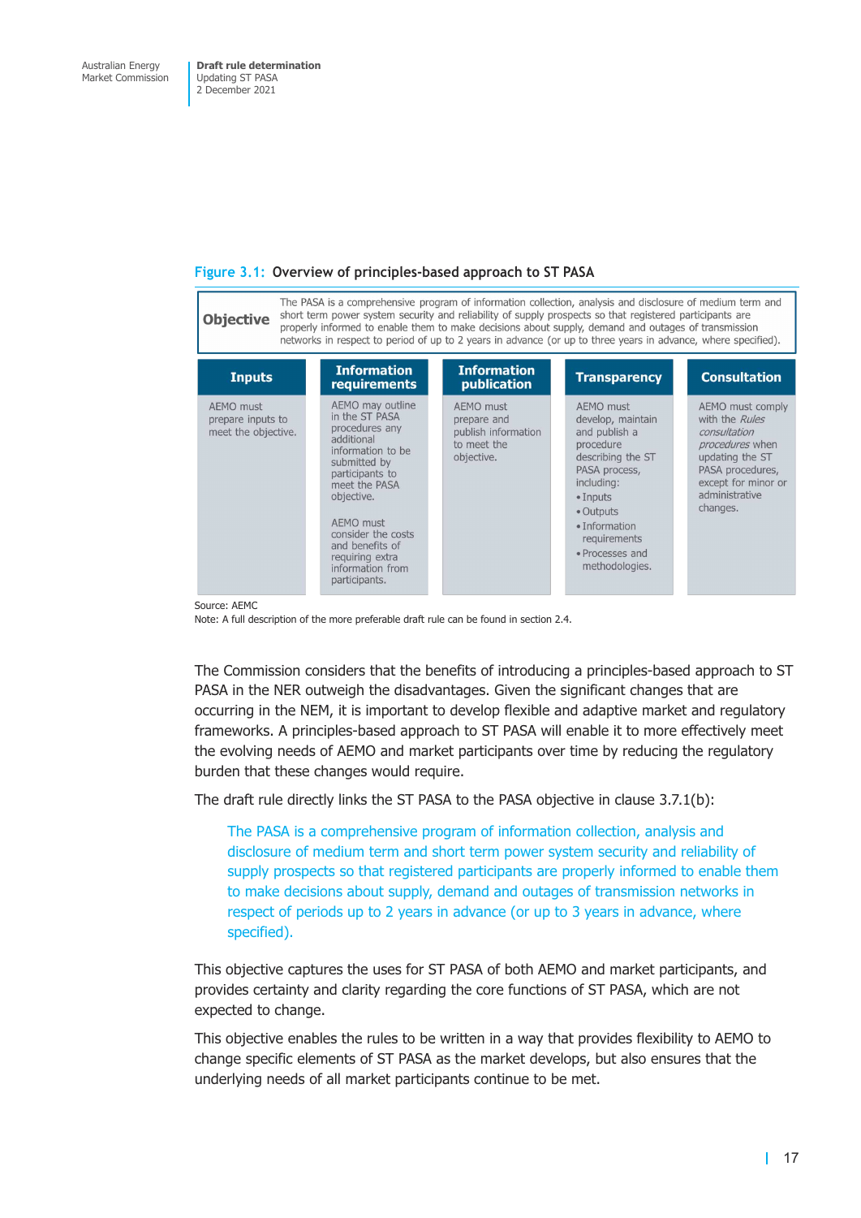**Figure 3.1: Overview of principles-based approach to ST PASA**

| **Objective** | The PASA is a comprehensive program of information collection, analysis and disclosure of medium term and short term power system security and reliability of supply prospects so that registered participants are properly informed to enable them to make decisions about supply, demand and outages of transmission networks in respect to period of up to 2 years in advance (or up to three years in advance, where specified). | | | |
|---|---|---|---|---|
| **Inputs** | **Information requirements** | **Information publication** | **Transparency** | **Consultation** |
| AEMO must prepare inputs to meet the objective. | AEMO may outline in the ST PASA procedures any additional information to be submitted by participants to meet the PASA objective.<br><br>AEMO must consider the costs and benefits of requiring extra information from participants. | AEMO must prepare and publish information to meet the objective. | AEMO must develop, maintain and publish a procedure describing the ST PASA process, including:<br>• Inputs<br>• Outputs<br>• Information requirements<br>• Processes and methodologies. | AEMO must comply with the *Rules consultation procedures* when updating the ST PASA procedures, except for minor or administrative changes. |

Source: AEMC
Note: A full description of the more preferable draft rule can be found in section 2.4.

The Commission considers that the benefits of introducing a principles-based approach to ST PASA in the NER outweigh the disadvantages. Given the significant changes that are occurring in the NEM, it is important to develop flexible and adaptive market and regulatory frameworks. A principles-based approach to ST PASA will enable it to more effectively meet the evolving needs of AEMO and market participants over time by reducing the regulatory burden that these changes would require.

The draft rule directly links the ST PASA to the PASA objective in clause 3.7.1(b):

> The PASA is a comprehensive program of information collection, analysis and disclosure of medium term and short term power system security and reliability of supply prospects so that registered participants are properly informed to enable them to make decisions about supply, demand and outages of transmission networks in respect of periods up to 2 years in advance (or up to 3 years in advance, where specified).

This objective captures the uses for ST PASA of both AEMO and market participants, and provides certainty and clarity regarding the core functions of ST PASA, which are not expected to change.

This objective enables the rules to be written in a way that provides flexibility to AEMO to change specific elements of ST PASA as the market develops, but also ensures that the underlying needs of all market participants continue to be met.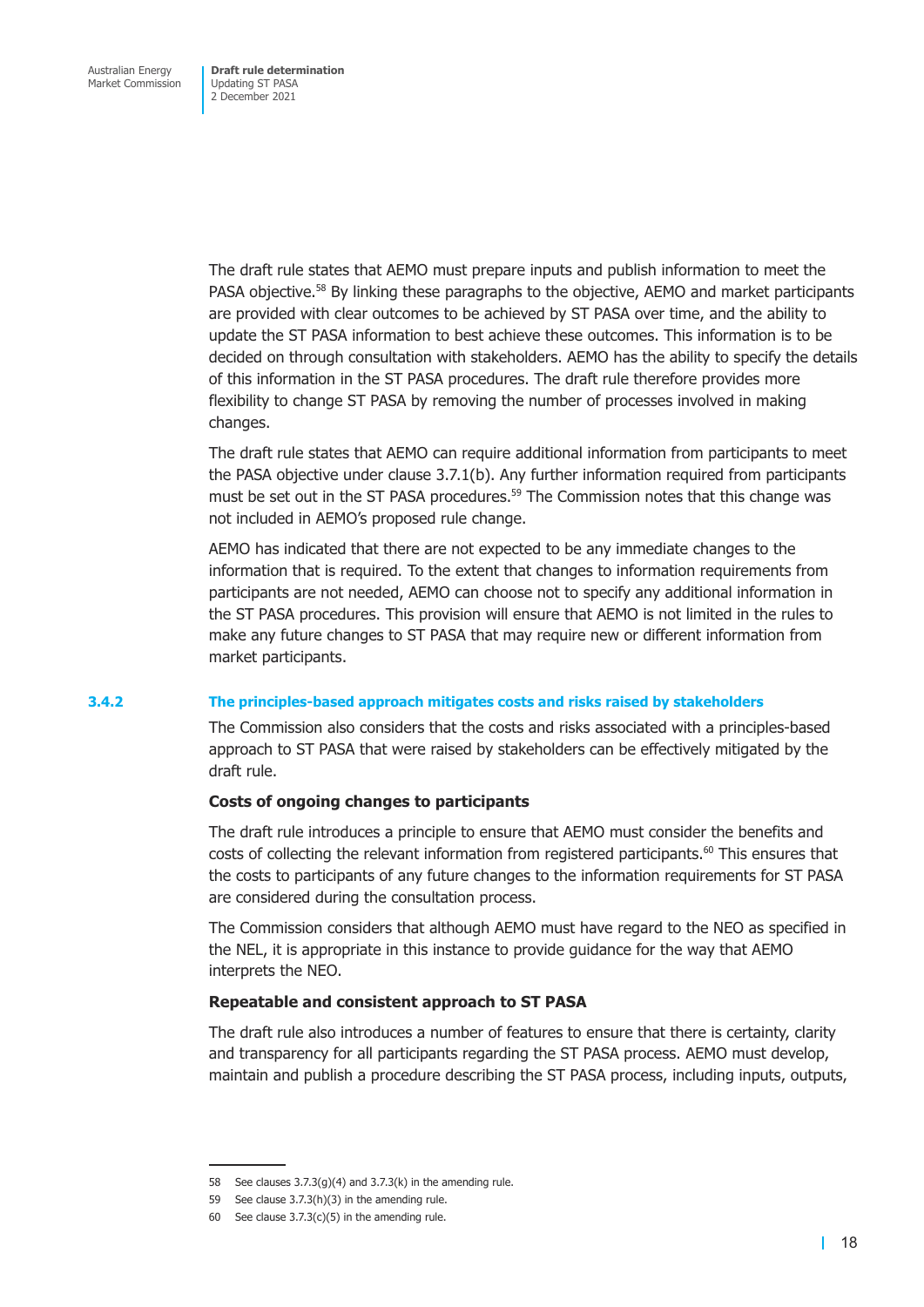The draft rule states that AEMO must prepare inputs and publish information to meet the PASA objective.[58] By linking these paragraphs to the objective, AEMO and market participants are provided with clear outcomes to be achieved by ST PASA over time, and the ability to update the ST PASA information to best achieve these outcomes. This information is to be decided on through consultation with stakeholders. AEMO has the ability to specify the details of this information in the ST PASA procedures. The draft rule therefore provides more flexibility to change ST PASA by removing the number of processes involved in making changes.

The draft rule states that AEMO can require additional information from participants to meet the PASA objective under clause 3.7.1(b). Any further information required from participants must be set out in the ST PASA procedures.[59] The Commission notes that this change was not included in AEMO's proposed rule change.

AEMO has indicated that there are not expected to be any immediate changes to the information that is required. To the extent that changes to information requirements from participants are not needed, AEMO can choose not to specify any additional information in the ST PASA procedures. This provision will ensure that AEMO is not limited in the rules to make any future changes to ST PASA that may require new or different information from market participants.

### 3.4.2 The principles-based approach mitigates costs and risks raised by stakeholders

The Commission also considers that the costs and risks associated with a principles-based approach to ST PASA that were raised by stakeholders can be effectively mitigated by the draft rule.

#### Costs of ongoing changes to participants

The draft rule introduces a principle to ensure that AEMO must consider the benefits and costs of collecting the relevant information from registered participants.[60] This ensures that the costs to participants of any future changes to the information requirements for ST PASA are considered during the consultation process.

The Commission considers that although AEMO must have regard to the NEO as specified in the NEL, it is appropriate in this instance to provide guidance for the way that AEMO interprets the NEO.

#### Repeatable and consistent approach to ST PASA

The draft rule also introduces a number of features to ensure that there is certainty, clarity and transparency for all participants regarding the ST PASA process. AEMO must develop, maintain and publish a procedure describing the ST PASA process, including inputs, outputs,

---

58 See clauses 3.7.3(g)(4) and 3.7.3(k) in the amending rule.

59 See clause 3.7.3(h)(3) in the amending rule.

60 See clause 3.7.3(c)(5) in the amending rule.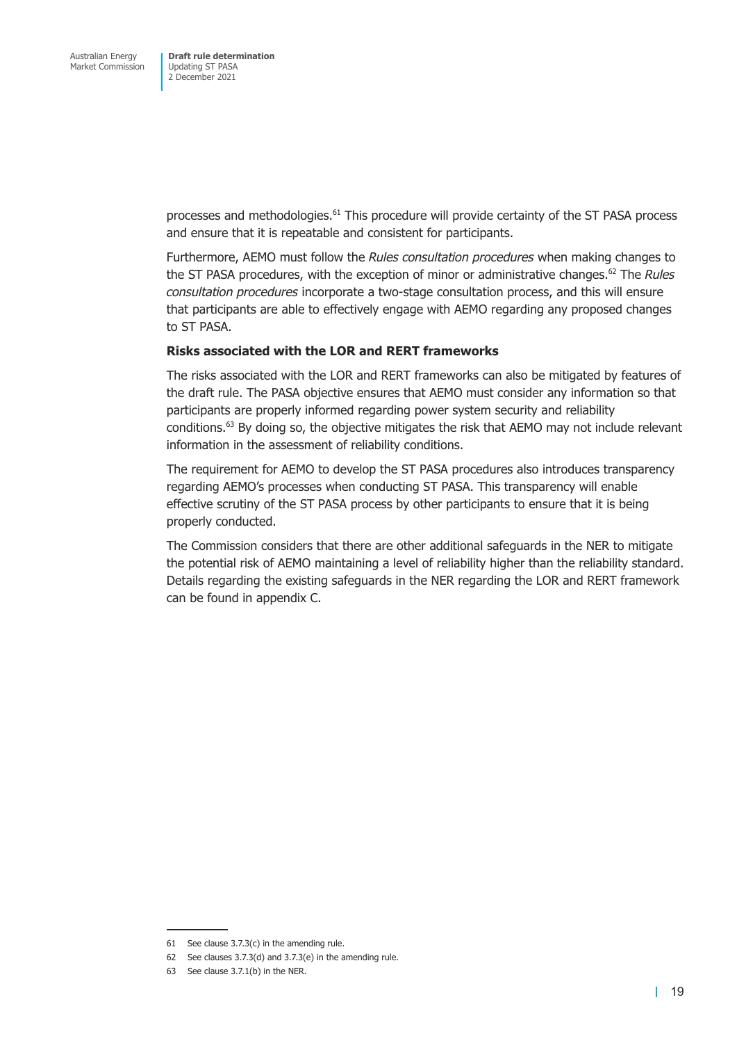processes and methodologies.[61] This procedure will provide certainty of the ST PASA process and ensure that it is repeatable and consistent for participants.

Furthermore, AEMO must follow the *Rules consultation procedures* when making changes to the ST PASA procedures, with the exception of minor or administrative changes.[62] The *Rules consultation procedures* incorporate a two-stage consultation process, and this will ensure that participants are able to effectively engage with AEMO regarding any proposed changes to ST PASA.

**Risks associated with the LOR and RERT frameworks**

The risks associated with the LOR and RERT frameworks can also be mitigated by features of the draft rule. The PASA objective ensures that AEMO must consider any information so that participants are properly informed regarding power system security and reliability conditions.[63] By doing so, the objective mitigates the risk that AEMO may not include relevant information in the assessment of reliability conditions.

The requirement for AEMO to develop the ST PASA procedures also introduces transparency regarding AEMO's processes when conducting ST PASA. This transparency will enable effective scrutiny of the ST PASA process by other participants to ensure that it is being properly conducted.

The Commission considers that there are other additional safeguards in the NER to mitigate the potential risk of AEMO maintaining a level of reliability higher than the reliability standard. Details regarding the existing safeguards in the NER regarding the LOR and RERT framework can be found in appendix C.

---

61 See clause 3.7.3(c) in the amending rule.

62 See clauses 3.7.3(d) and 3.7.3(e) in the amending rule.

63 See clause 3.7.1(b) in the NER.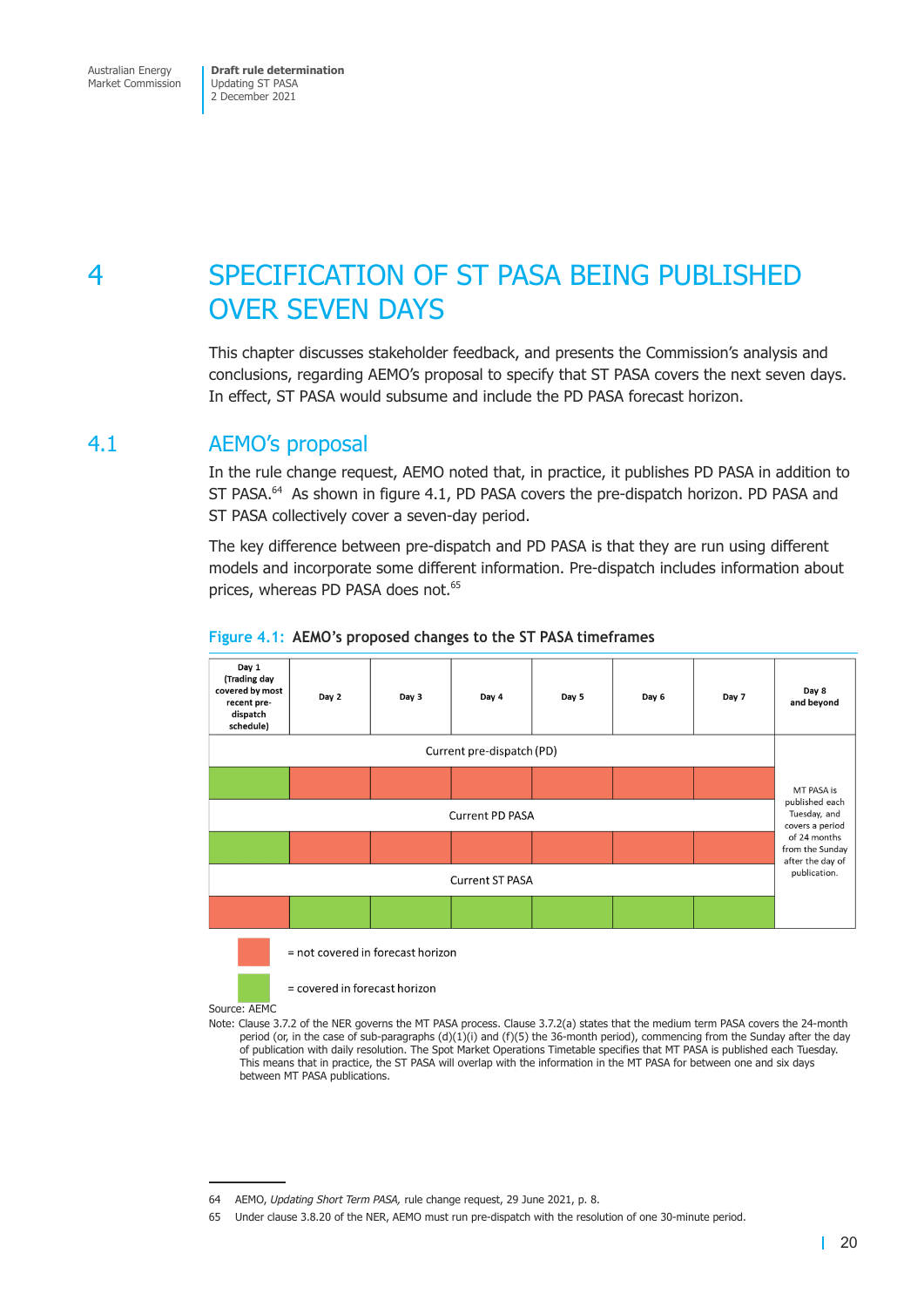# 4 SPECIFICATION OF ST PASA BEING PUBLISHED OVER SEVEN DAYS

This chapter discusses stakeholder feedback, and presents the Commission's analysis and conclusions, regarding AEMO's proposal to specify that ST PASA covers the next seven days. In effect, ST PASA would subsume and include the PD PASA forecast horizon.

## 4.1 AEMO's proposal

In the rule change request, AEMO noted that, in practice, it publishes PD PASA in addition to ST PASA.[64] As shown in figure 4.1, PD PASA covers the pre-dispatch horizon. PD PASA and ST PASA collectively cover a seven-day period.

The key difference between pre-dispatch and PD PASA is that they are run using different models and incorporate some different information. Pre-dispatch includes information about prices, whereas PD PASA does not.[65]

**Figure 4.1: AEMO's proposed changes to the ST PASA timeframes**

| | Day 1 (Trading day covered by most recent pre-dispatch schedule) | Day 2 | Day 3 | Day 4 | Day 5 | Day 6 | Day 7 | Day 8 and beyond |
|---|---|---|---|---|---|---|---|---|
| Current pre-dispatch (PD) | covered | not covered | not covered | not covered | not covered | not covered | not covered | MT PASA is published each Tuesday, and covers a period of 24 months from the Sunday after the day of publication. |
| Current PD PASA | covered | not covered | not covered | not covered | not covered | not covered | not covered | |
| Current ST PASA | not covered | covered | covered | covered | covered | covered | covered | |

= not covered in forecast horizon

= covered in forecast horizon

Source: AEMC

Note: Clause 3.7.2 of the NER governs the MT PASA process. Clause 3.7.2(a) states that the medium term PASA covers the 24-month period (or, in the case of sub-paragraphs (d)(1)(i) and (f)(5) the 36-month period), commencing from the Sunday after the day of publication with daily resolution. The Spot Market Operations Timetable specifies that MT PASA is published each Tuesday. This means that in practice, the ST PASA will overlap with the information in the MT PASA for between one and six days between MT PASA publications.

---

64 AEMO, *Updating Short Term PASA,* rule change request, 29 June 2021, p. 8.

65 Under clause 3.8.20 of the NER, AEMO must run pre-dispatch with the resolution of one 30-minute period.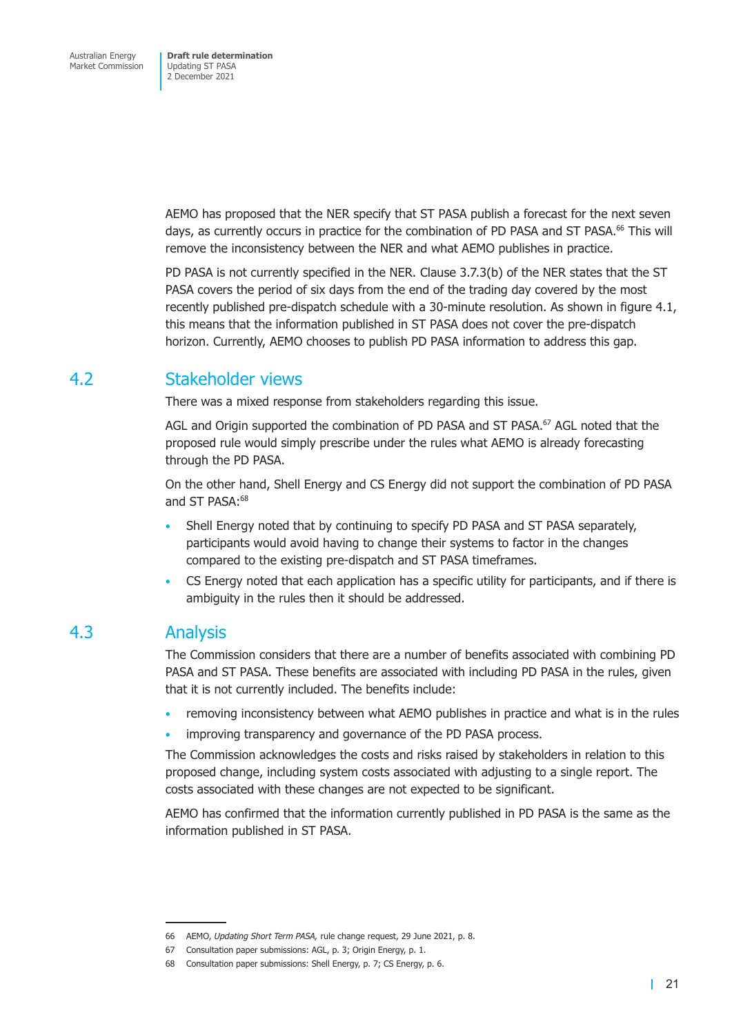AEMO has proposed that the NER specify that ST PASA publish a forecast for the next seven days, as currently occurs in practice for the combination of PD PASA and ST PASA.[66] This will remove the inconsistency between the NER and what AEMO publishes in practice.

PD PASA is not currently specified in the NER. Clause 3.7.3(b) of the NER states that the ST PASA covers the period of six days from the end of the trading day covered by the most recently published pre-dispatch schedule with a 30-minute resolution. As shown in figure 4.1, this means that the information published in ST PASA does not cover the pre-dispatch horizon. Currently, AEMO chooses to publish PD PASA information to address this gap.

## 4.2 Stakeholder views

There was a mixed response from stakeholders regarding this issue.

AGL and Origin supported the combination of PD PASA and ST PASA.[67] AGL noted that the proposed rule would simply prescribe under the rules what AEMO is already forecasting through the PD PASA.

On the other hand, Shell Energy and CS Energy did not support the combination of PD PASA and ST PASA:[68]

- Shell Energy noted that by continuing to specify PD PASA and ST PASA separately, participants would avoid having to change their systems to factor in the changes compared to the existing pre-dispatch and ST PASA timeframes.
- CS Energy noted that each application has a specific utility for participants, and if there is ambiguity in the rules then it should be addressed.

## 4.3 Analysis

The Commission considers that there are a number of benefits associated with combining PD PASA and ST PASA. These benefits are associated with including PD PASA in the rules, given that it is not currently included. The benefits include:

- removing inconsistency between what AEMO publishes in practice and what is in the rules
- improving transparency and governance of the PD PASA process.

The Commission acknowledges the costs and risks raised by stakeholders in relation to this proposed change, including system costs associated with adjusting to a single report. The costs associated with these changes are not expected to be significant.

AEMO has confirmed that the information currently published in PD PASA is the same as the information published in ST PASA.

---

66 AEMO, *Updating Short Term PASA,* rule change request, 29 June 2021, p. 8.

67 Consultation paper submissions: AGL, p. 3; Origin Energy, p. 1.

68 Consultation paper submissions: Shell Energy, p. 7; CS Energy, p. 6.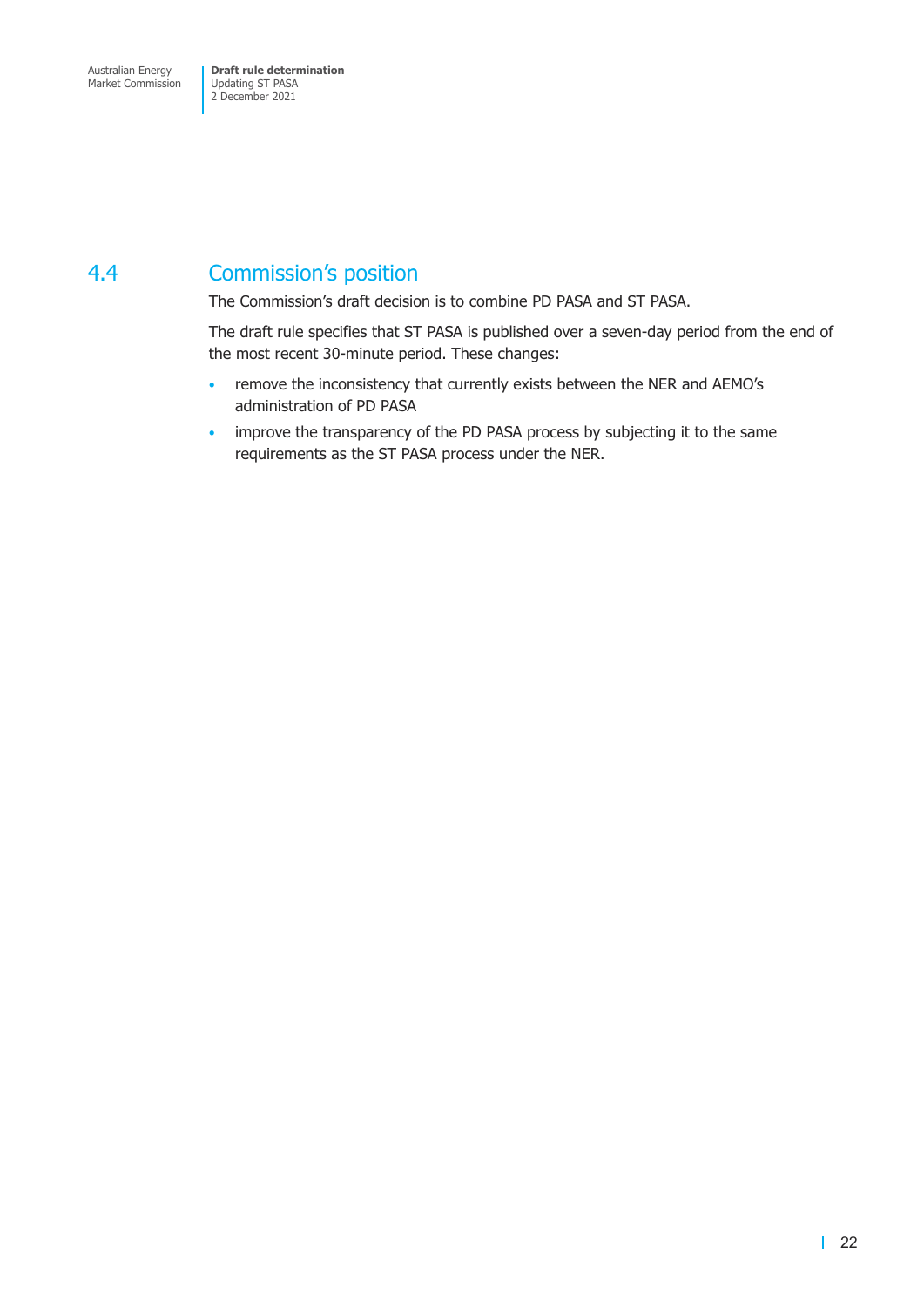## 4.4 Commission's position

The Commission's draft decision is to combine PD PASA and ST PASA.

The draft rule specifies that ST PASA is published over a seven-day period from the end of the most recent 30-minute period. These changes:

- remove the inconsistency that currently exists between the NER and AEMO's administration of PD PASA
- improve the transparency of the PD PASA process by subjecting it to the same requirements as the ST PASA process under the NER.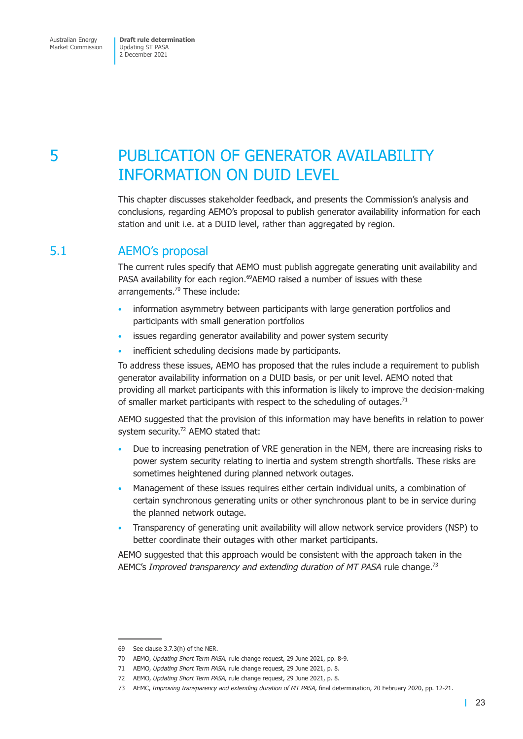# 5 PUBLICATION OF GENERATOR AVAILABILITY INFORMATION ON DUID LEVEL

This chapter discusses stakeholder feedback, and presents the Commission's analysis and conclusions, regarding AEMO's proposal to publish generator availability information for each station and unit i.e. at a DUID level, rather than aggregated by region.

## 5.1 AEMO's proposal

The current rules specify that AEMO must publish aggregate generating unit availability and PASA availability for each region.[69] AEMO raised a number of issues with these arrangements.[70] These include:

- information asymmetry between participants with large generation portfolios and participants with small generation portfolios
- issues regarding generator availability and power system security
- inefficient scheduling decisions made by participants.

To address these issues, AEMO has proposed that the rules include a requirement to publish generator availability information on a DUID basis, or per unit level. AEMO noted that providing all market participants with this information is likely to improve the decision-making of smaller market participants with respect to the scheduling of outages.[71]

AEMO suggested that the provision of this information may have benefits in relation to power system security.[72] AEMO stated that:

- Due to increasing penetration of VRE generation in the NEM, there are increasing risks to power system security relating to inertia and system strength shortfalls. These risks are sometimes heightened during planned network outages.
- Management of these issues requires either certain individual units, a combination of certain synchronous generating units or other synchronous plant to be in service during the planned network outage.
- Transparency of generating unit availability will allow network service providers (NSP) to better coordinate their outages with other market participants.

AEMO suggested that this approach would be consistent with the approach taken in the AEMC's *Improved transparency and extending duration of MT PASA* rule change.[73]

---

69 See clause 3.7.3(h) of the NER.

70 AEMO, *Updating Short Term PASA,* rule change request, 29 June 2021, pp. 8-9.

71 AEMO, *Updating Short Term PASA,* rule change request, 29 June 2021, p. 8.

72 AEMO, *Updating Short Term PASA,* rule change request, 29 June 2021, p. 8.

73 AEMC, *Improving transparency and extending duration of MT PASA,* final determination, 20 February 2020, pp. 12-21.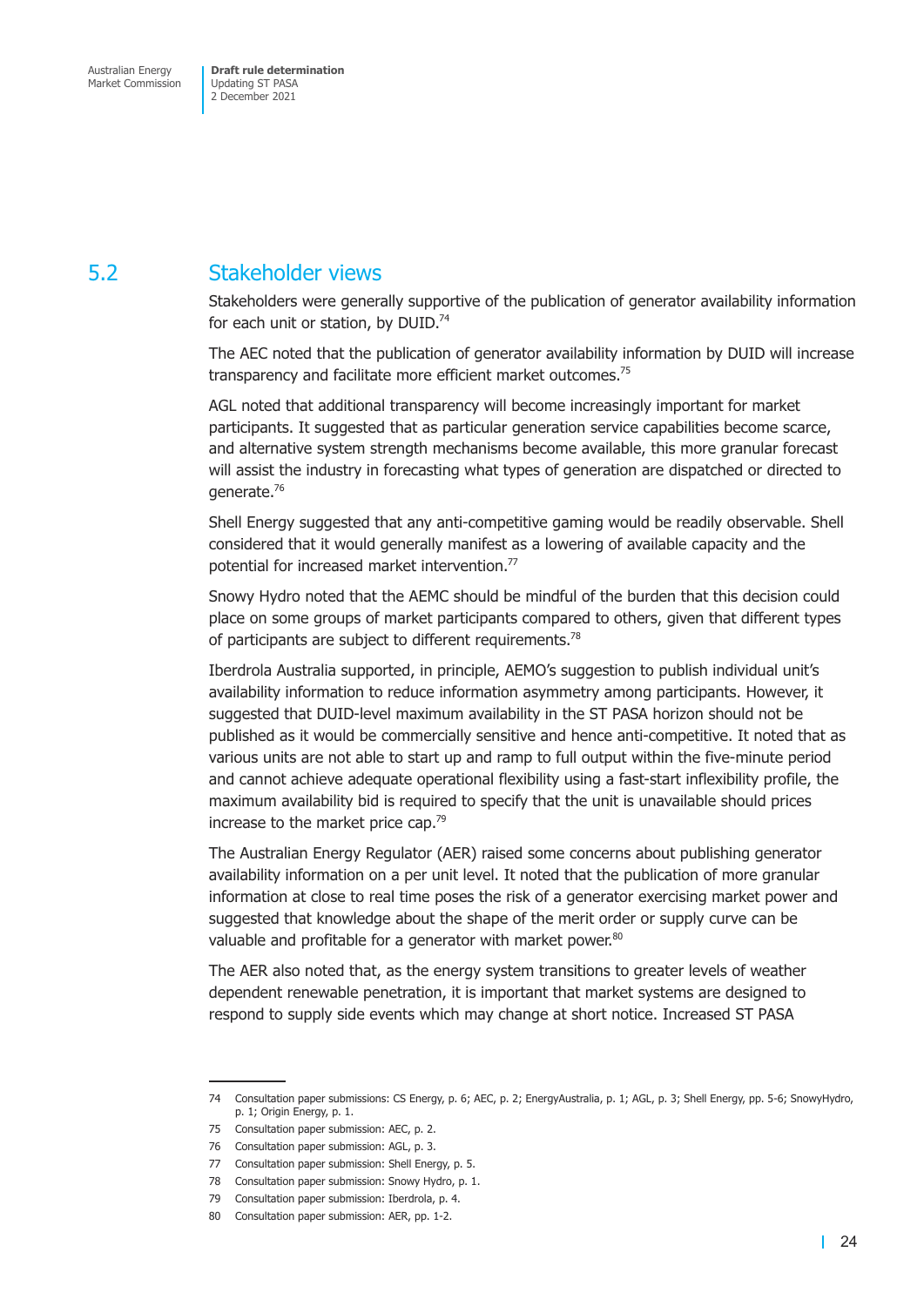## 5.2 Stakeholder views

Stakeholders were generally supportive of the publication of generator availability information for each unit or station, by DUID.[74]

The AEC noted that the publication of generator availability information by DUID will increase transparency and facilitate more efficient market outcomes.[75]

AGL noted that additional transparency will become increasingly important for market participants. It suggested that as particular generation service capabilities become scarce, and alternative system strength mechanisms become available, this more granular forecast will assist the industry in forecasting what types of generation are dispatched or directed to generate.[76]

Shell Energy suggested that any anti-competitive gaming would be readily observable. Shell considered that it would generally manifest as a lowering of available capacity and the potential for increased market intervention.[77]

Snowy Hydro noted that the AEMC should be mindful of the burden that this decision could place on some groups of market participants compared to others, given that different types of participants are subject to different requirements.[78]

Iberdrola Australia supported, in principle, AEMO's suggestion to publish individual unit's availability information to reduce information asymmetry among participants. However, it suggested that DUID-level maximum availability in the ST PASA horizon should not be published as it would be commercially sensitive and hence anti-competitive. It noted that as various units are not able to start up and ramp to full output within the five-minute period and cannot achieve adequate operational flexibility using a fast-start inflexibility profile, the maximum availability bid is required to specify that the unit is unavailable should prices increase to the market price cap.[79]

The Australian Energy Regulator (AER) raised some concerns about publishing generator availability information on a per unit level. It noted that the publication of more granular information at close to real time poses the risk of a generator exercising market power and suggested that knowledge about the shape of the merit order or supply curve can be valuable and profitable for a generator with market power.[80]

The AER also noted that, as the energy system transitions to greater levels of weather dependent renewable penetration, it is important that market systems are designed to respond to supply side events which may change at short notice. Increased ST PASA

---

74 Consultation paper submissions: CS Energy, p. 6; AEC, p. 2; EnergyAustralia, p. 1; AGL, p. 3; Shell Energy, pp. 5-6; SnowyHydro, p. 1; Origin Energy, p. 1.

75 Consultation paper submission: AEC, p. 2.

76 Consultation paper submission: AGL, p. 3.

77 Consultation paper submission: Shell Energy, p. 5.

78 Consultation paper submission: Snowy Hydro, p. 1.

79 Consultation paper submission: Iberdrola, p. 4.

80 Consultation paper submission: AER, pp. 1-2.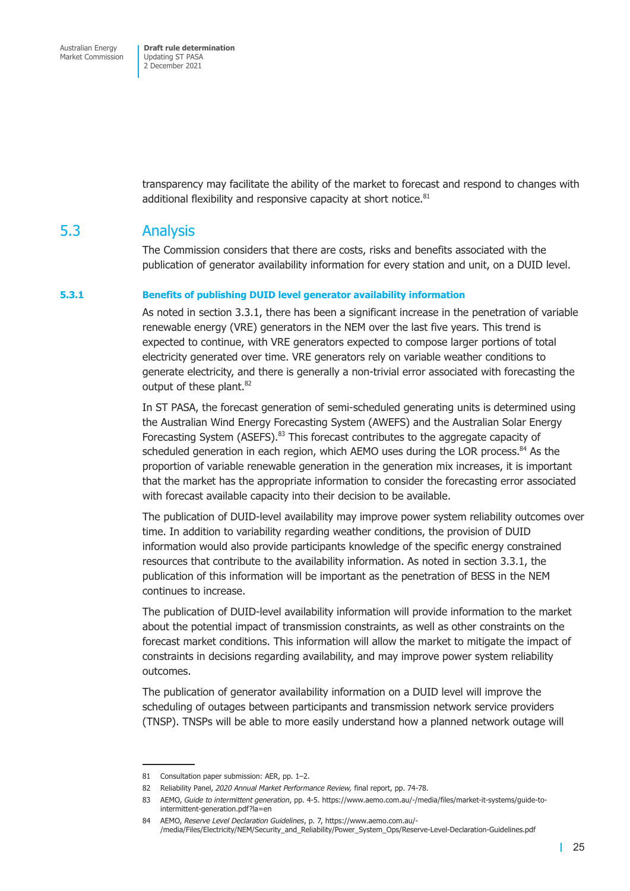transparency may facilitate the ability of the market to forecast and respond to changes with additional flexibility and responsive capacity at short notice.[81]

## 5.3 Analysis

The Commission considers that there are costs, risks and benefits associated with the publication of generator availability information for every station and unit, on a DUID level.

### 5.3.1 Benefits of publishing DUID level generator availability information

As noted in section 3.3.1, there has been a significant increase in the penetration of variable renewable energy (VRE) generators in the NEM over the last five years. This trend is expected to continue, with VRE generators expected to compose larger portions of total electricity generated over time. VRE generators rely on variable weather conditions to generate electricity, and there is generally a non-trivial error associated with forecasting the output of these plant.[82]

In ST PASA, the forecast generation of semi-scheduled generating units is determined using the Australian Wind Energy Forecasting System (AWEFS) and the Australian Solar Energy Forecasting System (ASEFS).[83] This forecast contributes to the aggregate capacity of scheduled generation in each region, which AEMO uses during the LOR process.[84] As the proportion of variable renewable generation in the generation mix increases, it is important that the market has the appropriate information to consider the forecasting error associated with forecast available capacity into their decision to be available.

The publication of DUID-level availability may improve power system reliability outcomes over time. In addition to variability regarding weather conditions, the provision of DUID information would also provide participants knowledge of the specific energy constrained resources that contribute to the availability information. As noted in section 3.3.1, the publication of this information will be important as the penetration of BESS in the NEM continues to increase.

The publication of DUID-level availability information will provide information to the market about the potential impact of transmission constraints, as well as other constraints on the forecast market conditions. This information will allow the market to mitigate the impact of constraints in decisions regarding availability, and may improve power system reliability outcomes.

The publication of generator availability information on a DUID level will improve the scheduling of outages between participants and transmission network service providers (TNSP). TNSPs will be able to more easily understand how a planned network outage will

---

81 Consultation paper submission: AER, pp. 1–2.

82 Reliability Panel, *2020 Annual Market Performance Review,* final report, pp. 74-78.

83 AEMO, *Guide to intermittent generation*, pp. 4-5. https://www.aemo.com.au/-/media/files/market-it-systems/guide-to-intermittent-generation.pdf?la=en

84 AEMO, *Reserve Level Declaration Guidelines*, p. 7, https://www.aemo.com.au/-/media/Files/Electricity/NEM/Security_and_Reliability/Power_System_Ops/Reserve-Level-Declaration-Guidelines.pdf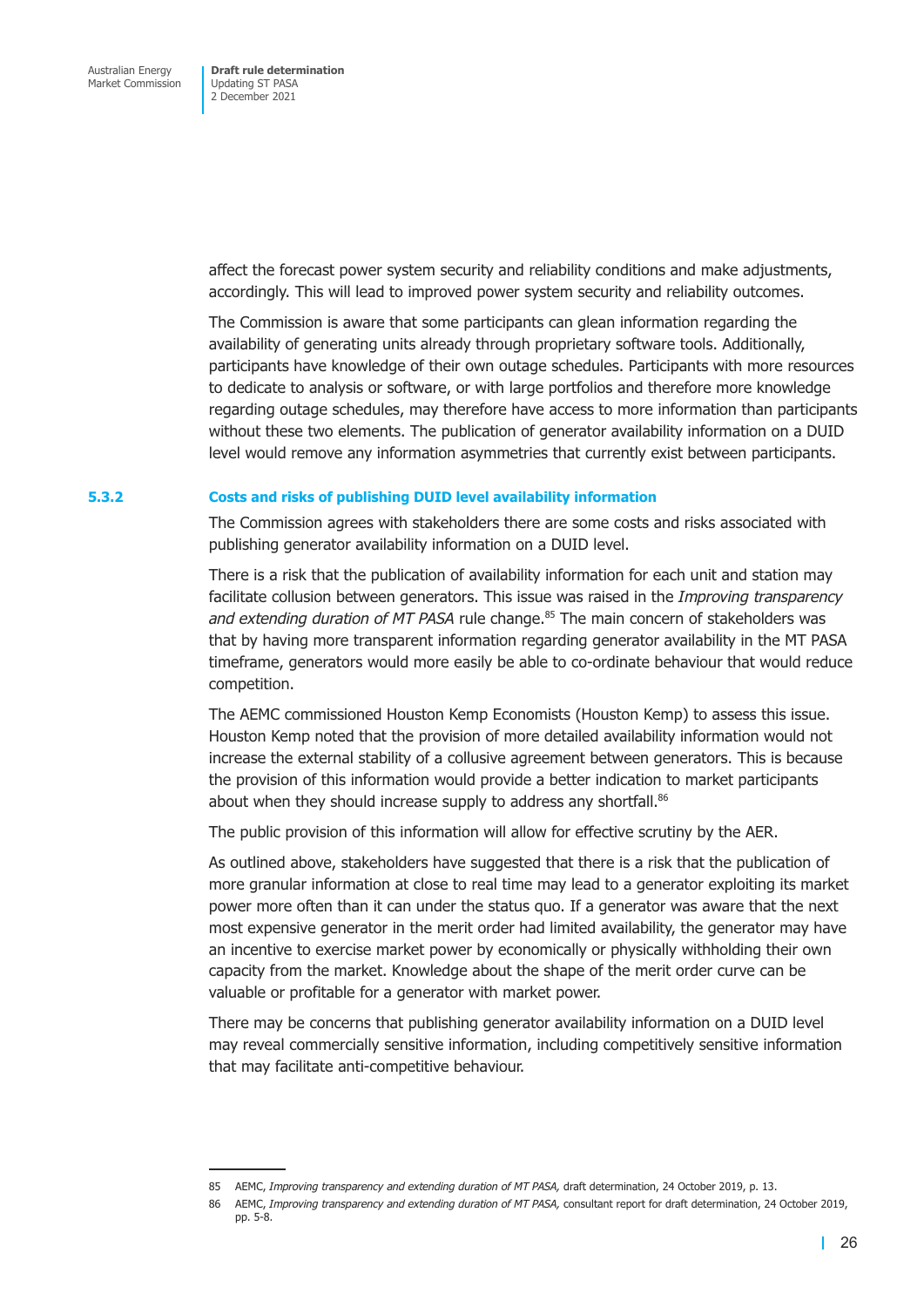affect the forecast power system security and reliability conditions and make adjustments, accordingly. This will lead to improved power system security and reliability outcomes.

The Commission is aware that some participants can glean information regarding the availability of generating units already through proprietary software tools. Additionally, participants have knowledge of their own outage schedules. Participants with more resources to dedicate to analysis or software, or with large portfolios and therefore more knowledge regarding outage schedules, may therefore have access to more information than participants without these two elements. The publication of generator availability information on a DUID level would remove any information asymmetries that currently exist between participants.

### 5.3.2 Costs and risks of publishing DUID level availability information

The Commission agrees with stakeholders there are some costs and risks associated with publishing generator availability information on a DUID level.

There is a risk that the publication of availability information for each unit and station may facilitate collusion between generators. This issue was raised in the *Improving transparency and extending duration of MT PASA* rule change.[85] The main concern of stakeholders was that by having more transparent information regarding generator availability in the MT PASA timeframe, generators would more easily be able to co-ordinate behaviour that would reduce competition.

The AEMC commissioned Houston Kemp Economists (Houston Kemp) to assess this issue. Houston Kemp noted that the provision of more detailed availability information would not increase the external stability of a collusive agreement between generators. This is because the provision of this information would provide a better indication to market participants about when they should increase supply to address any shortfall.[86]

The public provision of this information will allow for effective scrutiny by the AER.

As outlined above, stakeholders have suggested that there is a risk that the publication of more granular information at close to real time may lead to a generator exploiting its market power more often than it can under the status quo. If a generator was aware that the next most expensive generator in the merit order had limited availability, the generator may have an incentive to exercise market power by economically or physically withholding their own capacity from the market. Knowledge about the shape of the merit order curve can be valuable or profitable for a generator with market power.

There may be concerns that publishing generator availability information on a DUID level may reveal commercially sensitive information, including competitively sensitive information that may facilitate anti-competitive behaviour.

---

85 AEMC, *Improving transparency and extending duration of MT PASA,* draft determination, 24 October 2019, p. 13.

86 AEMC, *Improving transparency and extending duration of MT PASA,* consultant report for draft determination, 24 October 2019, pp. 5-8.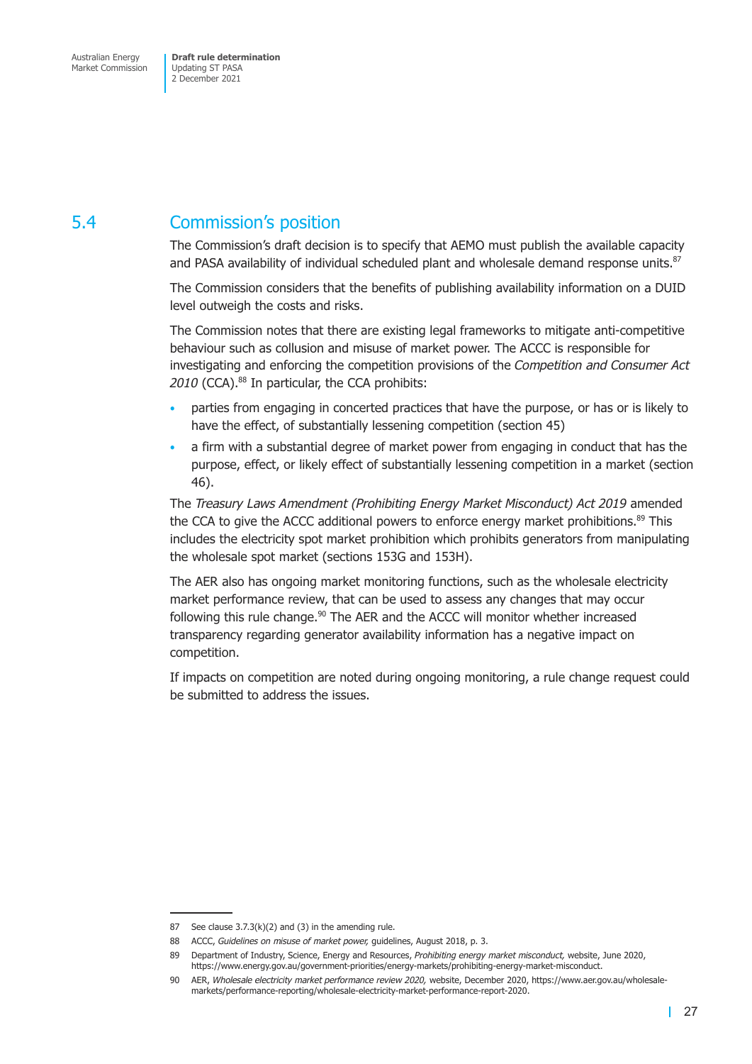## 5.4 Commission's position

The Commission's draft decision is to specify that AEMO must publish the available capacity and PASA availability of individual scheduled plant and wholesale demand response units.[87]

The Commission considers that the benefits of publishing availability information on a DUID level outweigh the costs and risks.

The Commission notes that there are existing legal frameworks to mitigate anti-competitive behaviour such as collusion and misuse of market power. The ACCC is responsible for investigating and enforcing the competition provisions of the *Competition and Consumer Act 2010* (CCA).[88] In particular, the CCA prohibits:

- parties from engaging in concerted practices that have the purpose, or has or is likely to have the effect, of substantially lessening competition (section 45)
- a firm with a substantial degree of market power from engaging in conduct that has the purpose, effect, or likely effect of substantially lessening competition in a market (section 46).

The *Treasury Laws Amendment (Prohibiting Energy Market Misconduct) Act 2019* amended the CCA to give the ACCC additional powers to enforce energy market prohibitions.[89] This includes the electricity spot market prohibition which prohibits generators from manipulating the wholesale spot market (sections 153G and 153H).

The AER also has ongoing market monitoring functions, such as the wholesale electricity market performance review, that can be used to assess any changes that may occur following this rule change.[90] The AER and the ACCC will monitor whether increased transparency regarding generator availability information has a negative impact on competition.

If impacts on competition are noted during ongoing monitoring, a rule change request could be submitted to address the issues.

---

87 See clause 3.7.3(k)(2) and (3) in the amending rule.

88 ACCC, *Guidelines on misuse of market power,* guidelines, August 2018, p. 3.

89 Department of Industry, Science, Energy and Resources, *Prohibiting energy market misconduct,* website, June 2020, https://www.energy.gov.au/government-priorities/energy-markets/prohibiting-energy-market-misconduct.

90 AER, *Wholesale electricity market performance review 2020,* website, December 2020, https://www.aer.gov.au/wholesale-markets/performance-reporting/wholesale-electricity-market-performance-report-2020.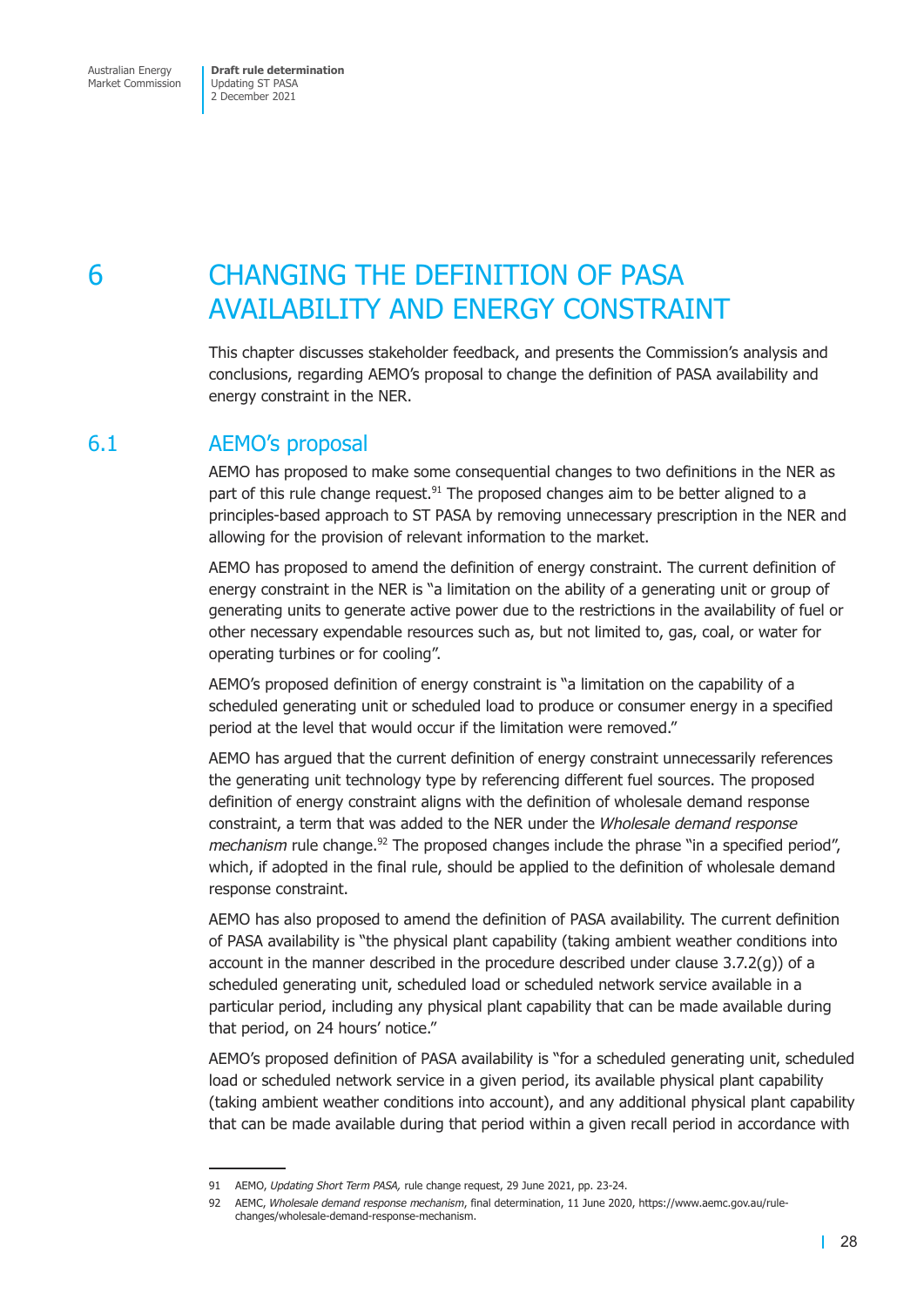# 6 CHANGING THE DEFINITION OF PASA AVAILABILITY AND ENERGY CONSTRAINT

This chapter discusses stakeholder feedback, and presents the Commission's analysis and conclusions, regarding AEMO's proposal to change the definition of PASA availability and energy constraint in the NER.

## 6.1 AEMO's proposal

AEMO has proposed to make some consequential changes to two definitions in the NER as part of this rule change request.[91] The proposed changes aim to be better aligned to a principles-based approach to ST PASA by removing unnecessary prescription in the NER and allowing for the provision of relevant information to the market.

AEMO has proposed to amend the definition of energy constraint. The current definition of energy constraint in the NER is "a limitation on the ability of a generating unit or group of generating units to generate active power due to the restrictions in the availability of fuel or other necessary expendable resources such as, but not limited to, gas, coal, or water for operating turbines or for cooling".

AEMO's proposed definition of energy constraint is "a limitation on the capability of a scheduled generating unit or scheduled load to produce or consumer energy in a specified period at the level that would occur if the limitation were removed."

AEMO has argued that the current definition of energy constraint unnecessarily references the generating unit technology type by referencing different fuel sources. The proposed definition of energy constraint aligns with the definition of wholesale demand response constraint, a term that was added to the NER under the *Wholesale demand response mechanism* rule change.[92] The proposed changes include the phrase "in a specified period", which, if adopted in the final rule, should be applied to the definition of wholesale demand response constraint.

AEMO has also proposed to amend the definition of PASA availability. The current definition of PASA availability is "the physical plant capability (taking ambient weather conditions into account in the manner described in the procedure described under clause 3.7.2(g)) of a scheduled generating unit, scheduled load or scheduled network service available in a particular period, including any physical plant capability that can be made available during that period, on 24 hours' notice."

AEMO's proposed definition of PASA availability is "for a scheduled generating unit, scheduled load or scheduled network service in a given period, its available physical plant capability (taking ambient weather conditions into account), and any additional physical plant capability that can be made available during that period within a given recall period in accordance with

---

91 AEMO, *Updating Short Term PASA,* rule change request, 29 June 2021, pp. 23-24.

92 AEMC, *Wholesale demand response mechanism*, final determination, 11 June 2020, https://www.aemc.gov.au/rule-changes/wholesale-demand-response-mechanism.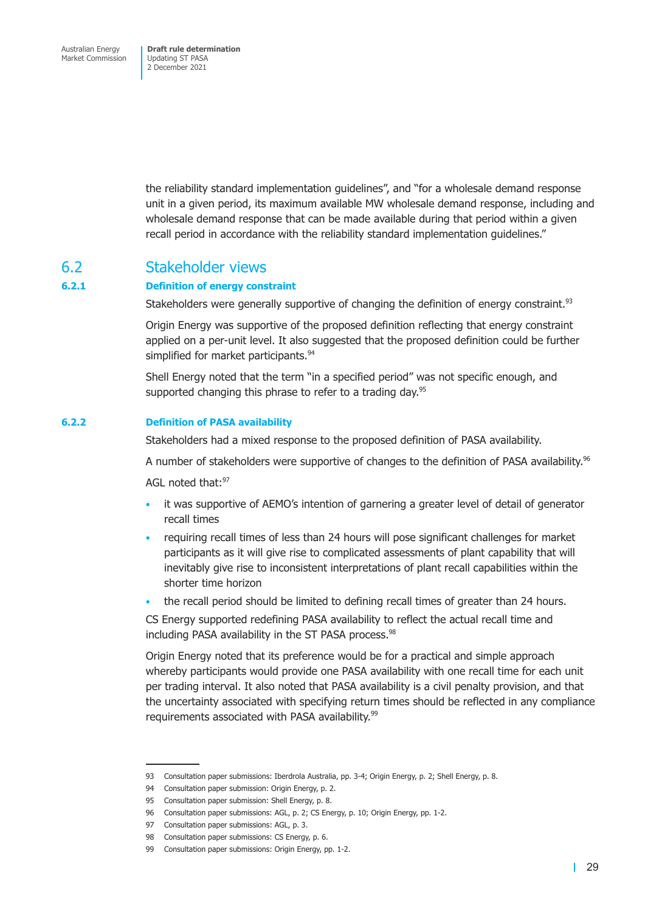the reliability standard implementation guidelines", and "for a wholesale demand response unit in a given period, its maximum available MW wholesale demand response, including and wholesale demand response that can be made available during that period within a given recall period in accordance with the reliability standard implementation guidelines."

## 6.2 Stakeholder views

### 6.2.1 Definition of energy constraint

Stakeholders were generally supportive of changing the definition of energy constraint.[93]

Origin Energy was supportive of the proposed definition reflecting that energy constraint applied on a per-unit level. It also suggested that the proposed definition could be further simplified for market participants.[94]

Shell Energy noted that the term "in a specified period" was not specific enough, and supported changing this phrase to refer to a trading day.[95]

### 6.2.2 Definition of PASA availability

Stakeholders had a mixed response to the proposed definition of PASA availability.

A number of stakeholders were supportive of changes to the definition of PASA availability.[96]

AGL noted that:[97]

- it was supportive of AEMO's intention of garnering a greater level of detail of generator recall times
- requiring recall times of less than 24 hours will pose significant challenges for market participants as it will give rise to complicated assessments of plant capability that will inevitably give rise to inconsistent interpretations of plant recall capabilities within the shorter time horizon
- the recall period should be limited to defining recall times of greater than 24 hours.

CS Energy supported redefining PASA availability to reflect the actual recall time and including PASA availability in the ST PASA process.[98]

Origin Energy noted that its preference would be for a practical and simple approach whereby participants would provide one PASA availability with one recall time for each unit per trading interval. It also noted that PASA availability is a civil penalty provision, and that the uncertainty associated with specifying return times should be reflected in any compliance requirements associated with PASA availability.[99]

---

93 Consultation paper submissions: Iberdrola Australia, pp. 3-4; Origin Energy, p. 2; Shell Energy, p. 8.

94 Consultation paper submission: Origin Energy, p. 2.

95 Consultation paper submission: Shell Energy, p. 8.

96 Consultation paper submissions: AGL, p. 2; CS Energy, p. 10; Origin Energy, pp. 1-2.

97 Consultation paper submissions: AGL, p. 3.

98 Consultation paper submissions: CS Energy, p. 6.

99 Consultation paper submissions: Origin Energy, pp. 1-2.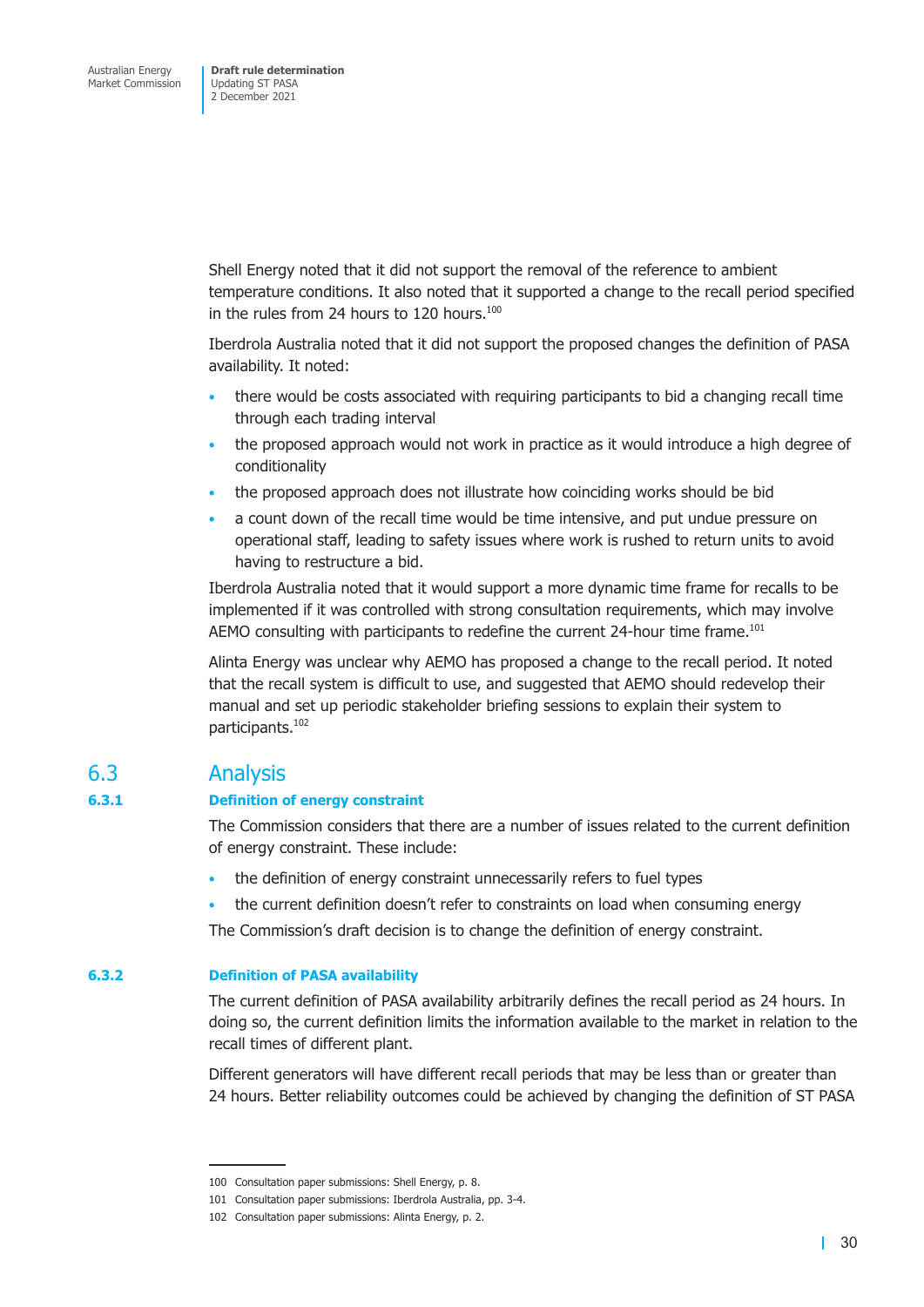Shell Energy noted that it did not support the removal of the reference to ambient temperature conditions. It also noted that it supported a change to the recall period specified in the rules from 24 hours to 120 hours.[100]

Iberdrola Australia noted that it did not support the proposed changes the definition of PASA availability. It noted:

- there would be costs associated with requiring participants to bid a changing recall time through each trading interval
- the proposed approach would not work in practice as it would introduce a high degree of conditionality
- the proposed approach does not illustrate how coinciding works should be bid
- a count down of the recall time would be time intensive, and put undue pressure on operational staff, leading to safety issues where work is rushed to return units to avoid having to restructure a bid.

Iberdrola Australia noted that it would support a more dynamic time frame for recalls to be implemented if it was controlled with strong consultation requirements, which may involve AEMO consulting with participants to redefine the current 24-hour time frame.[101]

Alinta Energy was unclear why AEMO has proposed a change to the recall period. It noted that the recall system is difficult to use, and suggested that AEMO should redevelop their manual and set up periodic stakeholder briefing sessions to explain their system to participants.[102]

## 6.3 Analysis

### 6.3.1 Definition of energy constraint

The Commission considers that there are a number of issues related to the current definition of energy constraint. These include:

- the definition of energy constraint unnecessarily refers to fuel types
- the current definition doesn't refer to constraints on load when consuming energy

The Commission's draft decision is to change the definition of energy constraint.

### 6.3.2 Definition of PASA availability

The current definition of PASA availability arbitrarily defines the recall period as 24 hours. In doing so, the current definition limits the information available to the market in relation to the recall times of different plant.

Different generators will have different recall periods that may be less than or greater than 24 hours. Better reliability outcomes could be achieved by changing the definition of ST PASA

---

100 Consultation paper submissions: Shell Energy, p. 8.

101 Consultation paper submissions: Iberdrola Australia, pp. 3-4.

102 Consultation paper submissions: Alinta Energy, p. 2.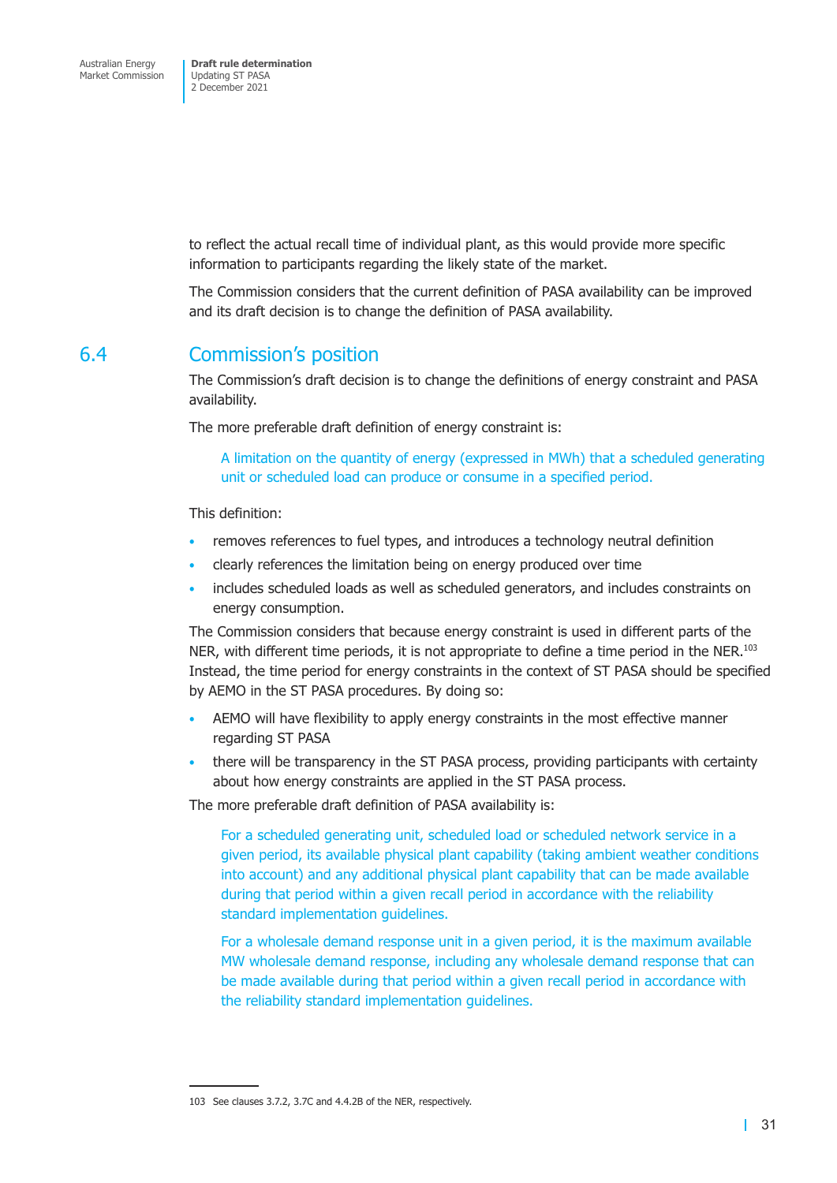to reflect the actual recall time of individual plant, as this would provide more specific information to participants regarding the likely state of the market.

The Commission considers that the current definition of PASA availability can be improved and its draft decision is to change the definition of PASA availability.

## 6.4 Commission's position

The Commission's draft decision is to change the definitions of energy constraint and PASA availability.

The more preferable draft definition of energy constraint is:

> A limitation on the quantity of energy (expressed in MWh) that a scheduled generating unit or scheduled load can produce or consume in a specified period.

This definition:

- removes references to fuel types, and introduces a technology neutral definition
- clearly references the limitation being on energy produced over time
- includes scheduled loads as well as scheduled generators, and includes constraints on energy consumption.

The Commission considers that because energy constraint is used in different parts of the NER, with different time periods, it is not appropriate to define a time period in the NER.[103] Instead, the time period for energy constraints in the context of ST PASA should be specified by AEMO in the ST PASA procedures. By doing so:

- AEMO will have flexibility to apply energy constraints in the most effective manner regarding ST PASA
- there will be transparency in the ST PASA process, providing participants with certainty about how energy constraints are applied in the ST PASA process.

The more preferable draft definition of PASA availability is:

> For a scheduled generating unit, scheduled load or scheduled network service in a given period, its available physical plant capability (taking ambient weather conditions into account) and any additional physical plant capability that can be made available during that period within a given recall period in accordance with the reliability standard implementation guidelines.
>
> For a wholesale demand response unit in a given period, it is the maximum available MW wholesale demand response, including any wholesale demand response that can be made available during that period within a given recall period in accordance with the reliability standard implementation guidelines.

103 See clauses 3.7.2, 3.7C and 4.4.2B of the NER, respectively.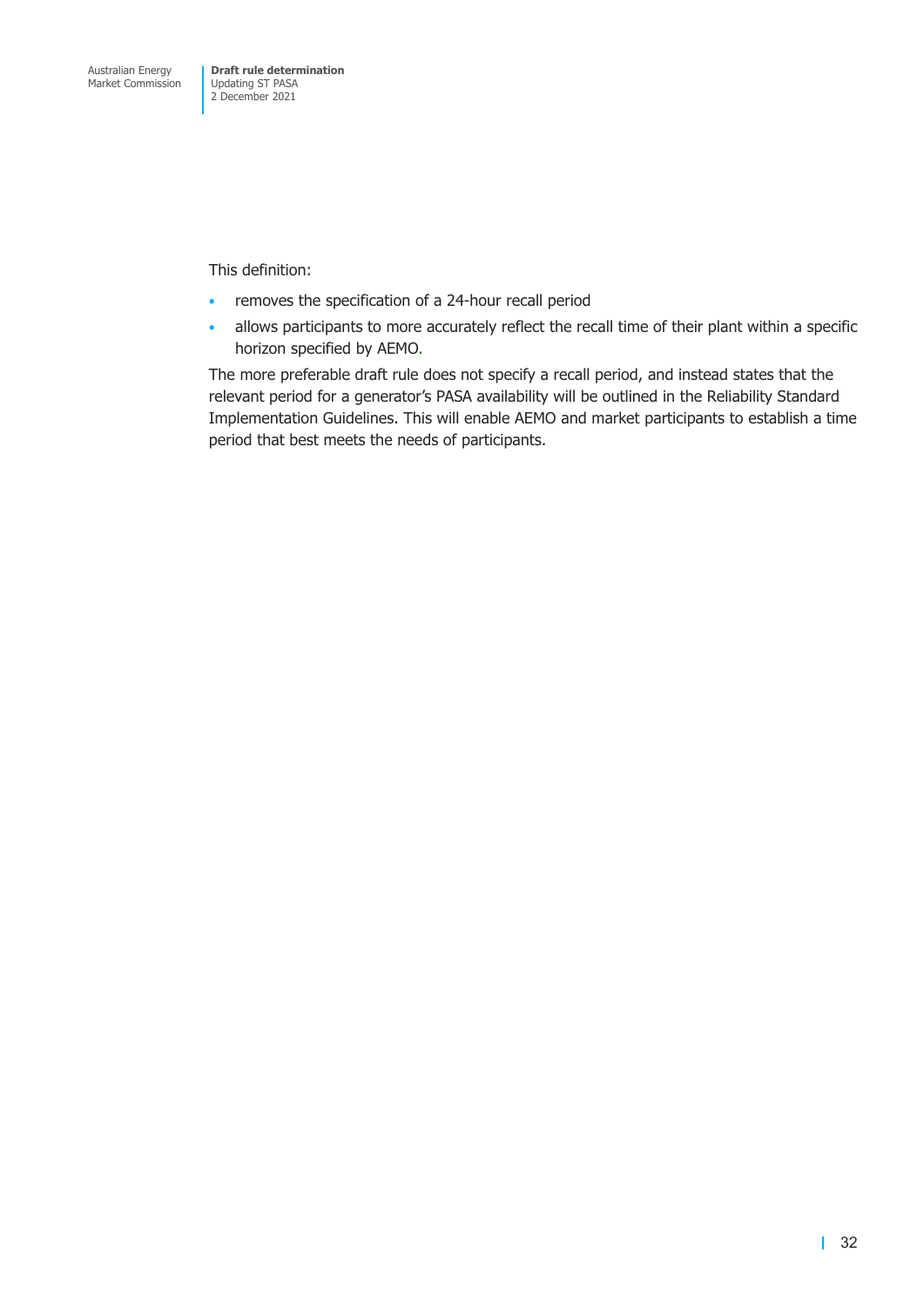This definition:

- removes the specification of a 24-hour recall period
- allows participants to more accurately reflect the recall time of their plant within a specific horizon specified by AEMO.

The more preferable draft rule does not specify a recall period, and instead states that the relevant period for a generator's PASA availability will be outlined in the Reliability Standard Implementation Guidelines. This will enable AEMO and market participants to establish a time period that best meets the needs of participants.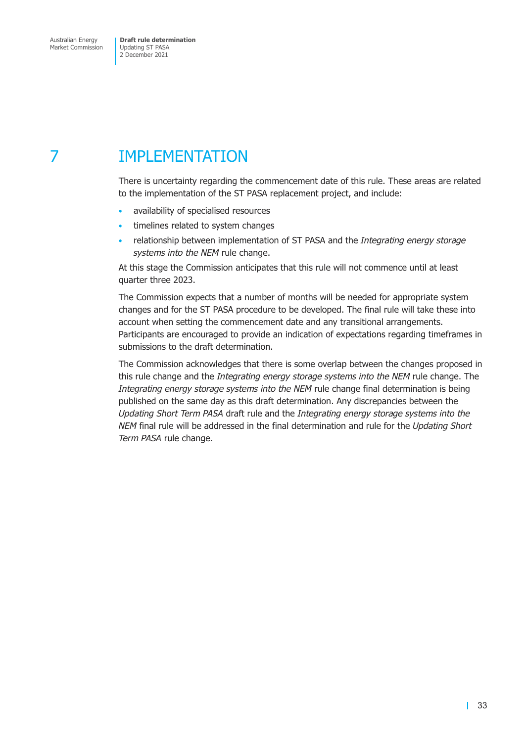# 7 IMPLEMENTATION

There is uncertainty regarding the commencement date of this rule. These areas are related to the implementation of the ST PASA replacement project, and include:

- availability of specialised resources
- timelines related to system changes
- relationship between implementation of ST PASA and the *Integrating energy storage systems into the NEM* rule change.

At this stage the Commission anticipates that this rule will not commence until at least quarter three 2023.

The Commission expects that a number of months will be needed for appropriate system changes and for the ST PASA procedure to be developed. The final rule will take these into account when setting the commencement date and any transitional arrangements. Participants are encouraged to provide an indication of expectations regarding timeframes in submissions to the draft determination.

The Commission acknowledges that there is some overlap between the changes proposed in this rule change and the *Integrating energy storage systems into the NEM* rule change. The *Integrating energy storage systems into the NEM* rule change final determination is being published on the same day as this draft determination. Any discrepancies between the *Updating Short Term PASA* draft rule and the *Integrating energy storage systems into the NEM* final rule will be addressed in the final determination and rule for the *Updating Short Term PASA* rule change.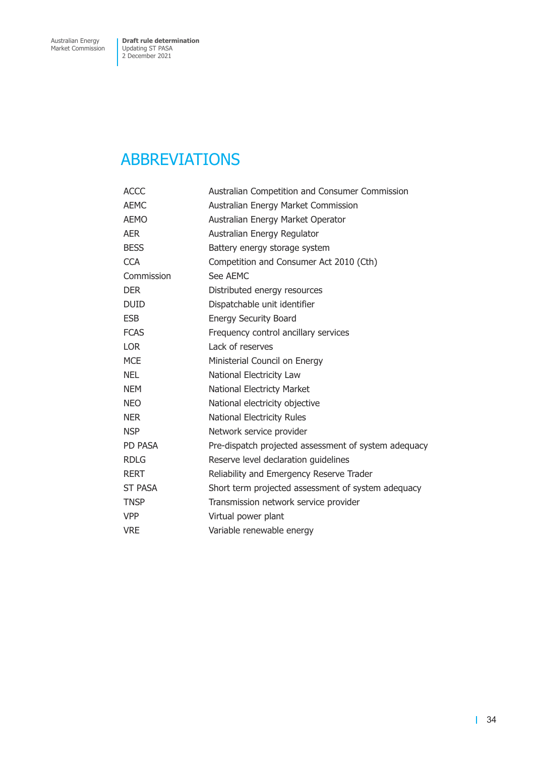# ABBREVIATIONS

| | |
|---|---|
| ACCC | Australian Competition and Consumer Commission |
| AEMC | Australian Energy Market Commission |
| AEMO | Australian Energy Market Operator |
| AER | Australian Energy Regulator |
| BESS | Battery energy storage system |
| CCA | Competition and Consumer Act 2010 (Cth) |
| Commission | See AEMC |
| DER | Distributed energy resources |
| DUID | Dispatchable unit identifier |
| ESB | Energy Security Board |
| FCAS | Frequency control ancillary services |
| LOR | Lack of reserves |
| MCE | Ministerial Council on Energy |
| NEL | National Electricity Law |
| NEM | National Electricty Market |
| NEO | National electricity objective |
| NER | National Electricity Rules |
| NSP | Network service provider |
| PD PASA | Pre-dispatch projected assessment of system adequacy |
| RDLG | Reserve level declaration guidelines |
| RERT | Reliability and Emergency Reserve Trader |
| ST PASA | Short term projected assessment of system adequacy |
| TNSP | Transmission network service provider |
| VPP | Virtual power plant |
| VRE | Variable renewable energy |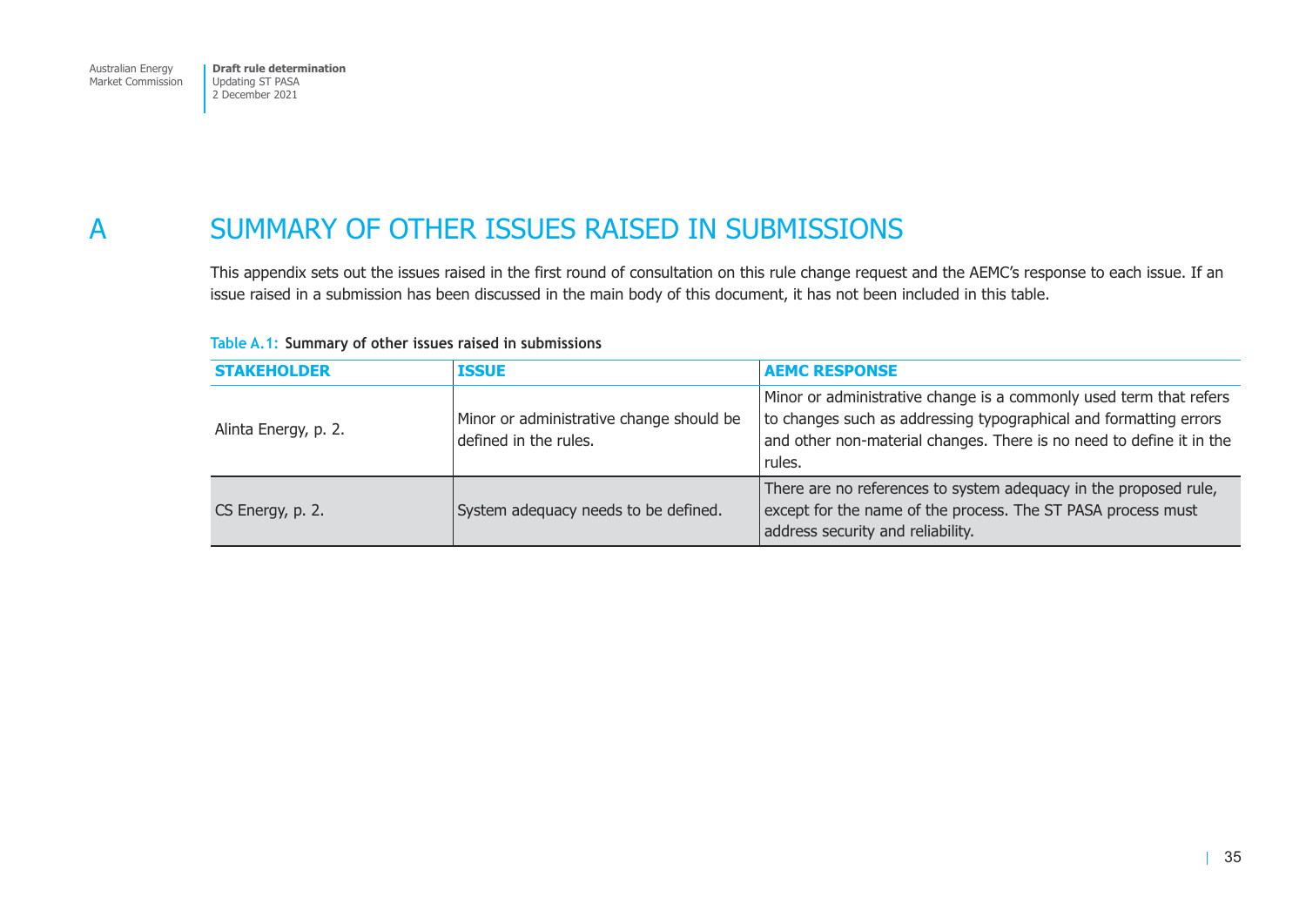# A SUMMARY OF OTHER ISSUES RAISED IN SUBMISSIONS

This appendix sets out the issues raised in the first round of consultation on this rule change request and the AEMC's response to each issue. If an issue raised in a submission has been discussed in the main body of this document, it has not been included in this table.

**Table A.1: Summary of other issues raised in submissions**

| STAKEHOLDER | ISSUE | AEMC RESPONSE |
|---|---|---|
| Alinta Energy, p. 2. | Minor or administrative change should be defined in the rules. | Minor or administrative change is a commonly used term that refers to changes such as addressing typographical and formatting errors and other non-material changes. There is no need to define it in the rules. |
| CS Energy, p. 2. | System adequacy needs to be defined. | There are no references to system adequacy in the proposed rule, except for the name of the process. The ST PASA process must address security and reliability. |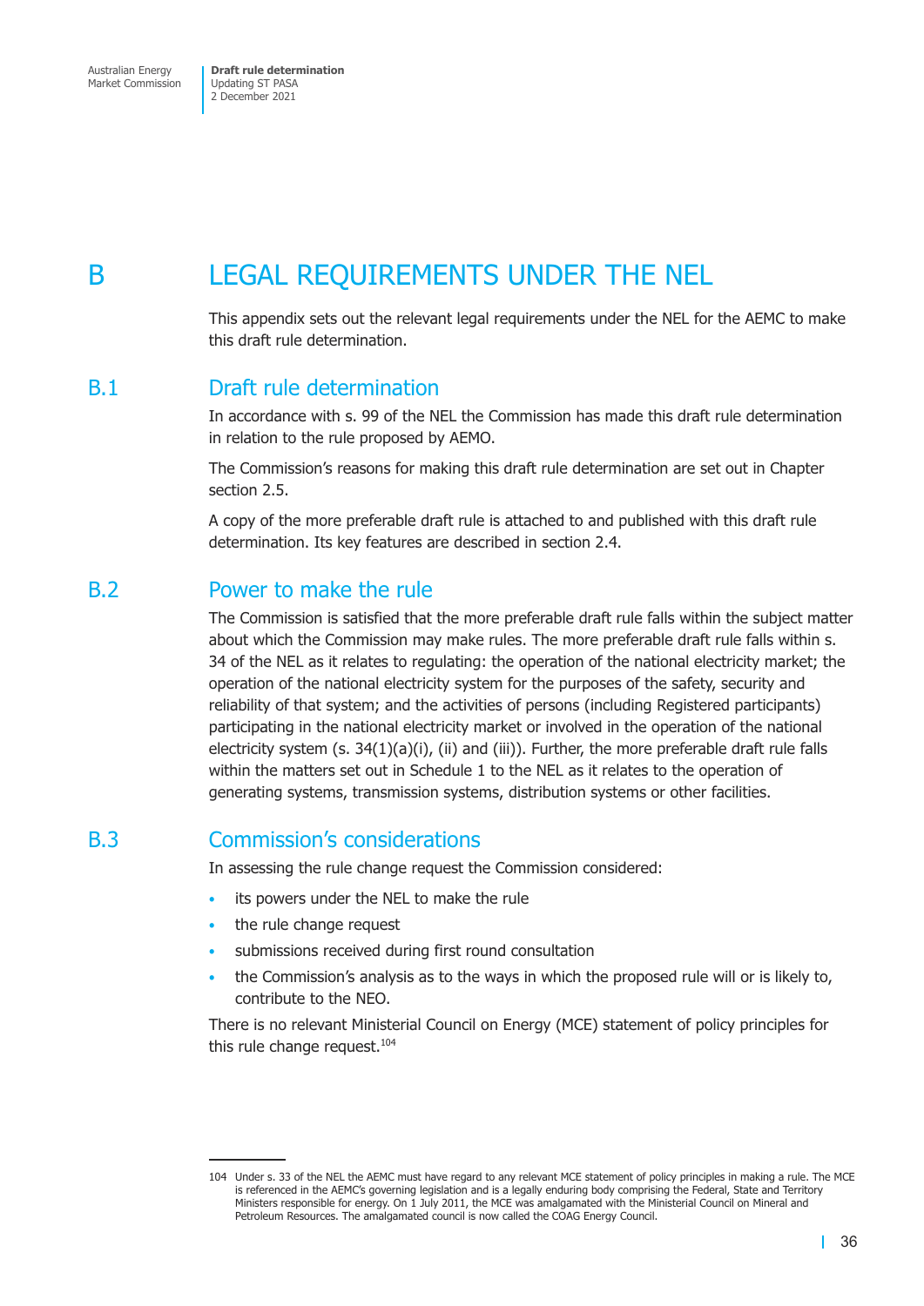# B LEGAL REQUIREMENTS UNDER THE NEL

This appendix sets out the relevant legal requirements under the NEL for the AEMC to make this draft rule determination.

## B.1 Draft rule determination

In accordance with s. 99 of the NEL the Commission has made this draft rule determination in relation to the rule proposed by AEMO.

The Commission's reasons for making this draft rule determination are set out in Chapter section 2.5.

A copy of the more preferable draft rule is attached to and published with this draft rule determination. Its key features are described in section 2.4.

## B.2 Power to make the rule

The Commission is satisfied that the more preferable draft rule falls within the subject matter about which the Commission may make rules. The more preferable draft rule falls within s. 34 of the NEL as it relates to regulating: the operation of the national electricity market; the operation of the national electricity system for the purposes of the safety, security and reliability of that system; and the activities of persons (including Registered participants) participating in the national electricity market or involved in the operation of the national electricity system (s. 34(1)(a)(i), (ii) and (iii)). Further, the more preferable draft rule falls within the matters set out in Schedule 1 to the NEL as it relates to the operation of generating systems, transmission systems, distribution systems or other facilities.

## B.3 Commission's considerations

In assessing the rule change request the Commission considered:

- its powers under the NEL to make the rule
- the rule change request
- submissions received during first round consultation
- the Commission's analysis as to the ways in which the proposed rule will or is likely to, contribute to the NEO.

There is no relevant Ministerial Council on Energy (MCE) statement of policy principles for this rule change request.[104]

---

104 Under s. 33 of the NEL the AEMC must have regard to any relevant MCE statement of policy principles in making a rule. The MCE is referenced in the AEMC's governing legislation and is a legally enduring body comprising the Federal, State and Territory Ministers responsible for energy. On 1 July 2011, the MCE was amalgamated with the Ministerial Council on Mineral and Petroleum Resources. The amalgamated council is now called the COAG Energy Council.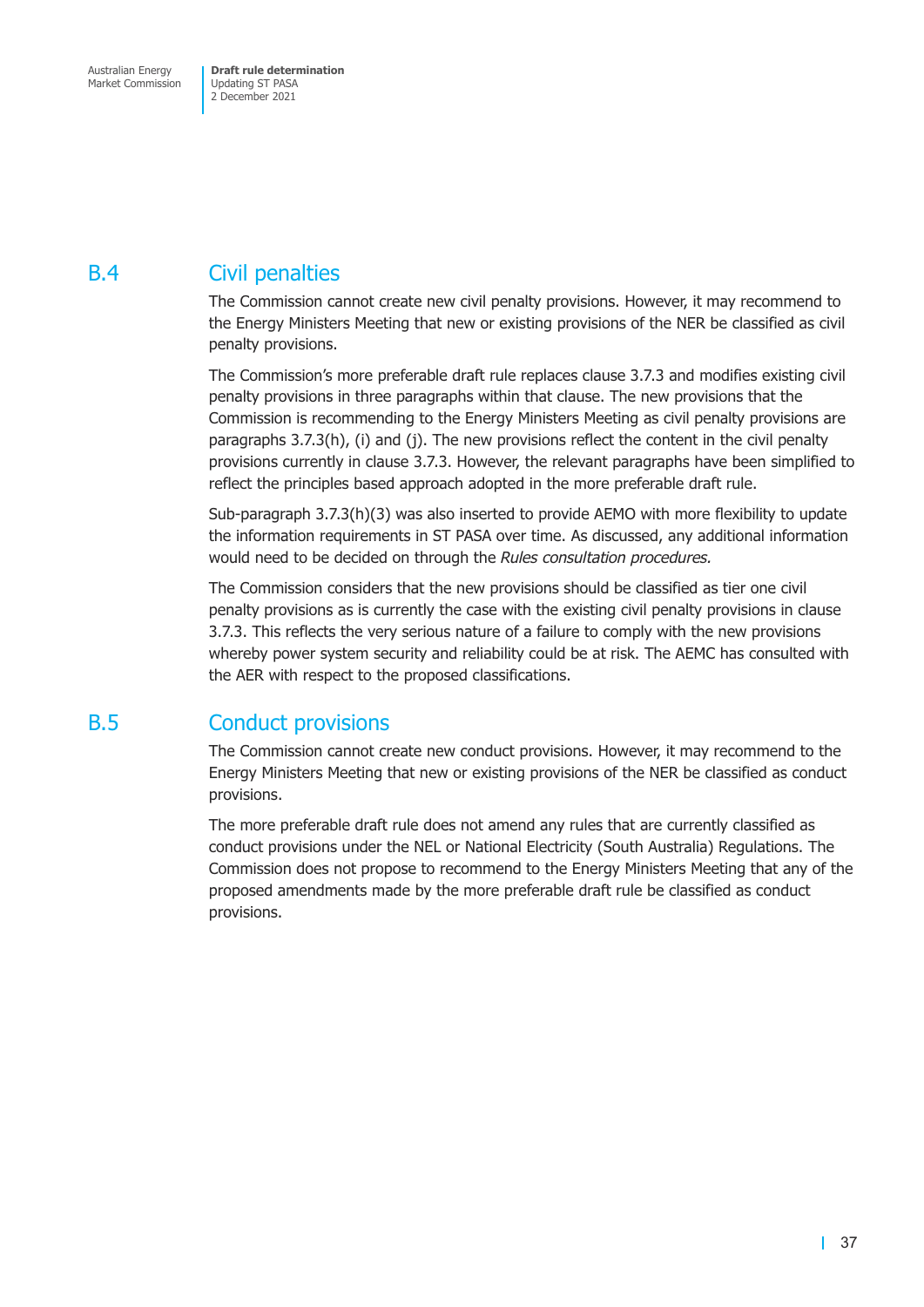## B.4 Civil penalties

The Commission cannot create new civil penalty provisions. However, it may recommend to the Energy Ministers Meeting that new or existing provisions of the NER be classified as civil penalty provisions.

The Commission's more preferable draft rule replaces clause 3.7.3 and modifies existing civil penalty provisions in three paragraphs within that clause. The new provisions that the Commission is recommending to the Energy Ministers Meeting as civil penalty provisions are paragraphs 3.7.3(h), (i) and (j). The new provisions reflect the content in the civil penalty provisions currently in clause 3.7.3. However, the relevant paragraphs have been simplified to reflect the principles based approach adopted in the more preferable draft rule.

Sub-paragraph 3.7.3(h)(3) was also inserted to provide AEMO with more flexibility to update the information requirements in ST PASA over time. As discussed, any additional information would need to be decided on through the *Rules consultation procedures.*

The Commission considers that the new provisions should be classified as tier one civil penalty provisions as is currently the case with the existing civil penalty provisions in clause 3.7.3. This reflects the very serious nature of a failure to comply with the new provisions whereby power system security and reliability could be at risk. The AEMC has consulted with the AER with respect to the proposed classifications.

## B.5 Conduct provisions

The Commission cannot create new conduct provisions. However, it may recommend to the Energy Ministers Meeting that new or existing provisions of the NER be classified as conduct provisions.

The more preferable draft rule does not amend any rules that are currently classified as conduct provisions under the NEL or National Electricity (South Australia) Regulations. The Commission does not propose to recommend to the Energy Ministers Meeting that any of the proposed amendments made by the more preferable draft rule be classified as conduct provisions.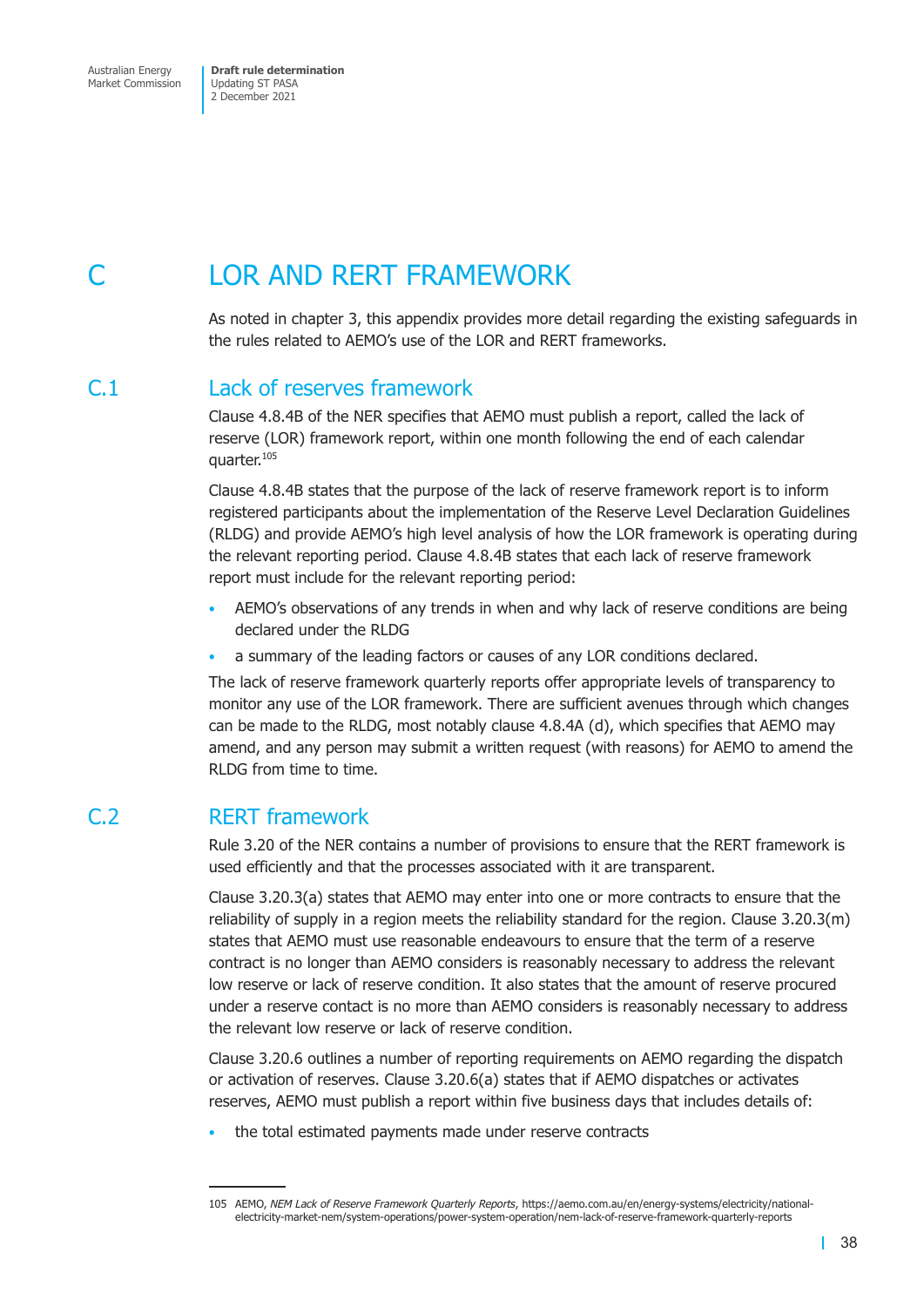# C LOR AND RERT FRAMEWORK

As noted in chapter 3, this appendix provides more detail regarding the existing safeguards in the rules related to AEMO's use of the LOR and RERT frameworks.

## C.1 Lack of reserves framework

Clause 4.8.4B of the NER specifies that AEMO must publish a report, called the lack of reserve (LOR) framework report, within one month following the end of each calendar quarter.[105]

Clause 4.8.4B states that the purpose of the lack of reserve framework report is to inform registered participants about the implementation of the Reserve Level Declaration Guidelines (RLDG) and provide AEMO's high level analysis of how the LOR framework is operating during the relevant reporting period. Clause 4.8.4B states that each lack of reserve framework report must include for the relevant reporting period:

- AEMO's observations of any trends in when and why lack of reserve conditions are being declared under the RLDG
- a summary of the leading factors or causes of any LOR conditions declared.

The lack of reserve framework quarterly reports offer appropriate levels of transparency to monitor any use of the LOR framework. There are sufficient avenues through which changes can be made to the RLDG, most notably clause 4.8.4A (d), which specifies that AEMO may amend, and any person may submit a written request (with reasons) for AEMO to amend the RLDG from time to time.

## C.2 RERT framework

Rule 3.20 of the NER contains a number of provisions to ensure that the RERT framework is used efficiently and that the processes associated with it are transparent.

Clause 3.20.3(a) states that AEMO may enter into one or more contracts to ensure that the reliability of supply in a region meets the reliability standard for the region. Clause 3.20.3(m) states that AEMO must use reasonable endeavours to ensure that the term of a reserve contract is no longer than AEMO considers is reasonably necessary to address the relevant low reserve or lack of reserve condition. It also states that the amount of reserve procured under a reserve contact is no more than AEMO considers is reasonably necessary to address the relevant low reserve or lack of reserve condition.

Clause 3.20.6 outlines a number of reporting requirements on AEMO regarding the dispatch or activation of reserves. Clause 3.20.6(a) states that if AEMO dispatches or activates reserves, AEMO must publish a report within five business days that includes details of:

- the total estimated payments made under reserve contracts

---

105 AEMO, *NEM Lack of Reserve Framework Quarterly Reports*, https://aemo.com.au/en/energy-systems/electricity/national-electricity-market-nem/system-operations/power-system-operation/nem-lack-of-reserve-framework-quarterly-reports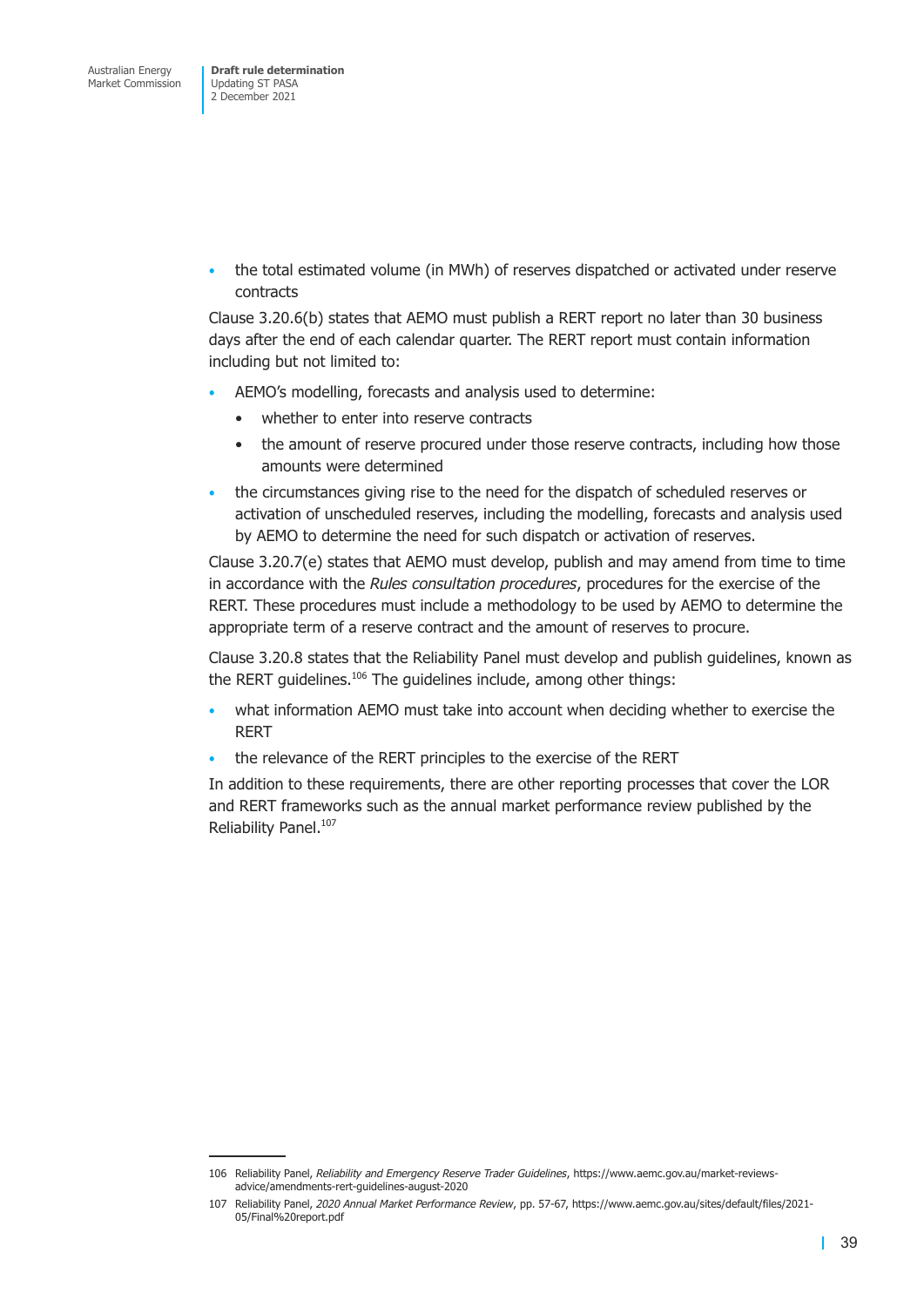- the total estimated volume (in MWh) of reserves dispatched or activated under reserve contracts

Clause 3.20.6(b) states that AEMO must publish a RERT report no later than 30 business days after the end of each calendar quarter. The RERT report must contain information including but not limited to:

- AEMO's modelling, forecasts and analysis used to determine:
  - whether to enter into reserve contracts
  - the amount of reserve procured under those reserve contracts, including how those amounts were determined
- the circumstances giving rise to the need for the dispatch of scheduled reserves or activation of unscheduled reserves, including the modelling, forecasts and analysis used by AEMO to determine the need for such dispatch or activation of reserves.

Clause 3.20.7(e) states that AEMO must develop, publish and may amend from time to time in accordance with the *Rules consultation procedures*, procedures for the exercise of the RERT. These procedures must include a methodology to be used by AEMO to determine the appropriate term of a reserve contract and the amount of reserves to procure.

Clause 3.20.8 states that the Reliability Panel must develop and publish guidelines, known as the RERT guidelines.[106] The guidelines include, among other things:

- what information AEMO must take into account when deciding whether to exercise the RERT
- the relevance of the RERT principles to the exercise of the RERT

In addition to these requirements, there are other reporting processes that cover the LOR and RERT frameworks such as the annual market performance review published by the Reliability Panel.[107]

---

106 Reliability Panel, *Reliability and Emergency Reserve Trader Guidelines*, https://www.aemc.gov.au/market-reviews-advice/amendments-rert-guidelines-august-2020

107 Reliability Panel, *2020 Annual Market Performance Review*, pp. 57-67, https://www.aemc.gov.au/sites/default/files/2021-05/Final%20report.pdf